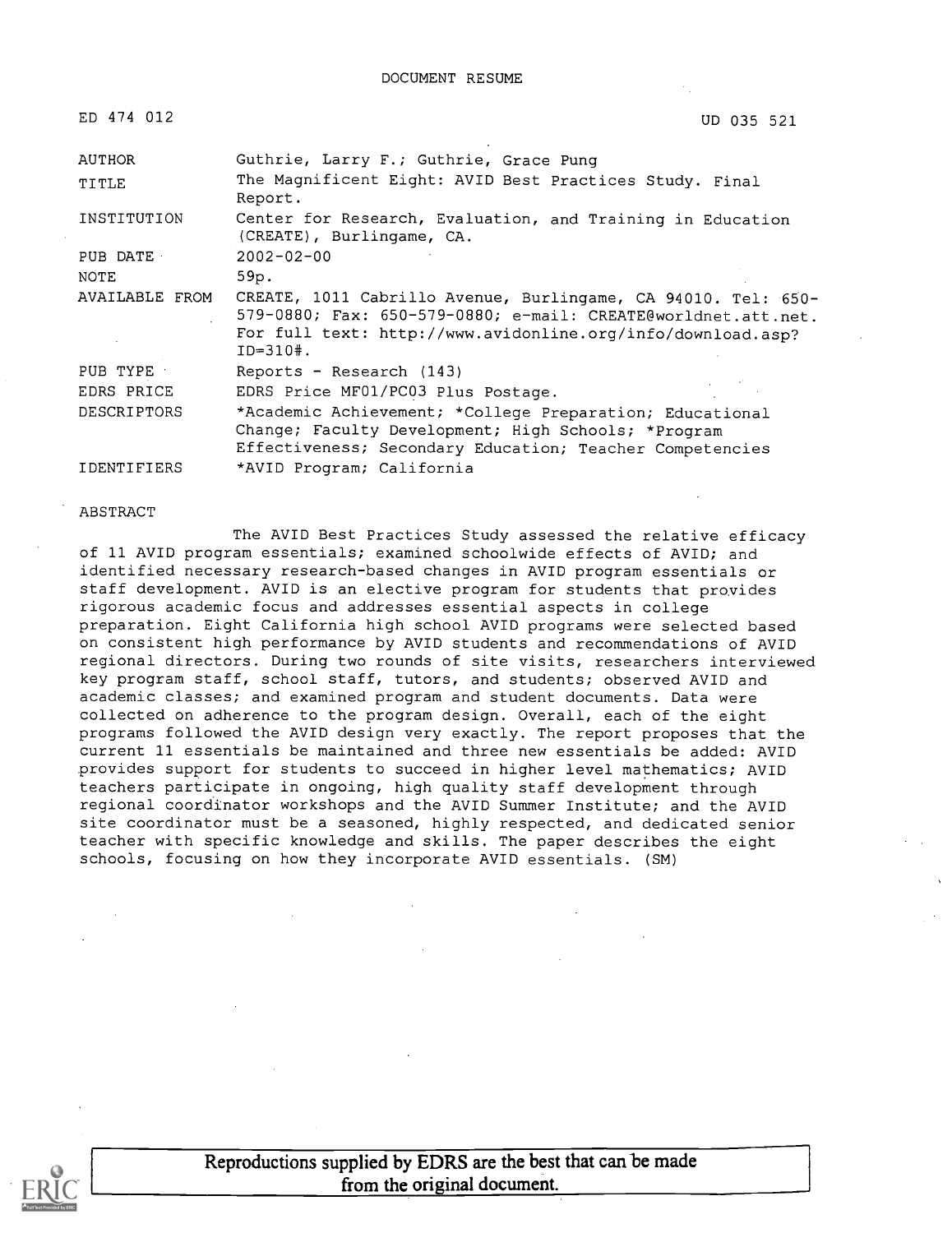DOCUMENT RESUME

ED 474 012 UD 035 521

| | |
|---|---|
| AUTHOR | Guthrie, Larry F.; Guthrie, Grace Pung |
| TITLE | The Magnificent Eight: AVID Best Practices Study. Final Report. |
| INSTITUTION | Center for Research, Evaluation, and Training in Education (CREATE), Burlingame, CA. |
| PUB DATE | 2002-02-00 |
| NOTE | 59p. |
| AVAILABLE FROM | CREATE, 1011 Cabrillo Avenue, Burlingame, CA 94010. Tel: 650-579-0880; Fax: 650-579-0880; e-mail: CREATE@worldnet.att.net. For full text: http://www.avidonline.org/info/download.asp?ID=310#. |
| PUB TYPE | Reports - Research (143) |
| EDRS PRICE | EDRS Price MF01/PC03 Plus Postage. |
| DESCRIPTORS | *Academic Achievement; *College Preparation; Educational Change; Faculty Development; High Schools; *Program Effectiveness; Secondary Education; Teacher Competencies |
| IDENTIFIERS | *AVID Program; California |

ABSTRACT

The AVID Best Practices Study assessed the relative efficacy of 11 AVID program essentials; examined schoolwide effects of AVID; and identified necessary research-based changes in AVID program essentials or staff development. AVID is an elective program for students that provides rigorous academic focus and addresses essential aspects in college preparation. Eight California high school AVID programs were selected based on consistent high performance by AVID students and recommendations of AVID regional directors. During two rounds of site visits, researchers interviewed key program staff, school staff, tutors, and students; observed AVID and academic classes; and examined program and student documents. Data were collected on adherence to the program design. Overall, each of the eight programs followed the AVID design very exactly. The report proposes that the current 11 essentials be maintained and three new essentials be added: AVID provides support for students to succeed in higher level mathematics; AVID teachers participate in ongoing, high quality staff development through regional coordinator workshops and the AVID Summer Institute; and the AVID site coordinator must be a seasoned, highly respected, and dedicated senior teacher with specific knowledge and skills. The paper describes the eight schools, focusing on how they incorporate AVID essentials. (SM)

Reproductions supplied by EDRS are the best that can be made from the original document.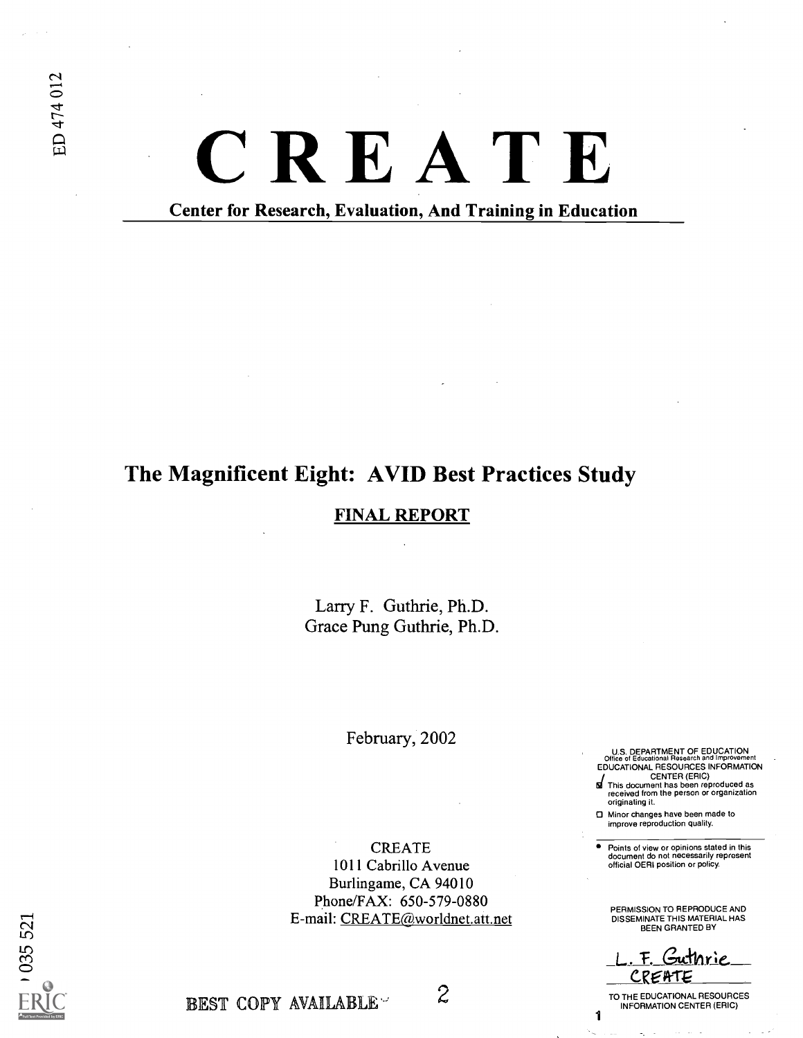# CREATE

**Center for Research, Evaluation, And Training in Education**

## The Magnificent Eight: AVID Best Practices Study

**FINAL REPORT**

Larry F. Guthrie, Ph.D.
Grace Pung Guthrie, Ph.D.

February, 2002

CREATE
1011 Cabrillo Avenue
Burlingame, CA 94010
Phone/FAX: 650-579-0880
E-mail: CREATE@worldnet.att.net

U.S. DEPARTMENT OF EDUCATION
Office of Educational Research and Improvement
EDUCATIONAL RESOURCES INFORMATION CENTER (ERIC)

- [x] This document has been reproduced as received from the person or organization originating it.
- [ ] Minor changes have been made to improve reproduction quality.

- Points of view or opinions stated in this document do not necessarily represent official OERI position or policy.

PERMISSION TO REPRODUCE AND DISSEMINATE THIS MATERIAL HAS BEEN GRANTED BY

L. F. Guthrie
CREATE

TO THE EDUCATIONAL RESOURCES INFORMATION CENTER (ERIC)

BEST COPY AVAILABLE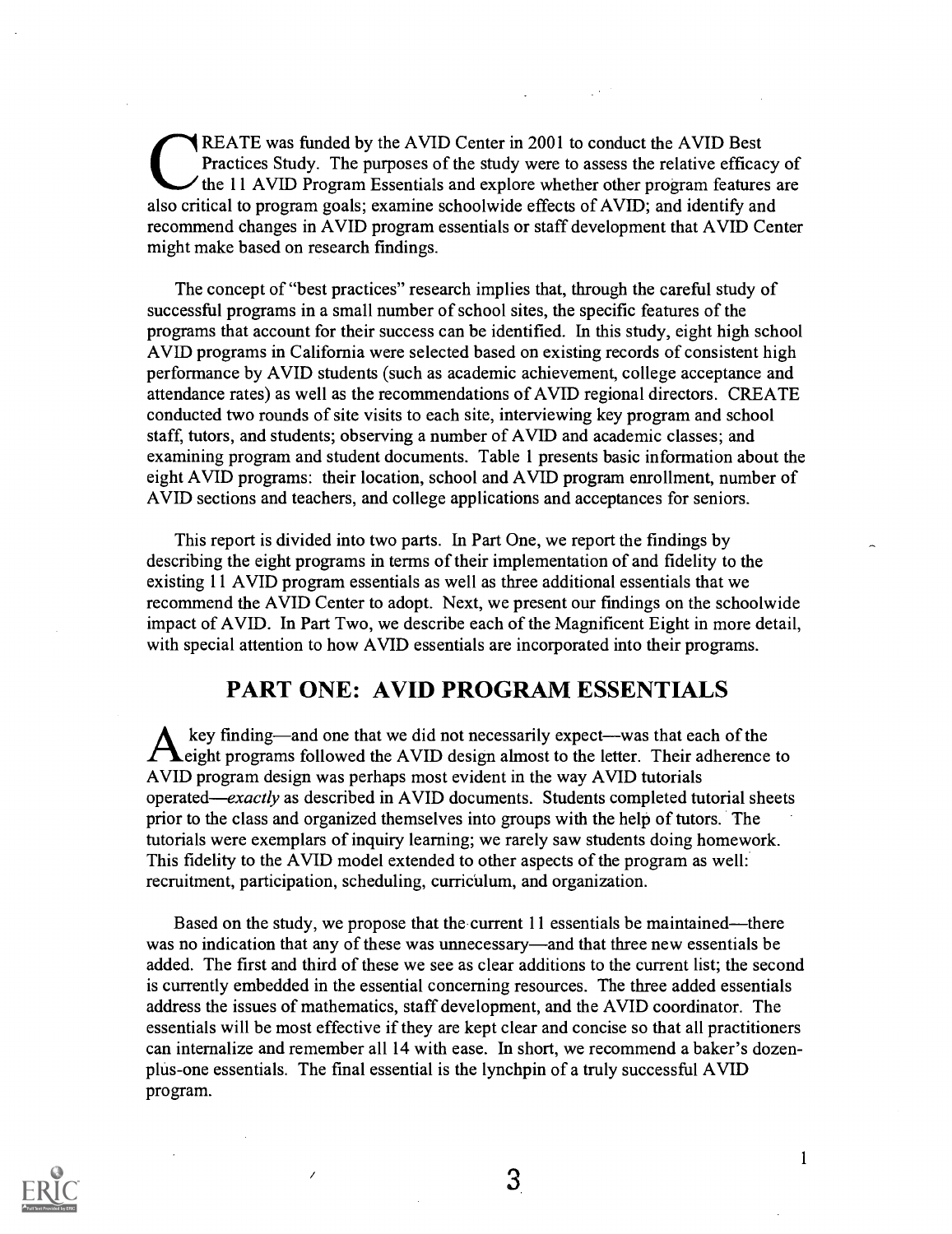CREATE was funded by the AVID Center in 2001 to conduct the AVID Best Practices Study. The purposes of the study were to assess the relative efficacy of the 11 AVID Program Essentials and explore whether other program features are also critical to program goals; examine schoolwide effects of AVID; and identify and recommend changes in AVID program essentials or staff development that AVID Center might make based on research findings.

The concept of "best practices" research implies that, through the careful study of successful programs in a small number of school sites, the specific features of the programs that account for their success can be identified. In this study, eight high school AVID programs in California were selected based on existing records of consistent high performance by AVID students (such as academic achievement, college acceptance and attendance rates) as well as the recommendations of AVID regional directors. CREATE conducted two rounds of site visits to each site, interviewing key program and school staff, tutors, and students; observing a number of AVID and academic classes; and examining program and student documents. Table 1 presents basic information about the eight AVID programs: their location, school and AVID program enrollment, number of AVID sections and teachers, and college applications and acceptances for seniors.

This report is divided into two parts. In Part One, we report the findings by describing the eight programs in terms of their implementation of and fidelity to the existing 11 AVID program essentials as well as three additional essentials that we recommend the AVID Center to adopt. Next, we present our findings on the schoolwide impact of AVID. In Part Two, we describe each of the Magnificent Eight in more detail, with special attention to how AVID essentials are incorporated into their programs.

## PART ONE: AVID PROGRAM ESSENTIALS

A key finding—and one that we did not necessarily expect—was that each of the eight programs followed the AVID design almost to the letter. Their adherence to AVID program design was perhaps most evident in the way AVID tutorials operated—*exactly* as described in AVID documents. Students completed tutorial sheets prior to the class and organized themselves into groups with the help of tutors. The tutorials were exemplars of inquiry learning; we rarely saw students doing homework. This fidelity to the AVID model extended to other aspects of the program as well: recruitment, participation, scheduling, curriculum, and organization.

Based on the study, we propose that the current 11 essentials be maintained—there was no indication that any of these was unnecessary—and that three new essentials be added. The first and third of these we see as clear additions to the current list; the second is currently embedded in the essential concerning resources. The three added essentials address the issues of mathematics, staff development, and the AVID coordinator. The essentials will be most effective if they are kept clear and concise so that all practitioners can internalize and remember all 14 with ease. In short, we recommend a baker's dozen-plus-one essentials. The final essential is the lynchpin of a truly successful AVID program.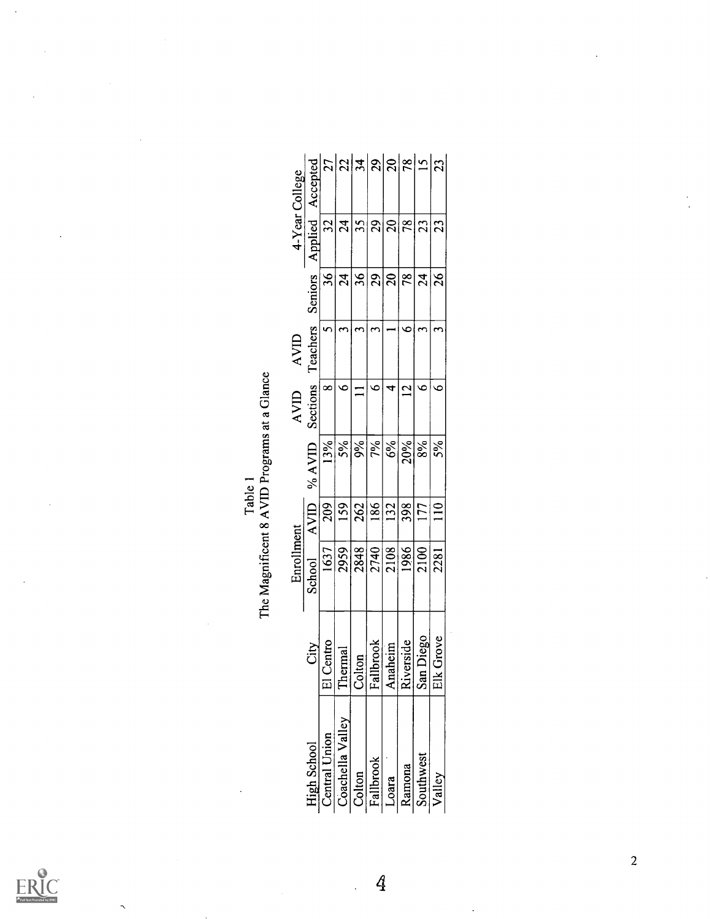Table 1
The Magnificent 8 AVID Programs at a Glance

| High School | City | Enrollment | | % AVID | AVID Sections | AVID Teachers | Seniors | 4-Year College | |
|---|---|---|---|---|---|---|---|---|---|
| | | School | AVID | | | | | Applied | Accepted |
| Central Union | El Centro | 1637 | 209 | 13% | 8 | 5 | 36 | 32 | 27 |
| Coachella Valley | Thermal | 2959 | 159 | 5% | 6 | 3 | 24 | 24 | 22 |
| Colton | Colton | 2848 | 262 | 9% | 11 | 3 | 36 | 35 | 34 |
| Fallbrook | Fallbrook | 2740 | 186 | 7% | 6 | 3 | 29 | 29 | 29 |
| Loara | Anaheim | 2108 | 132 | 6% | 4 | 1 | 20 | 20 | 20 |
| Ramona | Riverside | 1986 | 398 | 20% | 12 | 6 | 78 | 78 | 78 |
| Southwest | San Diego | 2100 | 177 | 8% | 6 | 3 | 24 | 23 | 15 |
| Valley | Elk Grove | 2281 | 110 | 5% | 6 | 3 | 26 | 23 | 23 |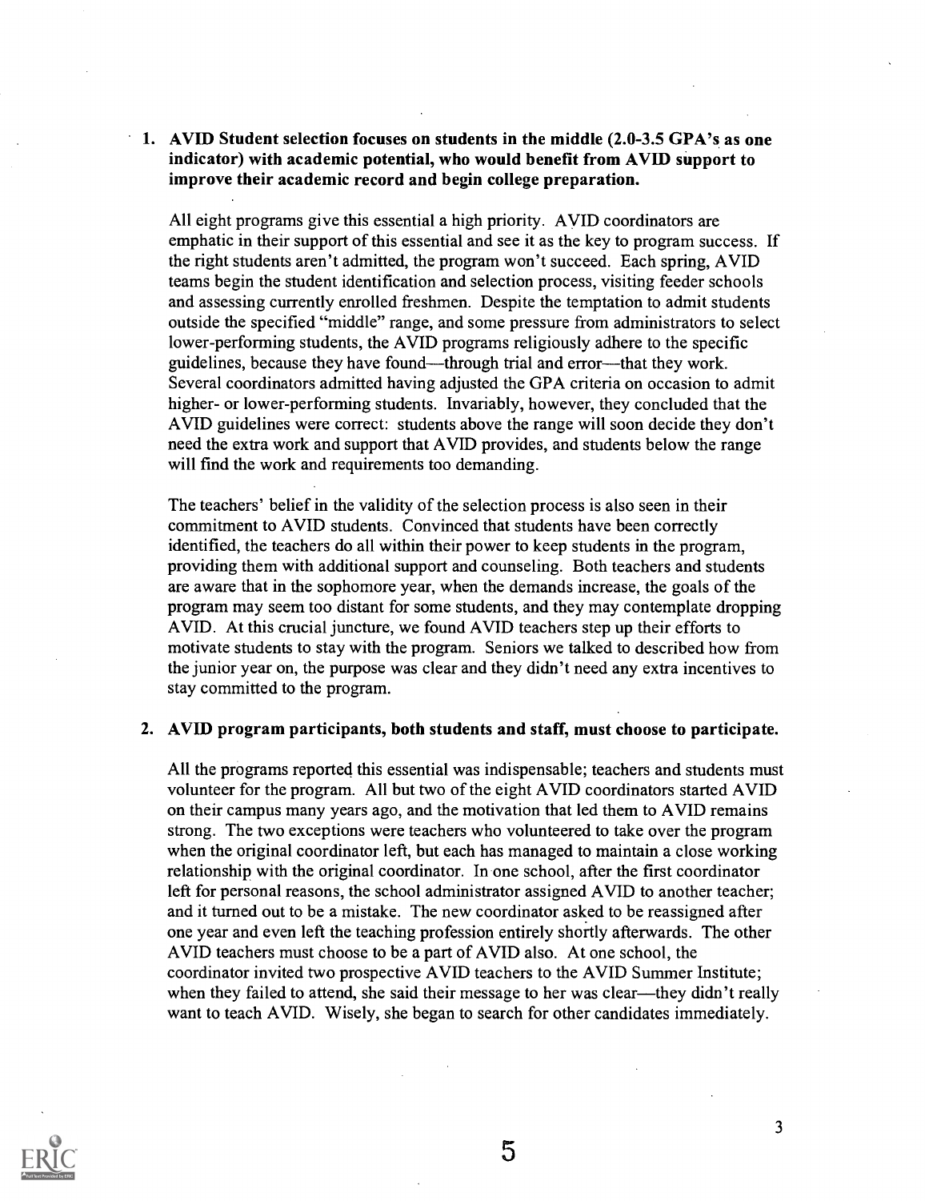1. **AVID Student selection focuses on students in the middle (2.0-3.5 GPA's as one indicator) with academic potential, who would benefit from AVID support to improve their academic record and begin college preparation.**

   All eight programs give this essential a high priority. AVID coordinators are emphatic in their support of this essential and see it as the key to program success. If the right students aren't admitted, the program won't succeed. Each spring, AVID teams begin the student identification and selection process, visiting feeder schools and assessing currently enrolled freshmen. Despite the temptation to admit students outside the specified "middle" range, and some pressure from administrators to select lower-performing students, the AVID programs religiously adhere to the specific guidelines, because they have found—through trial and error—that they work. Several coordinators admitted having adjusted the GPA criteria on occasion to admit higher- or lower-performing students. Invariably, however, they concluded that the AVID guidelines were correct: students above the range will soon decide they don't need the extra work and support that AVID provides, and students below the range will find the work and requirements too demanding.

   The teachers' belief in the validity of the selection process is also seen in their commitment to AVID students. Convinced that students have been correctly identified, the teachers do all within their power to keep students in the program, providing them with additional support and counseling. Both teachers and students are aware that in the sophomore year, when the demands increase, the goals of the program may seem too distant for some students, and they may contemplate dropping AVID. At this crucial juncture, we found AVID teachers step up their efforts to motivate students to stay with the program. Seniors we talked to described how from the junior year on, the purpose was clear and they didn't need any extra incentives to stay committed to the program.

2. **AVID program participants, both students and staff, must choose to participate.**

   All the programs reported this essential was indispensable; teachers and students must volunteer for the program. All but two of the eight AVID coordinators started AVID on their campus many years ago, and the motivation that led them to AVID remains strong. The two exceptions were teachers who volunteered to take over the program when the original coordinator left, but each has managed to maintain a close working relationship with the original coordinator. In one school, after the first coordinator left for personal reasons, the school administrator assigned AVID to another teacher; and it turned out to be a mistake. The new coordinator asked to be reassigned after one year and even left the teaching profession entirely shortly afterwards. The other AVID teachers must choose to be a part of AVID also. At one school, the coordinator invited two prospective AVID teachers to the AVID Summer Institute; when they failed to attend, she said their message to her was clear—they didn't really want to teach AVID. Wisely, she began to search for other candidates immediately.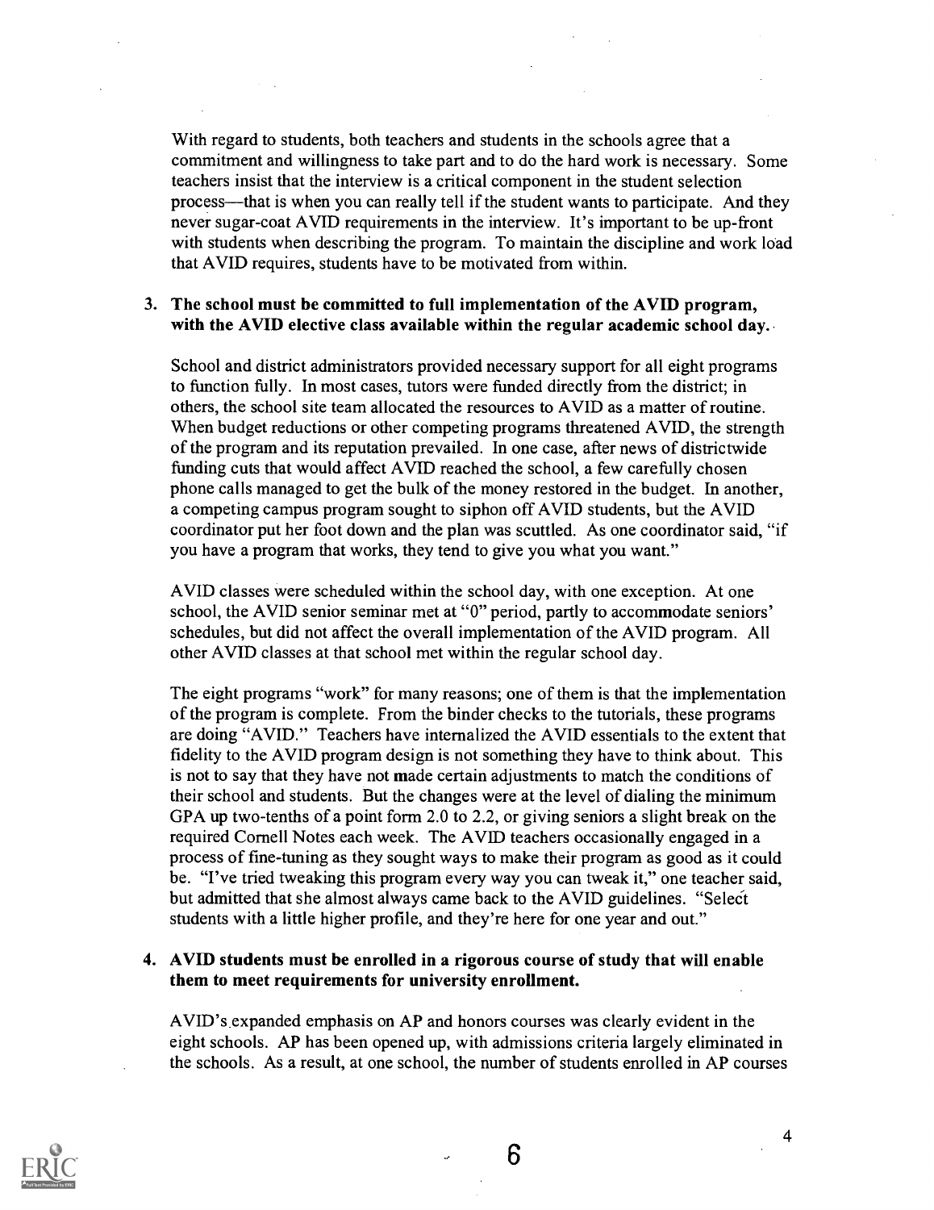With regard to students, both teachers and students in the schools agree that a commitment and willingness to take part and to do the hard work is necessary. Some teachers insist that the interview is a critical component in the student selection process—that is when you can really tell if the student wants to participate. And they never sugar-coat AVID requirements in the interview. It's important to be up-front with students when describing the program. To maintain the discipline and work load that AVID requires, students have to be motivated from within.

3. **The school must be committed to full implementation of the AVID program, with the AVID elective class available within the regular academic school day.**

   School and district administrators provided necessary support for all eight programs to function fully. In most cases, tutors were funded directly from the district; in others, the school site team allocated the resources to AVID as a matter of routine. When budget reductions or other competing programs threatened AVID, the strength of the program and its reputation prevailed. In one case, after news of districtwide funding cuts that would affect AVID reached the school, a few carefully chosen phone calls managed to get the bulk of the money restored in the budget. In another, a competing campus program sought to siphon off AVID students, but the AVID coordinator put her foot down and the plan was scuttled. As one coordinator said, "if you have a program that works, they tend to give you what you want."

   AVID classes were scheduled within the school day, with one exception. At one school, the AVID senior seminar met at "0" period, partly to accommodate seniors' schedules, but did not affect the overall implementation of the AVID program. All other AVID classes at that school met within the regular school day.

   The eight programs "work" for many reasons; one of them is that the implementation of the program is complete. From the binder checks to the tutorials, these programs are doing "AVID." Teachers have internalized the AVID essentials to the extent that fidelity to the AVID program design is not something they have to think about. This is not to say that they have not made certain adjustments to match the conditions of their school and students. But the changes were at the level of dialing the minimum GPA up two-tenths of a point form 2.0 to 2.2, or giving seniors a slight break on the required Cornell Notes each week. The AVID teachers occasionally engaged in a process of fine-tuning as they sought ways to make their program as good as it could be. "I've tried tweaking this program every way you can tweak it," one teacher said, but admitted that she almost always came back to the AVID guidelines. "Select students with a little higher profile, and they're here for one year and out."

4. **AVID students must be enrolled in a rigorous course of study that will enable them to meet requirements for university enrollment.**

   AVID's expanded emphasis on AP and honors courses was clearly evident in the eight schools. AP has been opened up, with admissions criteria largely eliminated in the schools. As a result, at one school, the number of students enrolled in AP courses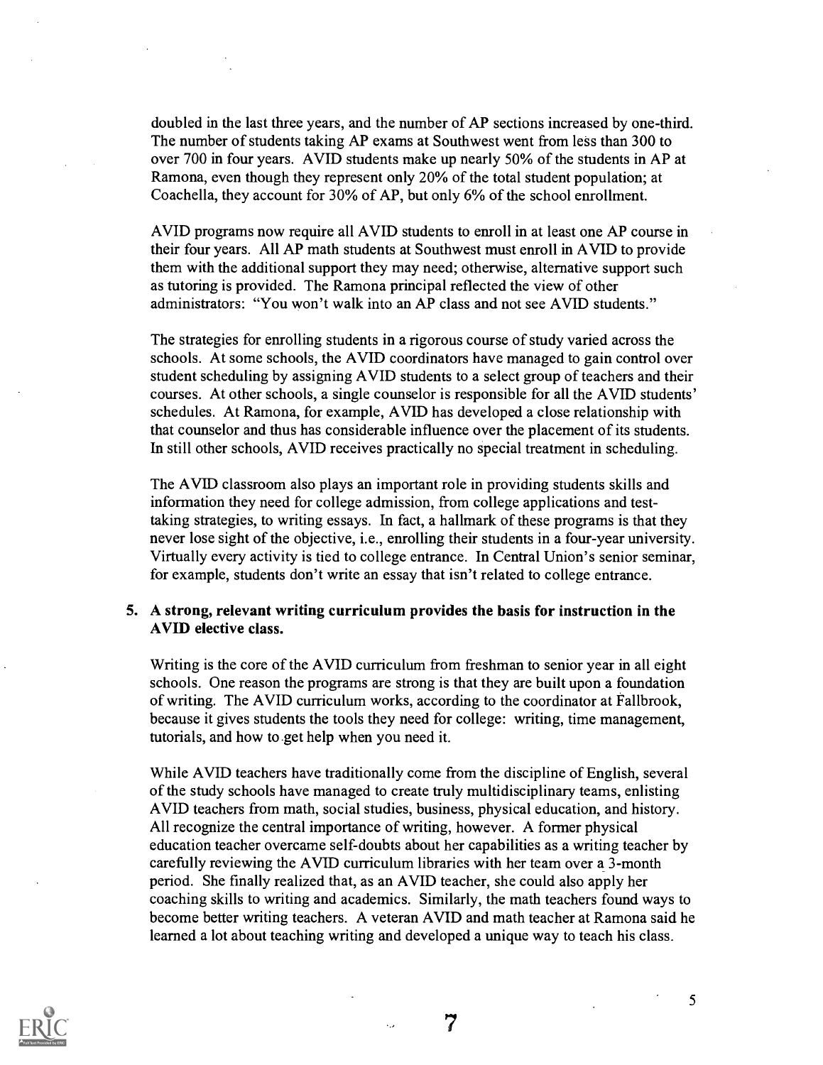doubled in the last three years, and the number of AP sections increased by one-third. The number of students taking AP exams at Southwest went from less than 300 to over 700 in four years. AVID students make up nearly 50% of the students in AP at Ramona, even though they represent only 20% of the total student population; at Coachella, they account for 30% of AP, but only 6% of the school enrollment.

AVID programs now require all AVID students to enroll in at least one AP course in their four years. All AP math students at Southwest must enroll in AVID to provide them with the additional support they may need; otherwise, alternative support such as tutoring is provided. The Ramona principal reflected the view of other administrators: "You won't walk into an AP class and not see AVID students."

The strategies for enrolling students in a rigorous course of study varied across the schools. At some schools, the AVID coordinators have managed to gain control over student scheduling by assigning AVID students to a select group of teachers and their courses. At other schools, a single counselor is responsible for all the AVID students' schedules. At Ramona, for example, AVID has developed a close relationship with that counselor and thus has considerable influence over the placement of its students. In still other schools, AVID receives practically no special treatment in scheduling.

The AVID classroom also plays an important role in providing students skills and information they need for college admission, from college applications and test-taking strategies, to writing essays. In fact, a hallmark of these programs is that they never lose sight of the objective, i.e., enrolling their students in a four-year university. Virtually every activity is tied to college entrance. In Central Union's senior seminar, for example, students don't write an essay that isn't related to college entrance.

**5. A strong, relevant writing curriculum provides the basis for instruction in the AVID elective class.**

Writing is the core of the AVID curriculum from freshman to senior year in all eight schools. One reason the programs are strong is that they are built upon a foundation of writing. The AVID curriculum works, according to the coordinator at Fallbrook, because it gives students the tools they need for college: writing, time management, tutorials, and how to get help when you need it.

While AVID teachers have traditionally come from the discipline of English, several of the study schools have managed to create truly multidisciplinary teams, enlisting AVID teachers from math, social studies, business, physical education, and history. All recognize the central importance of writing, however. A former physical education teacher overcame self-doubts about her capabilities as a writing teacher by carefully reviewing the AVID curriculum libraries with her team over a 3-month period. She finally realized that, as an AVID teacher, she could also apply her coaching skills to writing and academics. Similarly, the math teachers found ways to become better writing teachers. A veteran AVID and math teacher at Ramona said he learned a lot about teaching writing and developed a unique way to teach his class.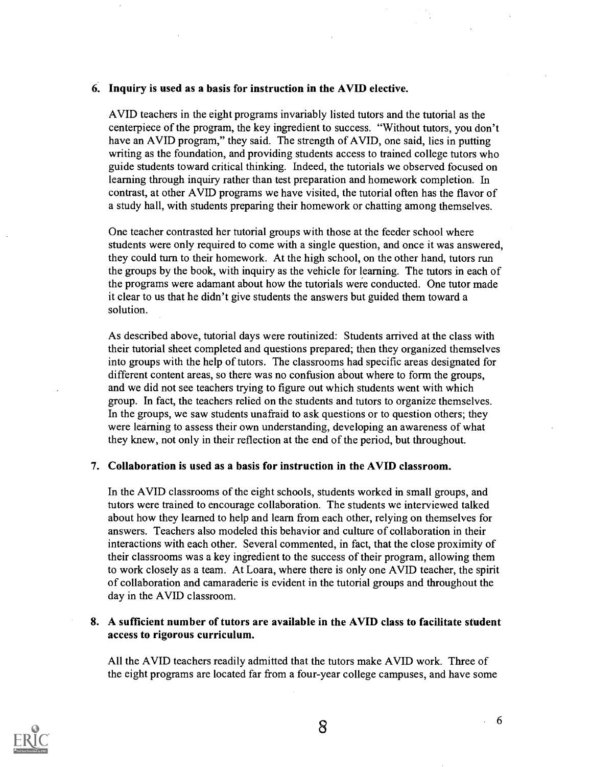6. **Inquiry is used as a basis for instruction in the AVID elective.**

   AVID teachers in the eight programs invariably listed tutors and the tutorial as the centerpiece of the program, the key ingredient to success. "Without tutors, you don't have an AVID program," they said. The strength of AVID, one said, lies in putting writing as the foundation, and providing students access to trained college tutors who guide students toward critical thinking. Indeed, the tutorials we observed focused on learning through inquiry rather than test preparation and homework completion. In contrast, at other AVID programs we have visited, the tutorial often has the flavor of a study hall, with students preparing their homework or chatting among themselves.

   One teacher contrasted her tutorial groups with those at the feeder school where students were only required to come with a single question, and once it was answered, they could turn to their homework. At the high school, on the other hand, tutors run the groups by the book, with inquiry as the vehicle for learning. The tutors in each of the programs were adamant about how the tutorials were conducted. One tutor made it clear to us that he didn't give students the answers but guided them toward a solution.

   As described above, tutorial days were routinized: Students arrived at the class with their tutorial sheet completed and questions prepared; then they organized themselves into groups with the help of tutors. The classrooms had specific areas designated for different content areas, so there was no confusion about where to form the groups, and we did not see teachers trying to figure out which students went with which group. In fact, the teachers relied on the students and tutors to organize themselves. In the groups, we saw students unafraid to ask questions or to question others; they were learning to assess their own understanding, developing an awareness of what they knew, not only in their reflection at the end of the period, but throughout.

7. **Collaboration is used as a basis for instruction in the AVID classroom.**

   In the AVID classrooms of the eight schools, students worked in small groups, and tutors were trained to encourage collaboration. The students we interviewed talked about how they learned to help and learn from each other, relying on themselves for answers. Teachers also modeled this behavior and culture of collaboration in their interactions with each other. Several commented, in fact, that the close proximity of their classrooms was a key ingredient to the success of their program, allowing them to work closely as a team. At Loara, where there is only one AVID teacher, the spirit of collaboration and camaraderie is evident in the tutorial groups and throughout the day in the AVID classroom.

8. **A sufficient number of tutors are available in the AVID class to facilitate student access to rigorous curriculum.**

   All the AVID teachers readily admitted that the tutors make AVID work. Three of the eight programs are located far from a four-year college campuses, and have some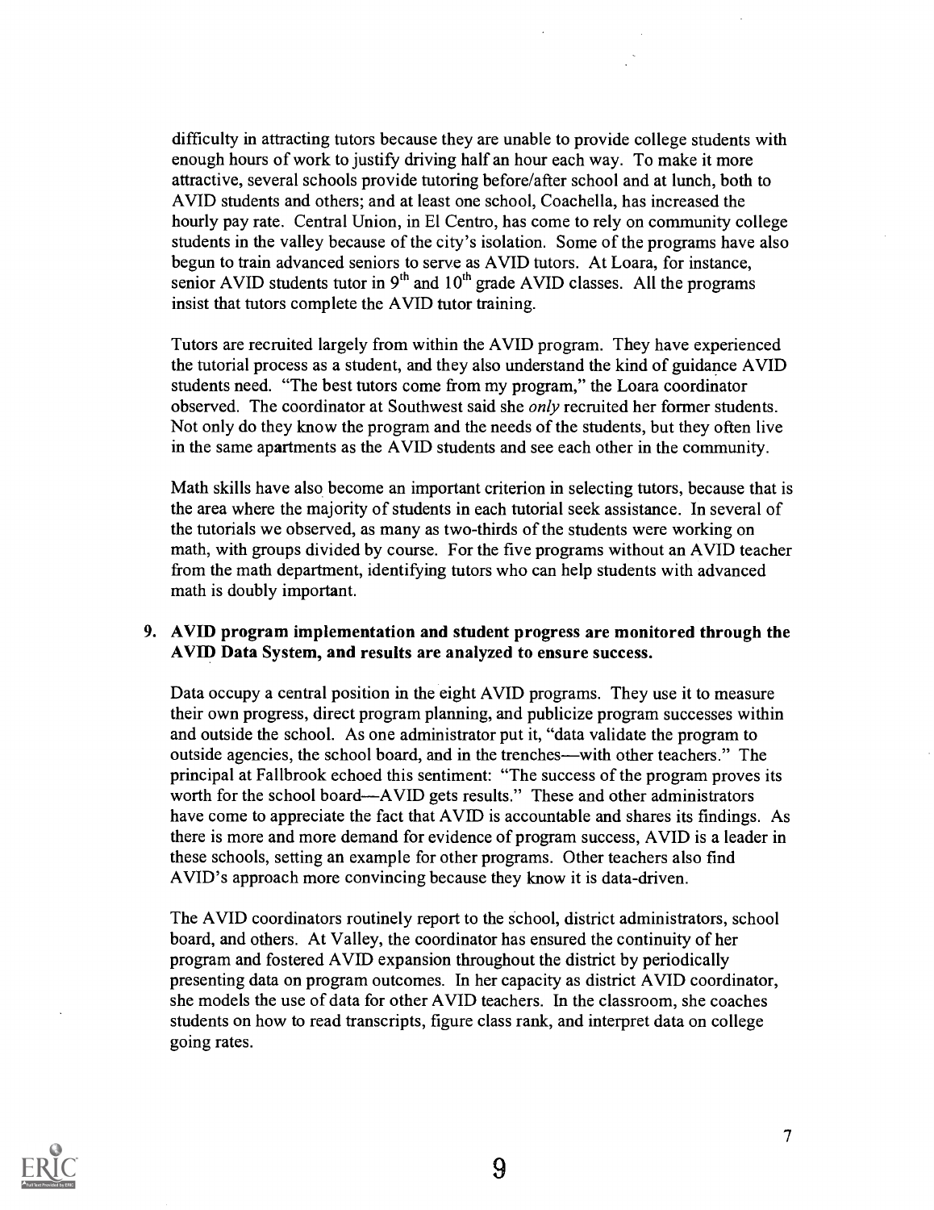difficulty in attracting tutors because they are unable to provide college students with enough hours of work to justify driving half an hour each way. To make it more attractive, several schools provide tutoring before/after school and at lunch, both to AVID students and others; and at least one school, Coachella, has increased the hourly pay rate. Central Union, in El Centro, has come to rely on community college students in the valley because of the city's isolation. Some of the programs have also begun to train advanced seniors to serve as AVID tutors. At Loara, for instance, senior AVID students tutor in 9th and 10th grade AVID classes. All the programs insist that tutors complete the AVID tutor training.

Tutors are recruited largely from within the AVID program. They have experienced the tutorial process as a student, and they also understand the kind of guidance AVID students need. "The best tutors come from my program," the Loara coordinator observed. The coordinator at Southwest said she *only* recruited her former students. Not only do they know the program and the needs of the students, but they often live in the same apartments as the AVID students and see each other in the community.

Math skills have also become an important criterion in selecting tutors, because that is the area where the majority of students in each tutorial seek assistance. In several of the tutorials we observed, as many as two-thirds of the students were working on math, with groups divided by course. For the five programs without an AVID teacher from the math department, identifying tutors who can help students with advanced math is doubly important.

**9. AVID program implementation and student progress are monitored through the AVID Data System, and results are analyzed to ensure success.**

Data occupy a central position in the eight AVID programs. They use it to measure their own progress, direct program planning, and publicize program successes within and outside the school. As one administrator put it, "data validate the program to outside agencies, the school board, and in the trenches—with other teachers." The principal at Fallbrook echoed this sentiment: "The success of the program proves its worth for the school board—AVID gets results." These and other administrators have come to appreciate the fact that AVID is accountable and shares its findings. As there is more and more demand for evidence of program success, AVID is a leader in these schools, setting an example for other programs. Other teachers also find AVID's approach more convincing because they know it is data-driven.

The AVID coordinators routinely report to the school, district administrators, school board, and others. At Valley, the coordinator has ensured the continuity of her program and fostered AVID expansion throughout the district by periodically presenting data on program outcomes. In her capacity as district AVID coordinator, she models the use of data for other AVID teachers. In the classroom, she coaches students on how to read transcripts, figure class rank, and interpret data on college going rates.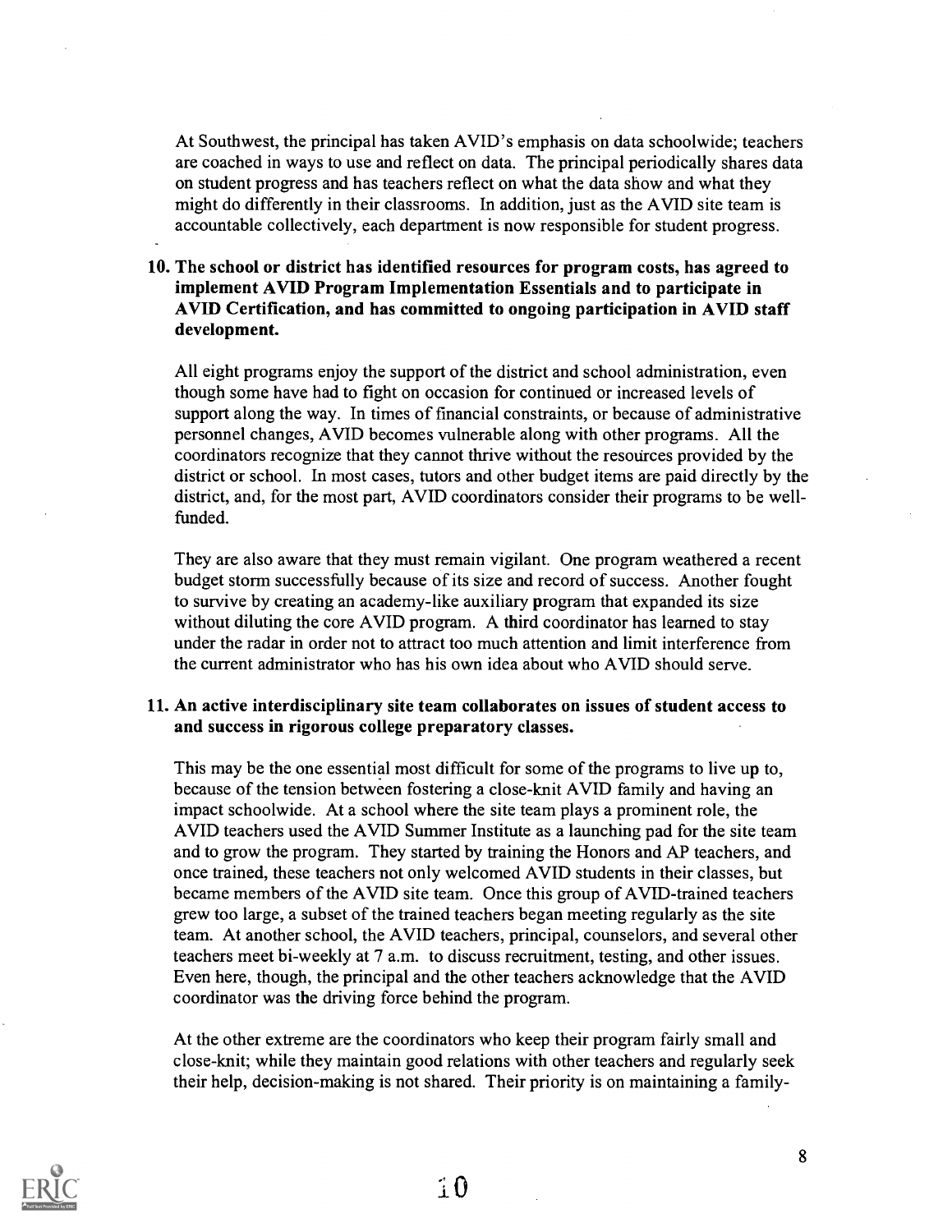At Southwest, the principal has taken AVID's emphasis on data schoolwide; teachers are coached in ways to use and reflect on data. The principal periodically shares data on student progress and has teachers reflect on what the data show and what they might do differently in their classrooms. In addition, just as the AVID site team is accountable collectively, each department is now responsible for student progress.

**10. The school or district has identified resources for program costs, has agreed to implement AVID Program Implementation Essentials and to participate in AVID Certification, and has committed to ongoing participation in AVID staff development.**

All eight programs enjoy the support of the district and school administration, even though some have had to fight on occasion for continued or increased levels of support along the way. In times of financial constraints, or because of administrative personnel changes, AVID becomes vulnerable along with other programs. All the coordinators recognize that they cannot thrive without the resources provided by the district or school. In most cases, tutors and other budget items are paid directly by the district, and, for the most part, AVID coordinators consider their programs to be well-funded.

They are also aware that they must remain vigilant. One program weathered a recent budget storm successfully because of its size and record of success. Another fought to survive by creating an academy-like auxiliary program that expanded its size without diluting the core AVID program. A third coordinator has learned to stay under the radar in order not to attract too much attention and limit interference from the current administrator who has his own idea about who AVID should serve.

**11. An active interdisciplinary site team collaborates on issues of student access to and success in rigorous college preparatory classes.**

This may be the one essential most difficult for some of the programs to live up to, because of the tension between fostering a close-knit AVID family and having an impact schoolwide. At a school where the site team plays a prominent role, the AVID teachers used the AVID Summer Institute as a launching pad for the site team and to grow the program. They started by training the Honors and AP teachers, and once trained, these teachers not only welcomed AVID students in their classes, but became members of the AVID site team. Once this group of AVID-trained teachers grew too large, a subset of the trained teachers began meeting regularly as the site team. At another school, the AVID teachers, principal, counselors, and several other teachers meet bi-weekly at 7 a.m. to discuss recruitment, testing, and other issues. Even here, though, the principal and the other teachers acknowledge that the AVID coordinator was the driving force behind the program.

At the other extreme are the coordinators who keep their program fairly small and close-knit; while they maintain good relations with other teachers and regularly seek their help, decision-making is not shared. Their priority is on maintaining a family-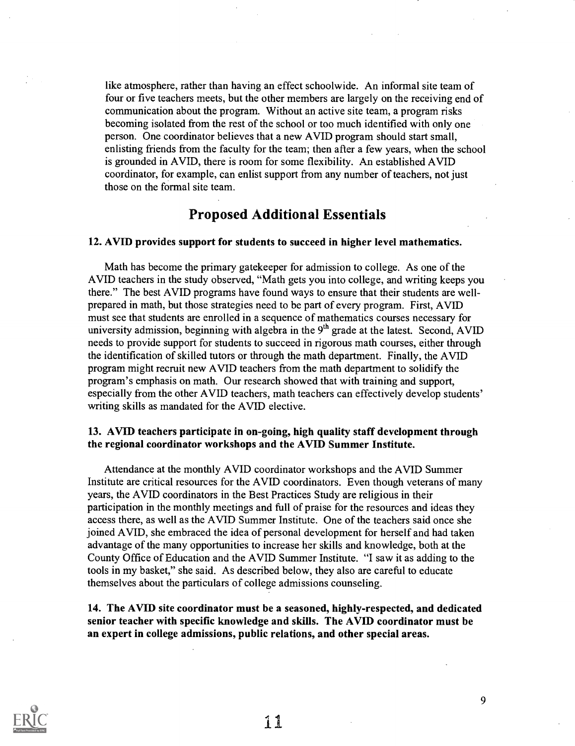like atmosphere, rather than having an effect schoolwide. An informal site team of four or five teachers meets, but the other members are largely on the receiving end of communication about the program. Without an active site team, a program risks becoming isolated from the rest of the school or too much identified with only one person. One coordinator believes that a new AVID program should start small, enlisting friends from the faculty for the team; then after a few years, when the school is grounded in AVID, there is room for some flexibility. An established AVID coordinator, for example, can enlist support from any number of teachers, not just those on the formal site team.

## Proposed Additional Essentials

**12. AVID provides support for students to succeed in higher level mathematics.**

Math has become the primary gatekeeper for admission to college. As one of the AVID teachers in the study observed, "Math gets you into college, and writing keeps you there." The best AVID programs have found ways to ensure that their students are well-prepared in math, but those strategies need to be part of every program. First, AVID must see that students are enrolled in a sequence of mathematics courses necessary for university admission, beginning with algebra in the 9th grade at the latest. Second, AVID needs to provide support for students to succeed in rigorous math courses, either through the identification of skilled tutors or through the math department. Finally, the AVID program might recruit new AVID teachers from the math department to solidify the program's emphasis on math. Our research showed that with training and support, especially from the other AVID teachers, math teachers can effectively develop students' writing skills as mandated for the AVID elective.

**13. AVID teachers participate in on-going, high quality staff development through the regional coordinator workshops and the AVID Summer Institute.**

Attendance at the monthly AVID coordinator workshops and the AVID Summer Institute are critical resources for the AVID coordinators. Even though veterans of many years, the AVID coordinators in the Best Practices Study are religious in their participation in the monthly meetings and full of praise for the resources and ideas they access there, as well as the AVID Summer Institute. One of the teachers said once she joined AVID, she embraced the idea of personal development for herself and had taken advantage of the many opportunities to increase her skills and knowledge, both at the County Office of Education and the AVID Summer Institute. "I saw it as adding to the tools in my basket," she said. As described below, they also are careful to educate themselves about the particulars of college admissions counseling.

**14. The AVID site coordinator must be a seasoned, highly-respected, and dedicated senior teacher with specific knowledge and skills. The AVID coordinator must be an expert in college admissions, public relations, and other special areas.**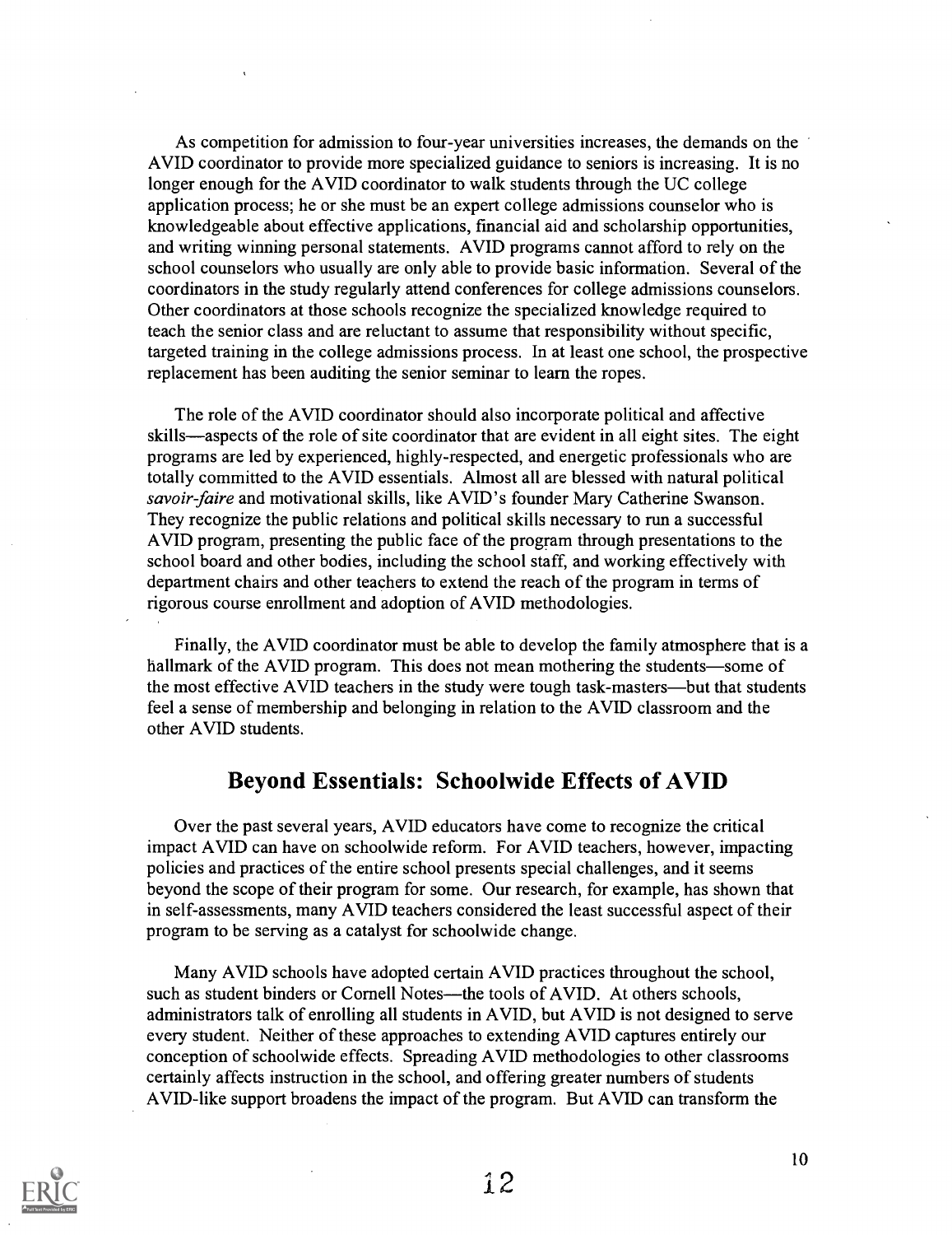As competition for admission to four-year universities increases, the demands on the AVID coordinator to provide more specialized guidance to seniors is increasing. It is no longer enough for the AVID coordinator to walk students through the UC college application process; he or she must be an expert college admissions counselor who is knowledgeable about effective applications, financial aid and scholarship opportunities, and writing winning personal statements. AVID programs cannot afford to rely on the school counselors who usually are only able to provide basic information. Several of the coordinators in the study regularly attend conferences for college admissions counselors. Other coordinators at those schools recognize the specialized knowledge required to teach the senior class and are reluctant to assume that responsibility without specific, targeted training in the college admissions process. In at least one school, the prospective replacement has been auditing the senior seminar to learn the ropes.

The role of the AVID coordinator should also incorporate political and affective skills—aspects of the role of site coordinator that are evident in all eight sites. The eight programs are led by experienced, highly-respected, and energetic professionals who are totally committed to the AVID essentials. Almost all are blessed with natural political *savoir-faire* and motivational skills, like AVID's founder Mary Catherine Swanson. They recognize the public relations and political skills necessary to run a successful AVID program, presenting the public face of the program through presentations to the school board and other bodies, including the school staff, and working effectively with department chairs and other teachers to extend the reach of the program in terms of rigorous course enrollment and adoption of AVID methodologies.

Finally, the AVID coordinator must be able to develop the family atmosphere that is a hallmark of the AVID program. This does not mean mothering the students—some of the most effective AVID teachers in the study were tough task-masters—but that students feel a sense of membership and belonging in relation to the AVID classroom and the other AVID students.

## Beyond Essentials: Schoolwide Effects of AVID

Over the past several years, AVID educators have come to recognize the critical impact AVID can have on schoolwide reform. For AVID teachers, however, impacting policies and practices of the entire school presents special challenges, and it seems beyond the scope of their program for some. Our research, for example, has shown that in self-assessments, many AVID teachers considered the least successful aspect of their program to be serving as a catalyst for schoolwide change.

Many AVID schools have adopted certain AVID practices throughout the school, such as student binders or Cornell Notes—the tools of AVID. At others schools, administrators talk of enrolling all students in AVID, but AVID is not designed to serve every student. Neither of these approaches to extending AVID captures entirely our conception of schoolwide effects. Spreading AVID methodologies to other classrooms certainly affects instruction in the school, and offering greater numbers of students AVID-like support broadens the impact of the program. But AVID can transform the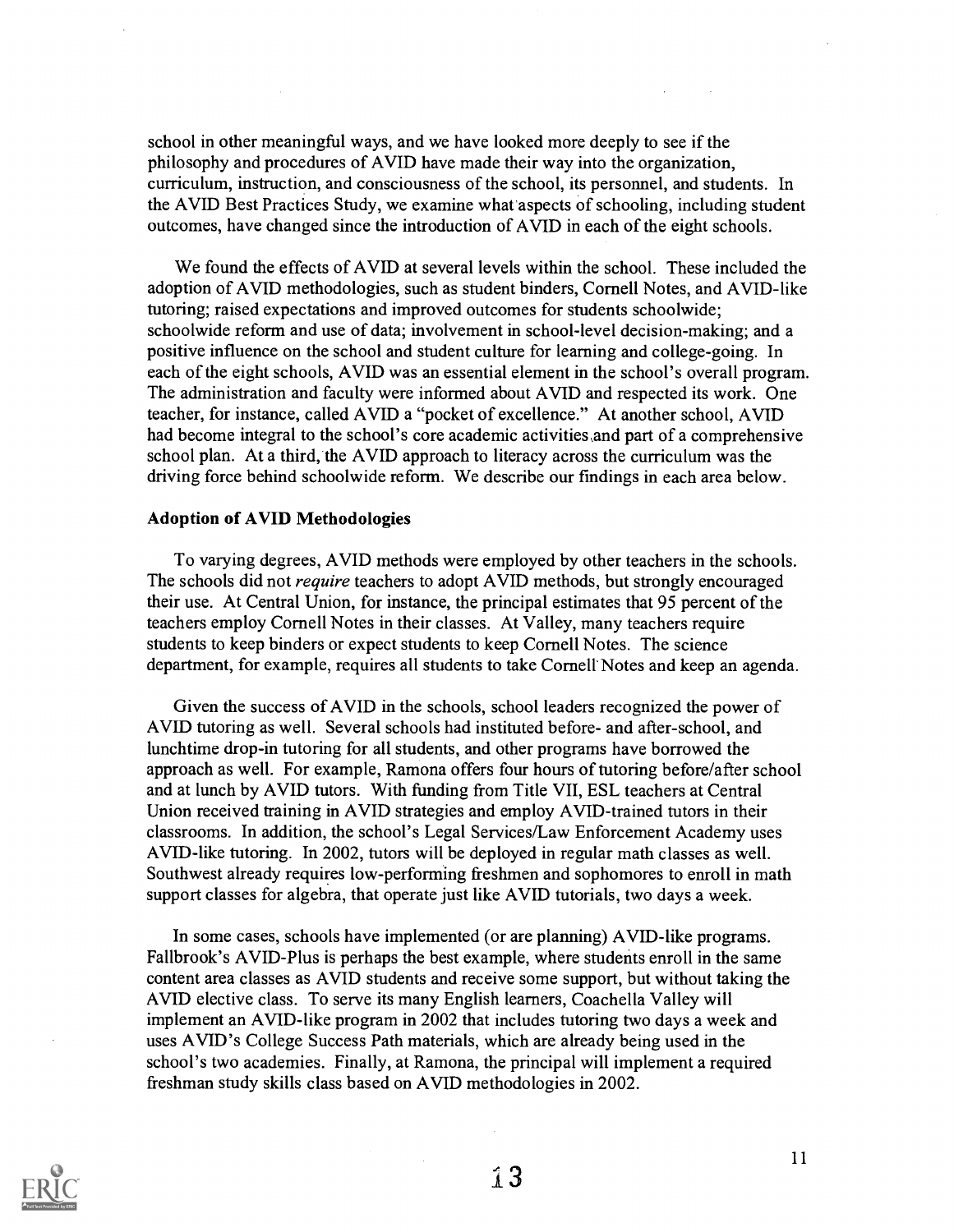school in other meaningful ways, and we have looked more deeply to see if the philosophy and procedures of AVID have made their way into the organization, curriculum, instruction, and consciousness of the school, its personnel, and students. In the AVID Best Practices Study, we examine what aspects of schooling, including student outcomes, have changed since the introduction of AVID in each of the eight schools.

We found the effects of AVID at several levels within the school. These included the adoption of AVID methodologies, such as student binders, Cornell Notes, and AVID-like tutoring; raised expectations and improved outcomes for students schoolwide; schoolwide reform and use of data; involvement in school-level decision-making; and a positive influence on the school and student culture for learning and college-going. In each of the eight schools, AVID was an essential element in the school's overall program. The administration and faculty were informed about AVID and respected its work. One teacher, for instance, called AVID a "pocket of excellence." At another school, AVID had become integral to the school's core academic activities and part of a comprehensive school plan. At a third, the AVID approach to literacy across the curriculum was the driving force behind schoolwide reform. We describe our findings in each area below.

**Adoption of AVID Methodologies**

To varying degrees, AVID methods were employed by other teachers in the schools. The schools did not *require* teachers to adopt AVID methods, but strongly encouraged their use. At Central Union, for instance, the principal estimates that 95 percent of the teachers employ Cornell Notes in their classes. At Valley, many teachers require students to keep binders or expect students to keep Cornell Notes. The science department, for example, requires all students to take Cornell Notes and keep an agenda.

Given the success of AVID in the schools, school leaders recognized the power of AVID tutoring as well. Several schools had instituted before- and after-school, and lunchtime drop-in tutoring for all students, and other programs have borrowed the approach as well. For example, Ramona offers four hours of tutoring before/after school and at lunch by AVID tutors. With funding from Title VII, ESL teachers at Central Union received training in AVID strategies and employ AVID-trained tutors in their classrooms. In addition, the school's Legal Services/Law Enforcement Academy uses AVID-like tutoring. In 2002, tutors will be deployed in regular math classes as well. Southwest already requires low-performing freshmen and sophomores to enroll in math support classes for algebra, that operate just like AVID tutorials, two days a week.

In some cases, schools have implemented (or are planning) AVID-like programs. Fallbrook's AVID-Plus is perhaps the best example, where students enroll in the same content area classes as AVID students and receive some support, but without taking the AVID elective class. To serve its many English learners, Coachella Valley will implement an AVID-like program in 2002 that includes tutoring two days a week and uses AVID's College Success Path materials, which are already being used in the school's two academies. Finally, at Ramona, the principal will implement a required freshman study skills class based on AVID methodologies in 2002.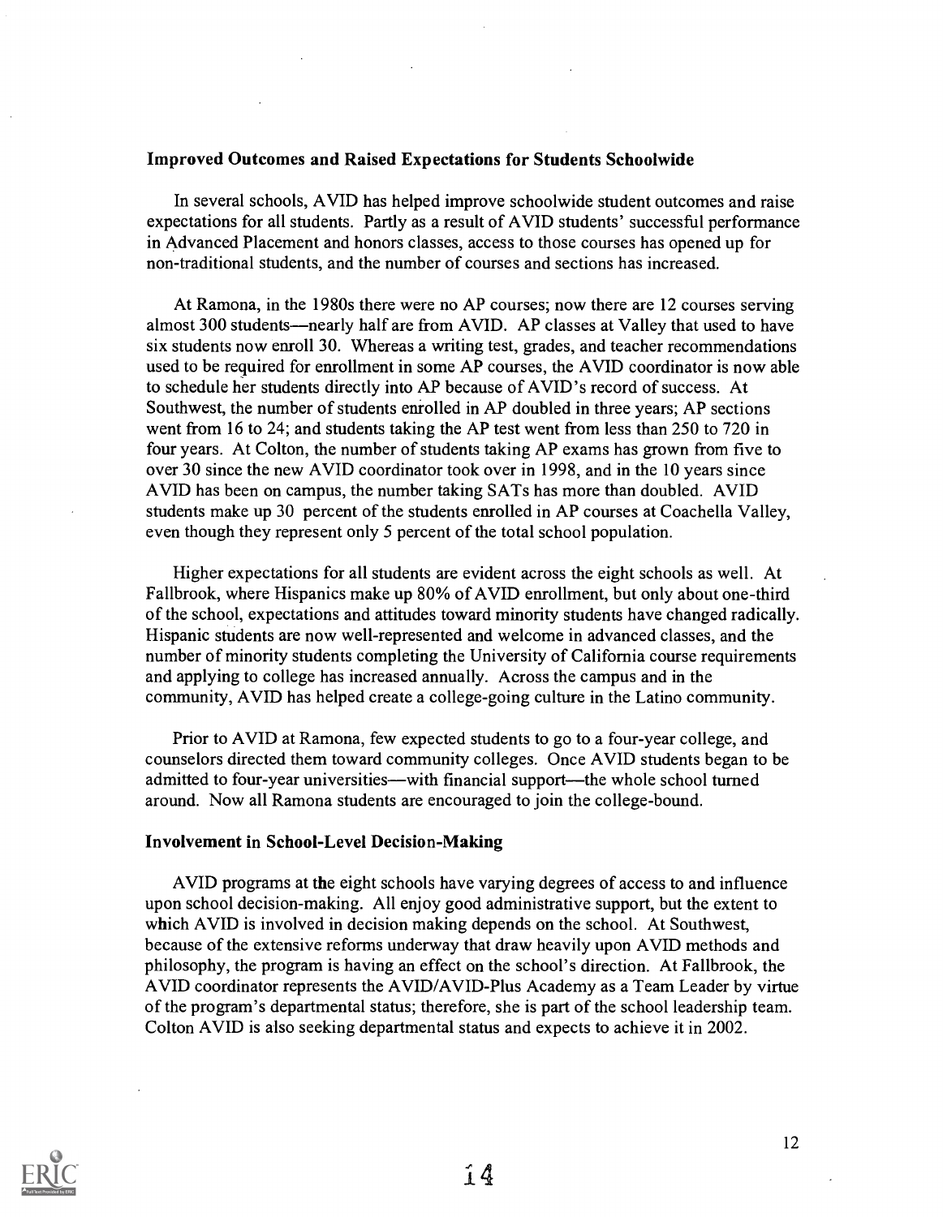### Improved Outcomes and Raised Expectations for Students Schoolwide

In several schools, AVID has helped improve schoolwide student outcomes and raise expectations for all students. Partly as a result of AVID students' successful performance in Advanced Placement and honors classes, access to those courses has opened up for non-traditional students, and the number of courses and sections has increased.

At Ramona, in the 1980s there were no AP courses; now there are 12 courses serving almost 300 students—nearly half are from AVID. AP classes at Valley that used to have six students now enroll 30. Whereas a writing test, grades, and teacher recommendations used to be required for enrollment in some AP courses, the AVID coordinator is now able to schedule her students directly into AP because of AVID's record of success. At Southwest, the number of students enrolled in AP doubled in three years; AP sections went from 16 to 24; and students taking the AP test went from less than 250 to 720 in four years. At Colton, the number of students taking AP exams has grown from five to over 30 since the new AVID coordinator took over in 1998, and in the 10 years since AVID has been on campus, the number taking SATs has more than doubled. AVID students make up 30 percent of the students enrolled in AP courses at Coachella Valley, even though they represent only 5 percent of the total school population.

Higher expectations for all students are evident across the eight schools as well. At Fallbrook, where Hispanics make up 80% of AVID enrollment, but only about one-third of the school, expectations and attitudes toward minority students have changed radically. Hispanic students are now well-represented and welcome in advanced classes, and the number of minority students completing the University of California course requirements and applying to college has increased annually. Across the campus and in the community, AVID has helped create a college-going culture in the Latino community.

Prior to AVID at Ramona, few expected students to go to a four-year college, and counselors directed them toward community colleges. Once AVID students began to be admitted to four-year universities—with financial support—the whole school turned around. Now all Ramona students are encouraged to join the college-bound.

### Involvement in School-Level Decision-Making

AVID programs at the eight schools have varying degrees of access to and influence upon school decision-making. All enjoy good administrative support, but the extent to which AVID is involved in decision making depends on the school. At Southwest, because of the extensive reforms underway that draw heavily upon AVID methods and philosophy, the program is having an effect on the school's direction. At Fallbrook, the AVID coordinator represents the AVID/AVID-Plus Academy as a Team Leader by virtue of the program's departmental status; therefore, she is part of the school leadership team. Colton AVID is also seeking departmental status and expects to achieve it in 2002.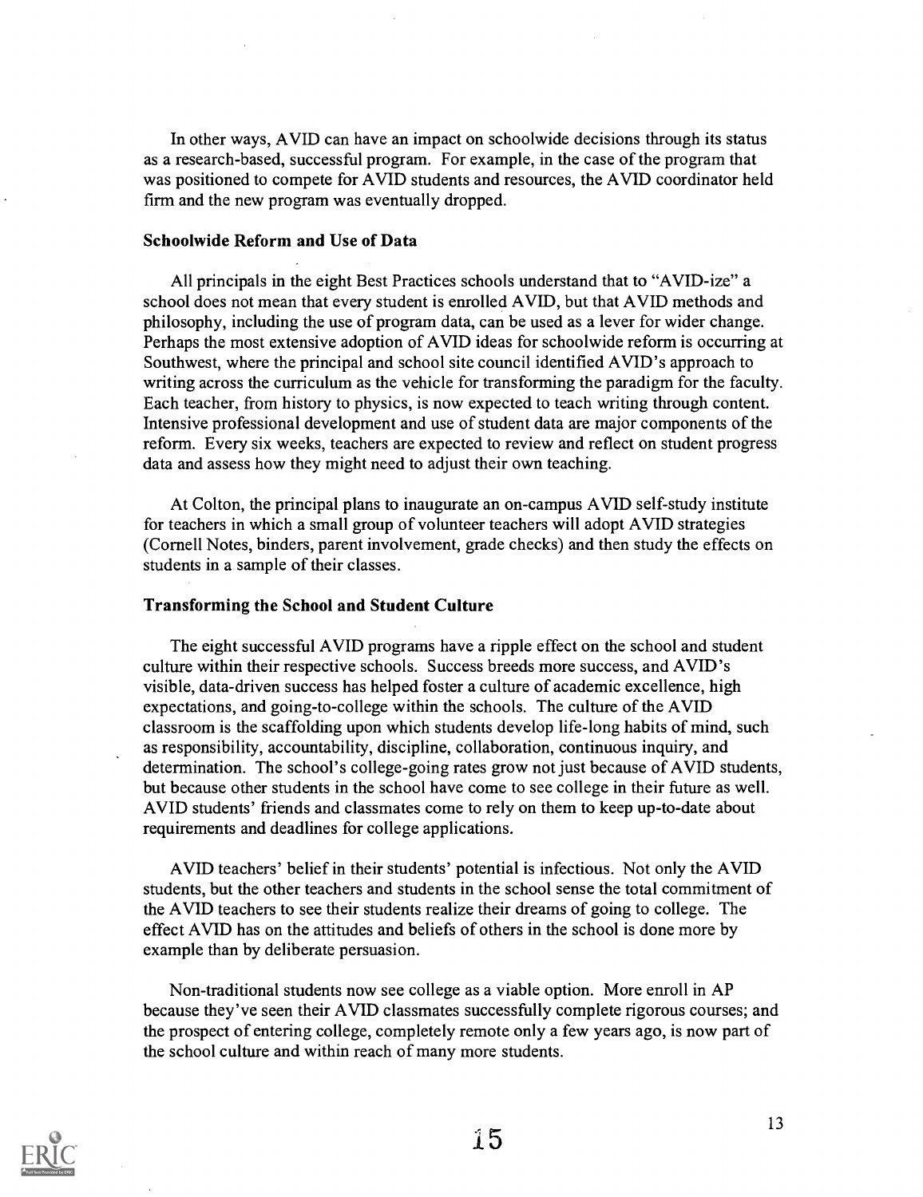In other ways, AVID can have an impact on schoolwide decisions through its status as a research-based, successful program. For example, in the case of the program that was positioned to compete for AVID students and resources, the AVID coordinator held firm and the new program was eventually dropped.

**Schoolwide Reform and Use of Data**

All principals in the eight Best Practices schools understand that to "AVID-ize" a school does not mean that every student is enrolled AVID, but that AVID methods and philosophy, including the use of program data, can be used as a lever for wider change. Perhaps the most extensive adoption of AVID ideas for schoolwide reform is occurring at Southwest, where the principal and school site council identified AVID's approach to writing across the curriculum as the vehicle for transforming the paradigm for the faculty. Each teacher, from history to physics, is now expected to teach writing through content. Intensive professional development and use of student data are major components of the reform. Every six weeks, teachers are expected to review and reflect on student progress data and assess how they might need to adjust their own teaching.

At Colton, the principal plans to inaugurate an on-campus AVID self-study institute for teachers in which a small group of volunteer teachers will adopt AVID strategies (Cornell Notes, binders, parent involvement, grade checks) and then study the effects on students in a sample of their classes.

**Transforming the School and Student Culture**

The eight successful AVID programs have a ripple effect on the school and student culture within their respective schools. Success breeds more success, and AVID's visible, data-driven success has helped foster a culture of academic excellence, high expectations, and going-to-college within the schools. The culture of the AVID classroom is the scaffolding upon which students develop life-long habits of mind, such as responsibility, accountability, discipline, collaboration, continuous inquiry, and determination. The school's college-going rates grow not just because of AVID students, but because other students in the school have come to see college in their future as well. AVID students' friends and classmates come to rely on them to keep up-to-date about requirements and deadlines for college applications.

AVID teachers' belief in their students' potential is infectious. Not only the AVID students, but the other teachers and students in the school sense the total commitment of the AVID teachers to see their students realize their dreams of going to college. The effect AVID has on the attitudes and beliefs of others in the school is done more by example than by deliberate persuasion.

Non-traditional students now see college as a viable option. More enroll in AP because they've seen their AVID classmates successfully complete rigorous courses; and the prospect of entering college, completely remote only a few years ago, is now part of the school culture and within reach of many more students.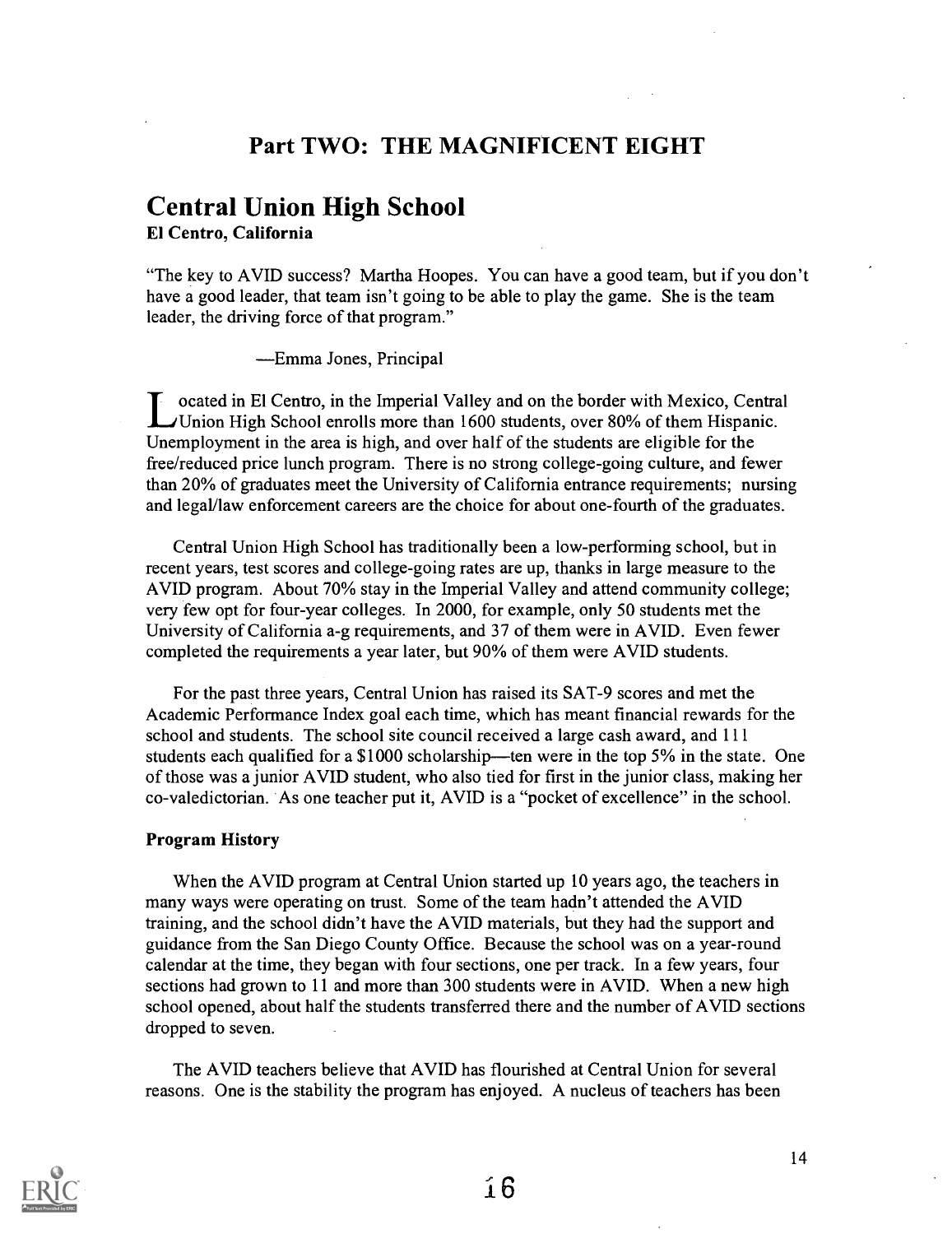## Part TWO: THE MAGNIFICENT EIGHT

# Central Union High School

**El Centro, California**

"The key to AVID success? Martha Hoopes. You can have a good team, but if you don't have a good leader, that team isn't going to be able to play the game. She is the team leader, the driving force of that program."

—Emma Jones, Principal

Located in El Centro, in the Imperial Valley and on the border with Mexico, Central Union High School enrolls more than 1600 students, over 80% of them Hispanic. Unemployment in the area is high, and over half of the students are eligible for the free/reduced price lunch program. There is no strong college-going culture, and fewer than 20% of graduates meet the University of California entrance requirements; nursing and legal/law enforcement careers are the choice for about one-fourth of the graduates.

Central Union High School has traditionally been a low-performing school, but in recent years, test scores and college-going rates are up, thanks in large measure to the AVID program. About 70% stay in the Imperial Valley and attend community college; very few opt for four-year colleges. In 2000, for example, only 50 students met the University of California a-g requirements, and 37 of them were in AVID. Even fewer completed the requirements a year later, but 90% of them were AVID students.

For the past three years, Central Union has raised its SAT-9 scores and met the Academic Performance Index goal each time, which has meant financial rewards for the school and students. The school site council received a large cash award, and 111 students each qualified for a $1000 scholarship—ten were in the top 5% in the state. One of those was a junior AVID student, who also tied for first in the junior class, making her co-valedictorian. As one teacher put it, AVID is a "pocket of excellence" in the school.

### Program History

When the AVID program at Central Union started up 10 years ago, the teachers in many ways were operating on trust. Some of the team hadn't attended the AVID training, and the school didn't have the AVID materials, but they had the support and guidance from the San Diego County Office. Because the school was on a year-round calendar at the time, they began with four sections, one per track. In a few years, four sections had grown to 11 and more than 300 students were in AVID. When a new high school opened, about half the students transferred there and the number of AVID sections dropped to seven.

The AVID teachers believe that AVID has flourished at Central Union for several reasons. One is the stability the program has enjoyed. A nucleus of teachers has been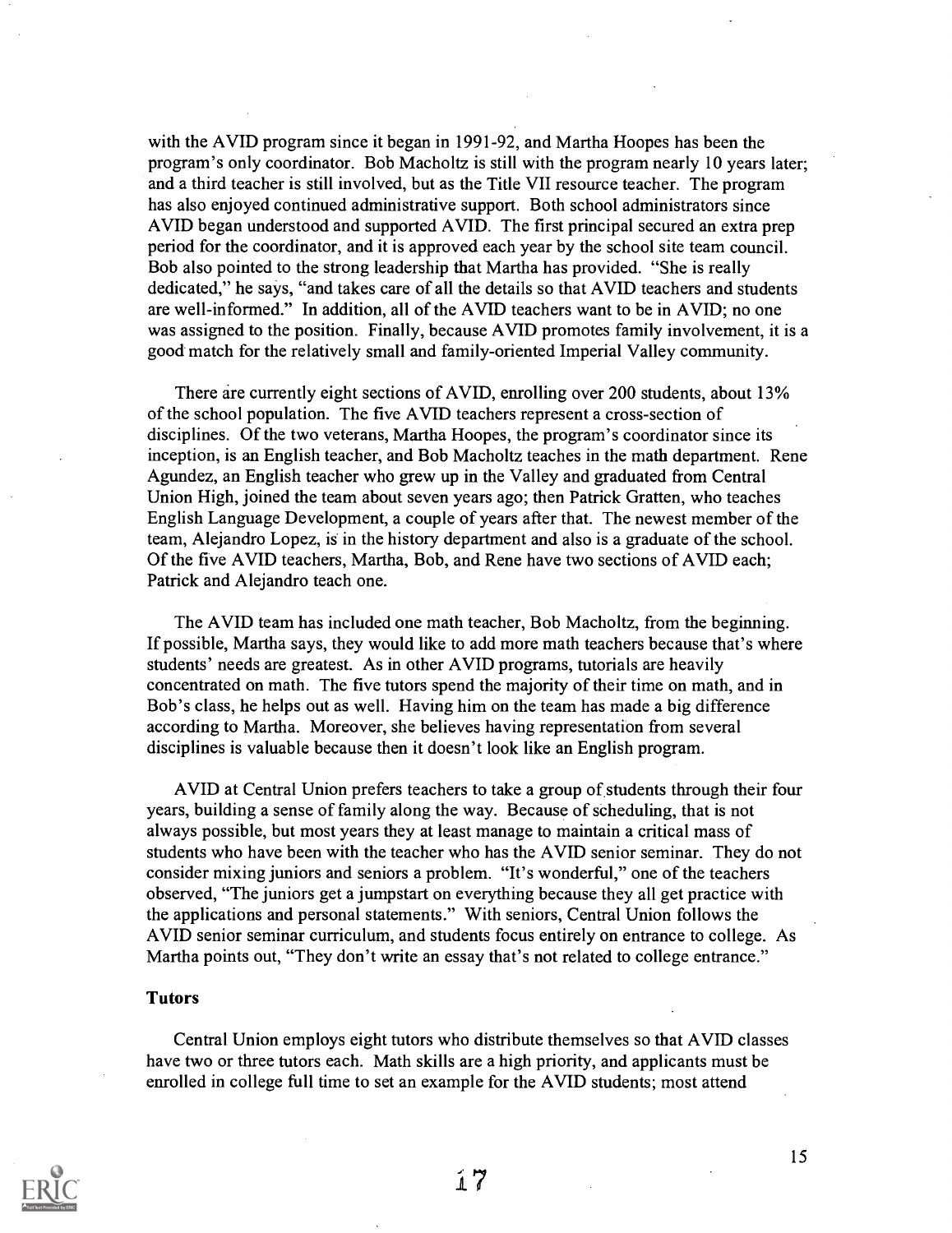with the AVID program since it began in 1991-92, and Martha Hoopes has been the program's only coordinator. Bob Macholtz is still with the program nearly 10 years later; and a third teacher is still involved, but as the Title VII resource teacher. The program has also enjoyed continued administrative support. Both school administrators since AVID began understood and supported AVID. The first principal secured an extra prep period for the coordinator, and it is approved each year by the school site team council. Bob also pointed to the strong leadership that Martha has provided. "She is really dedicated," he says, "and takes care of all the details so that AVID teachers and students are well-informed." In addition, all of the AVID teachers want to be in AVID; no one was assigned to the position. Finally, because AVID promotes family involvement, it is a good match for the relatively small and family-oriented Imperial Valley community.

There are currently eight sections of AVID, enrolling over 200 students, about 13% of the school population. The five AVID teachers represent a cross-section of disciplines. Of the two veterans, Martha Hoopes, the program's coordinator since its inception, is an English teacher, and Bob Macholtz teaches in the math department. Rene Agundez, an English teacher who grew up in the Valley and graduated from Central Union High, joined the team about seven years ago; then Patrick Gratten, who teaches English Language Development, a couple of years after that. The newest member of the team, Alejandro Lopez, is in the history department and also is a graduate of the school. Of the five AVID teachers, Martha, Bob, and Rene have two sections of AVID each; Patrick and Alejandro teach one.

The AVID team has included one math teacher, Bob Macholtz, from the beginning. If possible, Martha says, they would like to add more math teachers because that's where students' needs are greatest. As in other AVID programs, tutorials are heavily concentrated on math. The five tutors spend the majority of their time on math, and in Bob's class, he helps out as well. Having him on the team has made a big difference according to Martha. Moreover, she believes having representation from several disciplines is valuable because then it doesn't look like an English program.

AVID at Central Union prefers teachers to take a group of students through their four years, building a sense of family along the way. Because of scheduling, that is not always possible, but most years they at least manage to maintain a critical mass of students who have been with the teacher who has the AVID senior seminar. They do not consider mixing juniors and seniors a problem. "It's wonderful," one of the teachers observed, "The juniors get a jumpstart on everything because they all get practice with the applications and personal statements." With seniors, Central Union follows the AVID senior seminar curriculum, and students focus entirely on entrance to college. As Martha points out, "They don't write an essay that's not related to college entrance."

### Tutors

Central Union employs eight tutors who distribute themselves so that AVID classes have two or three tutors each. Math skills are a high priority, and applicants must be enrolled in college full time to set an example for the AVID students; most attend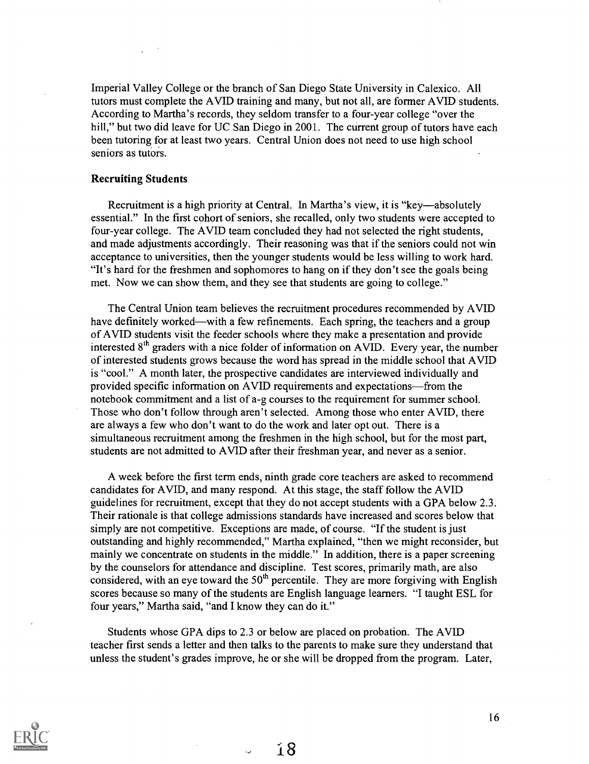Imperial Valley College or the branch of San Diego State University in Calexico. All tutors must complete the AVID training and many, but not all, are former AVID students. According to Martha's records, they seldom transfer to a four-year college "over the hill," but two did leave for UC San Diego in 2001. The current group of tutors have each been tutoring for at least two years. Central Union does not need to use high school seniors as tutors.

### Recruiting Students

Recruitment is a high priority at Central. In Martha's view, it is "key—absolutely essential." In the first cohort of seniors, she recalled, only two students were accepted to four-year college. The AVID team concluded they had not selected the right students, and made adjustments accordingly. Their reasoning was that if the seniors could not win acceptance to universities, then the younger students would be less willing to work hard. "It's hard for the freshmen and sophomores to hang on if they don't see the goals being met. Now we can show them, and they see that students are going to college."

The Central Union team believes the recruitment procedures recommended by AVID have definitely worked—with a few refinements. Each spring, the teachers and a group of AVID students visit the feeder schools where they make a presentation and provide interested 8th graders with a nice folder of information on AVID. Every year, the number of interested students grows because the word has spread in the middle school that AVID is "cool." A month later, the prospective candidates are interviewed individually and provided specific information on AVID requirements and expectations—from the notebook commitment and a list of a-g courses to the requirement for summer school. Those who don't follow through aren't selected. Among those who enter AVID, there are always a few who don't want to do the work and later opt out. There is a simultaneous recruitment among the freshmen in the high school, but for the most part, students are not admitted to AVID after their freshman year, and never as a senior.

A week before the first term ends, ninth grade core teachers are asked to recommend candidates for AVID, and many respond. At this stage, the staff follow the AVID guidelines for recruitment, except that they do not accept students with a GPA below 2.3. Their rationale is that college admissions standards have increased and scores below that simply are not competitive. Exceptions are made, of course. "If the student is just outstanding and highly recommended," Martha explained, "then we might reconsider, but mainly we concentrate on students in the middle." In addition, there is a paper screening by the counselors for attendance and discipline. Test scores, primarily math, are also considered, with an eye toward the 50th percentile. They are more forgiving with English scores because so many of the students are English language learners. "I taught ESL for four years," Martha said, "and I know they can do it."

Students whose GPA dips to 2.3 or below are placed on probation. The AVID teacher first sends a letter and then talks to the parents to make sure they understand that unless the student's grades improve, he or she will be dropped from the program. Later,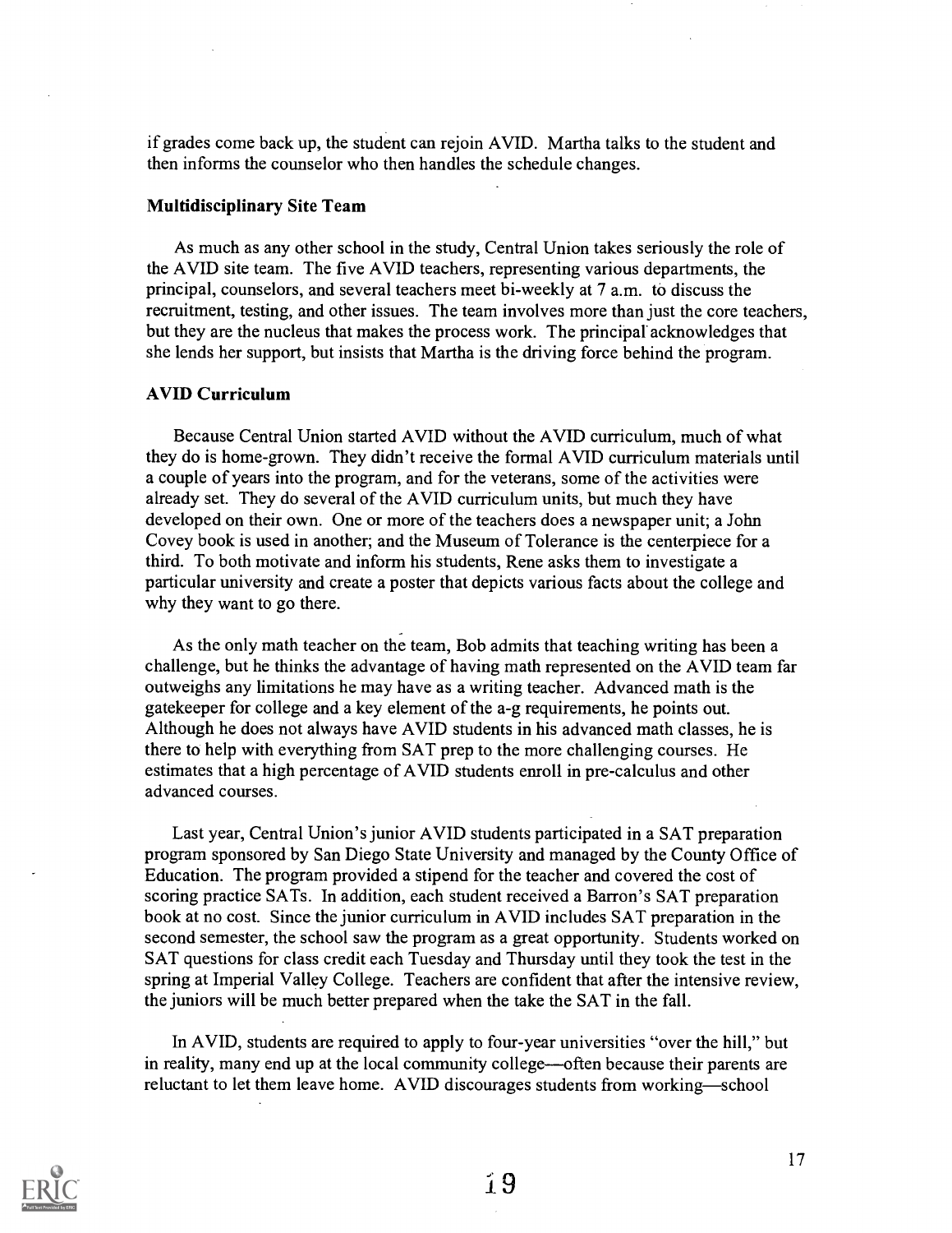if grades come back up, the student can rejoin AVID. Martha talks to the student and then informs the counselor who then handles the schedule changes.

### Multidisciplinary Site Team

As much as any other school in the study, Central Union takes seriously the role of the AVID site team. The five AVID teachers, representing various departments, the principal, counselors, and several teachers meet bi-weekly at 7 a.m. to discuss the recruitment, testing, and other issues. The team involves more than just the core teachers, but they are the nucleus that makes the process work. The principal acknowledges that she lends her support, but insists that Martha is the driving force behind the program.

### AVID Curriculum

Because Central Union started AVID without the AVID curriculum, much of what they do is home-grown. They didn't receive the formal AVID curriculum materials until a couple of years into the program, and for the veterans, some of the activities were already set. They do several of the AVID curriculum units, but much they have developed on their own. One or more of the teachers does a newspaper unit; a John Covey book is used in another; and the Museum of Tolerance is the centerpiece for a third. To both motivate and inform his students, Rene asks them to investigate a particular university and create a poster that depicts various facts about the college and why they want to go there.

As the only math teacher on the team, Bob admits that teaching writing has been a challenge, but he thinks the advantage of having math represented on the AVID team far outweighs any limitations he may have as a writing teacher. Advanced math is the gatekeeper for college and a key element of the a-g requirements, he points out. Although he does not always have AVID students in his advanced math classes, he is there to help with everything from SAT prep to the more challenging courses. He estimates that a high percentage of AVID students enroll in pre-calculus and other advanced courses.

Last year, Central Union's junior AVID students participated in a SAT preparation program sponsored by San Diego State University and managed by the County Office of Education. The program provided a stipend for the teacher and covered the cost of scoring practice SATs. In addition, each student received a Barron's SAT preparation book at no cost. Since the junior curriculum in AVID includes SAT preparation in the second semester, the school saw the program as a great opportunity. Students worked on SAT questions for class credit each Tuesday and Thursday until they took the test in the spring at Imperial Valley College. Teachers are confident that after the intensive review, the juniors will be much better prepared when the take the SAT in the fall.

In AVID, students are required to apply to four-year universities "over the hill," but in reality, many end up at the local community college—often because their parents are reluctant to let them leave home. AVID discourages students from working—school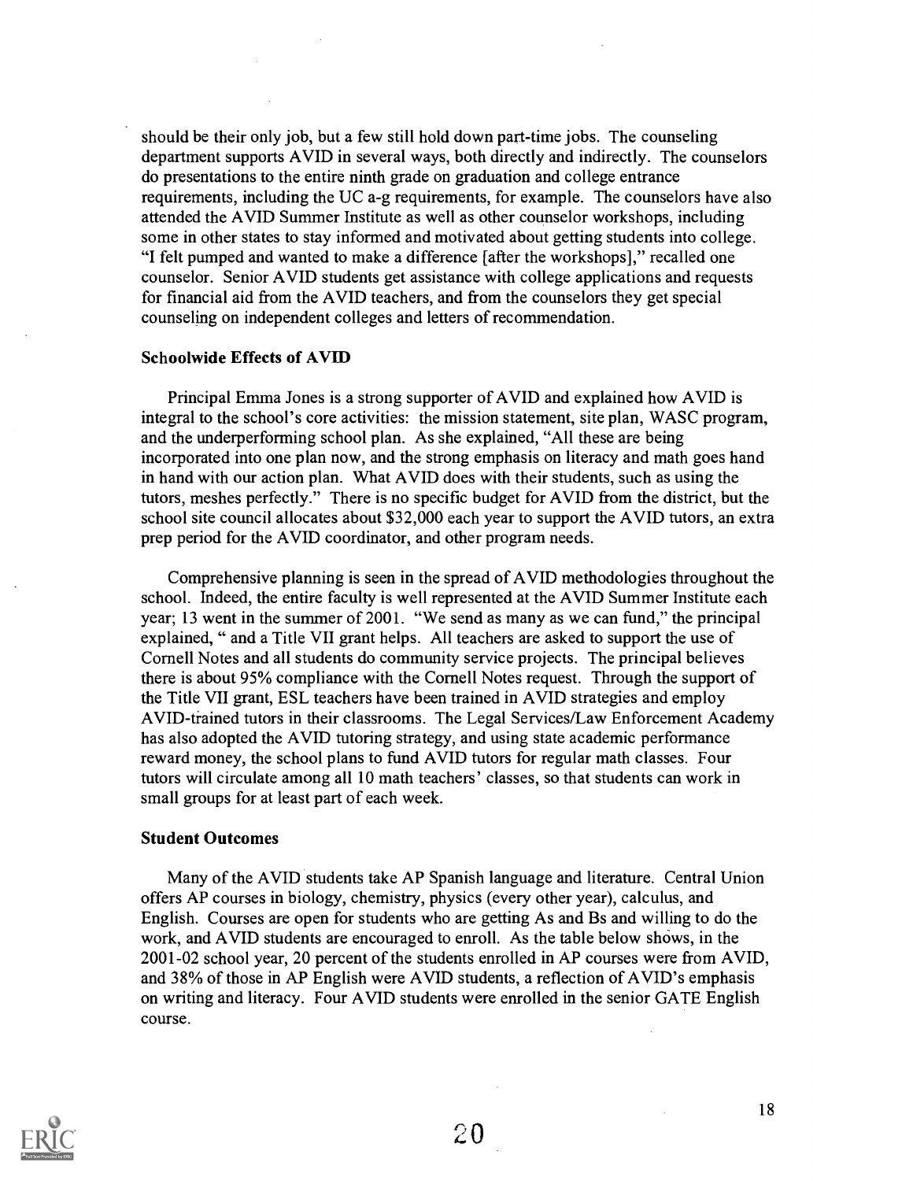should be their only job, but a few still hold down part-time jobs. The counseling department supports AVID in several ways, both directly and indirectly. The counselors do presentations to the entire ninth grade on graduation and college entrance requirements, including the UC a-g requirements, for example. The counselors have also attended the AVID Summer Institute as well as other counselor workshops, including some in other states to stay informed and motivated about getting students into college. "I felt pumped and wanted to make a difference [after the workshops]," recalled one counselor. Senior AVID students get assistance with college applications and requests for financial aid from the AVID teachers, and from the counselors they get special counseling on independent colleges and letters of recommendation.

### Schoolwide Effects of AVID

Principal Emma Jones is a strong supporter of AVID and explained how AVID is integral to the school's core activities: the mission statement, site plan, WASC program, and the underperforming school plan. As she explained, "All these are being incorporated into one plan now, and the strong emphasis on literacy and math goes hand in hand with our action plan. What AVID does with their students, such as using the tutors, meshes perfectly." There is no specific budget for AVID from the district, but the school site council allocates about $32,000 each year to support the AVID tutors, an extra prep period for the AVID coordinator, and other program needs.

Comprehensive planning is seen in the spread of AVID methodologies throughout the school. Indeed, the entire faculty is well represented at the AVID Summer Institute each year; 13 went in the summer of 2001. "We send as many as we can fund," the principal explained, " and a Title VII grant helps. All teachers are asked to support the use of Cornell Notes and all students do community service projects. The principal believes there is about 95% compliance with the Cornell Notes request. Through the support of the Title VII grant, ESL teachers have been trained in AVID strategies and employ AVID-trained tutors in their classrooms. The Legal Services/Law Enforcement Academy has also adopted the AVID tutoring strategy, and using state academic performance reward money, the school plans to fund AVID tutors for regular math classes. Four tutors will circulate among all 10 math teachers' classes, so that students can work in small groups for at least part of each week.

### Student Outcomes

Many of the AVID students take AP Spanish language and literature. Central Union offers AP courses in biology, chemistry, physics (every other year), calculus, and English. Courses are open for students who are getting As and Bs and willing to do the work, and AVID students are encouraged to enroll. As the table below shows, in the 2001-02 school year, 20 percent of the students enrolled in AP courses were from AVID, and 38% of those in AP English were AVID students, a reflection of AVID's emphasis on writing and literacy. Four AVID students were enrolled in the senior GATE English course.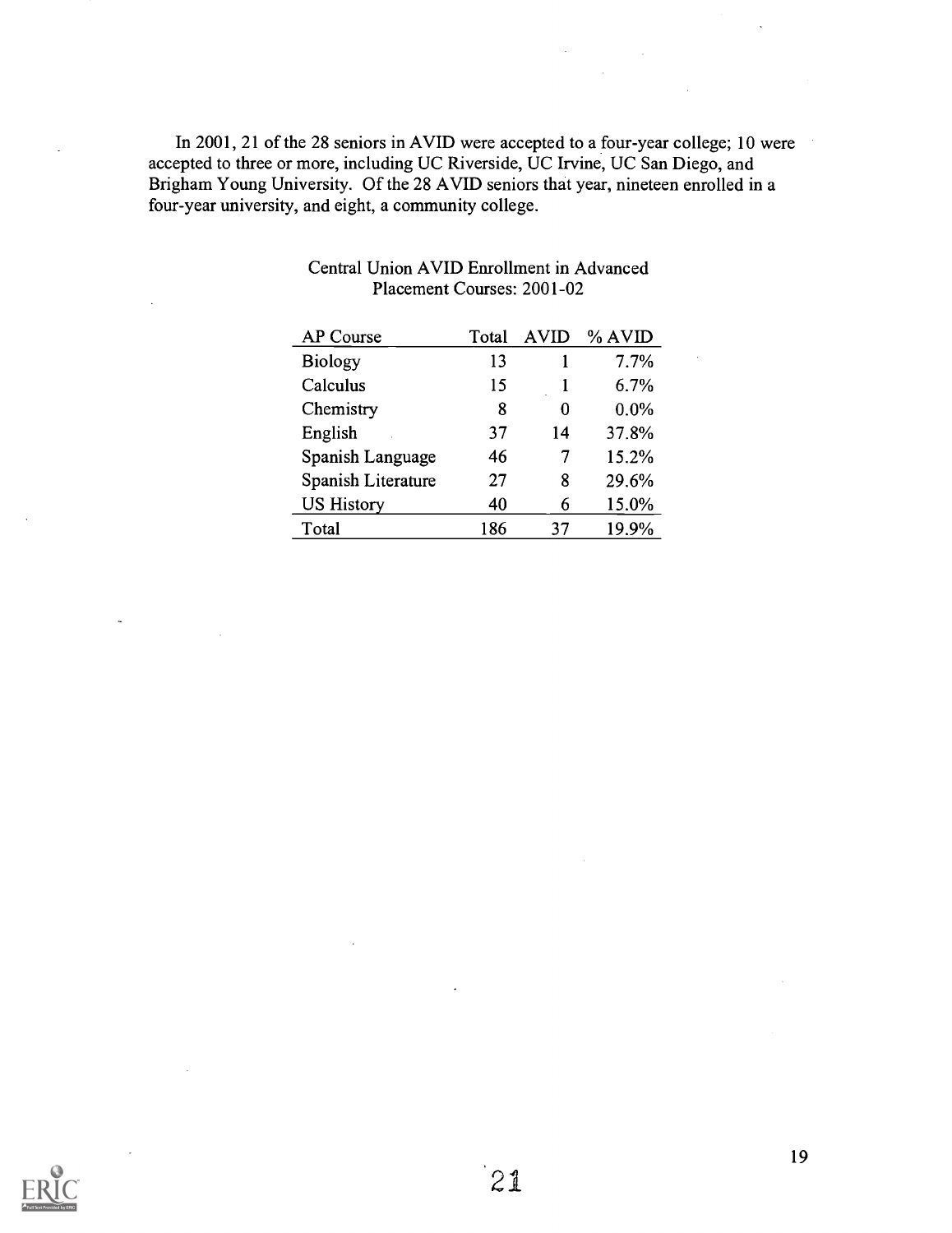In 2001, 21 of the 28 seniors in AVID were accepted to a four-year college; 10 were accepted to three or more, including UC Riverside, UC Irvine, UC San Diego, and Brigham Young University. Of the 28 AVID seniors that year, nineteen enrolled in a four-year university, and eight, a community college.

Central Union AVID Enrollment in Advanced Placement Courses: 2001-02

| AP Course | Total | AVID | % AVID |
|---|---|---|---|
| Biology | 13 | 1 | 7.7% |
| Calculus | 15 | 1 | 6.7% |
| Chemistry | 8 | 0 | 0.0% |
| English | 37 | 14 | 37.8% |
| Spanish Language | 46 | 7 | 15.2% |
| Spanish Literature | 27 | 8 | 29.6% |
| US History | 40 | 6 | 15.0% |
| Total | 186 | 37 | 19.9% |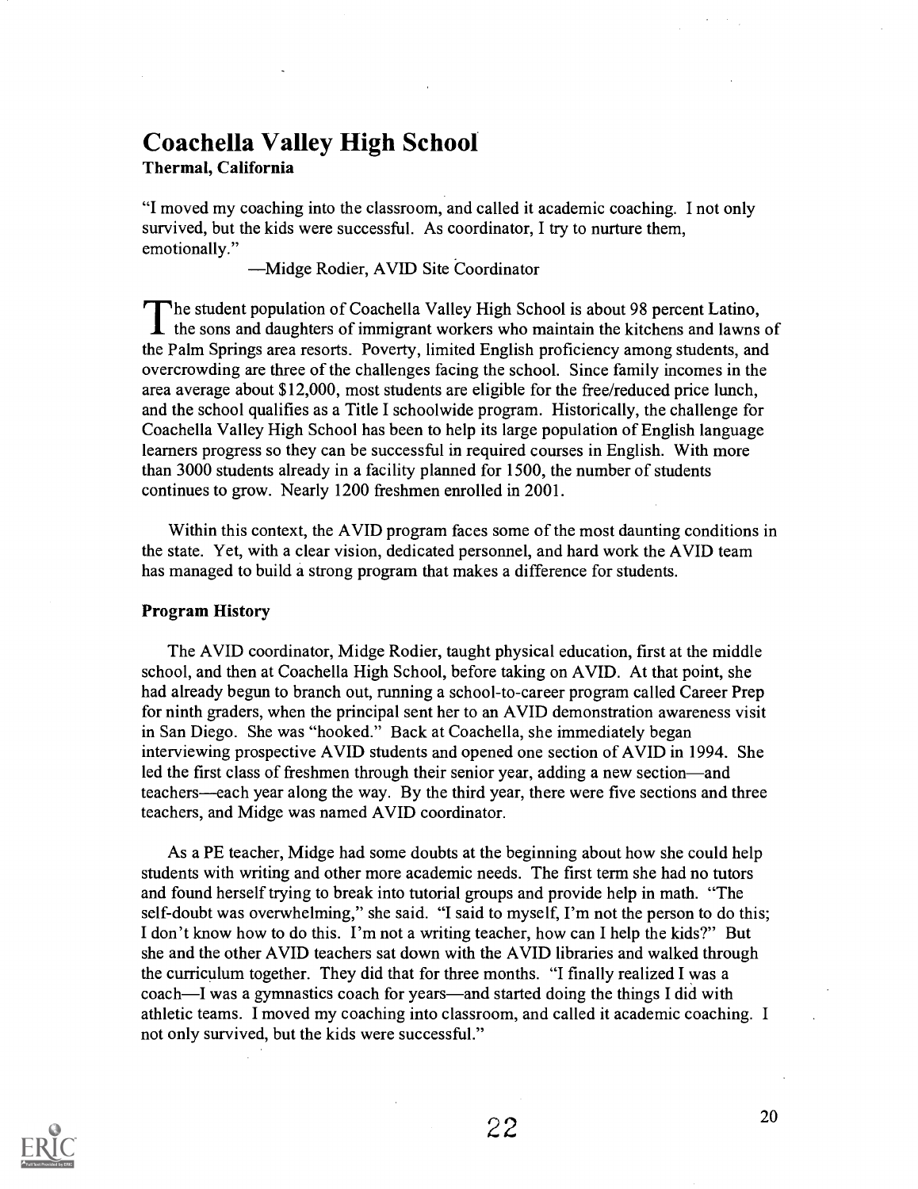## Coachella Valley High School

**Thermal, California**

"I moved my coaching into the classroom, and called it academic coaching. I not only survived, but the kids were successful. As coordinator, I try to nurture them, emotionally."

—Midge Rodier, AVID Site Coordinator

The student population of Coachella Valley High School is about 98 percent Latino, the sons and daughters of immigrant workers who maintain the kitchens and lawns of the Palm Springs area resorts. Poverty, limited English proficiency among students, and overcrowding are three of the challenges facing the school. Since family incomes in the area average about $12,000, most students are eligible for the free/reduced price lunch, and the school qualifies as a Title I schoolwide program. Historically, the challenge for Coachella Valley High School has been to help its large population of English language learners progress so they can be successful in required courses in English. With more than 3000 students already in a facility planned for 1500, the number of students continues to grow. Nearly 1200 freshmen enrolled in 2001.

Within this context, the AVID program faces some of the most daunting conditions in the state. Yet, with a clear vision, dedicated personnel, and hard work the AVID team has managed to build a strong program that makes a difference for students.

### Program History

The AVID coordinator, Midge Rodier, taught physical education, first at the middle school, and then at Coachella High School, before taking on AVID. At that point, she had already begun to branch out, running a school-to-career program called Career Prep for ninth graders, when the principal sent her to an AVID demonstration awareness visit in San Diego. She was "hooked." Back at Coachella, she immediately began interviewing prospective AVID students and opened one section of AVID in 1994. She led the first class of freshmen through their senior year, adding a new section—and teachers—each year along the way. By the third year, there were five sections and three teachers, and Midge was named AVID coordinator.

As a PE teacher, Midge had some doubts at the beginning about how she could help students with writing and other more academic needs. The first term she had no tutors and found herself trying to break into tutorial groups and provide help in math. "The self-doubt was overwhelming," she said. "I said to myself, I'm not the person to do this; I don't know how to do this. I'm not a writing teacher, how can I help the kids?" But she and the other AVID teachers sat down with the AVID libraries and walked through the curriculum together. They did that for three months. "I finally realized I was a coach—I was a gymnastics coach for years—and started doing the things I did with athletic teams. I moved my coaching into classroom, and called it academic coaching. I not only survived, but the kids were successful."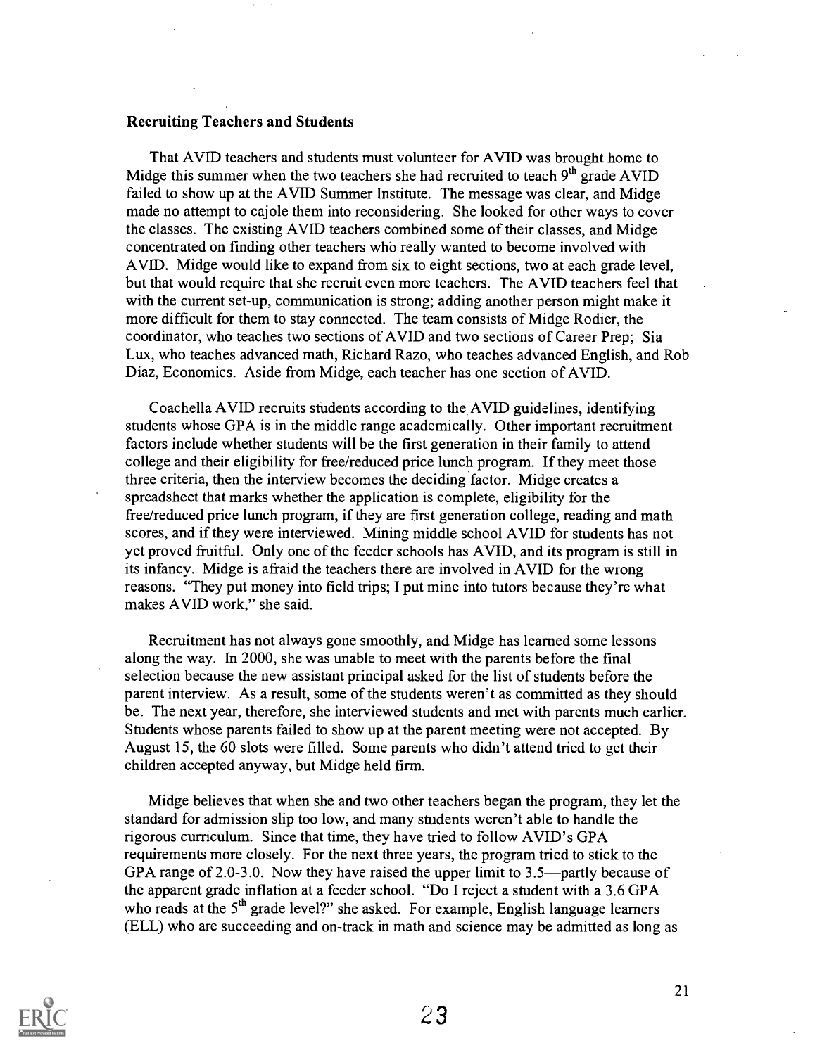### Recruiting Teachers and Students

That AVID teachers and students must volunteer for AVID was brought home to Midge this summer when the two teachers she had recruited to teach 9th grade AVID failed to show up at the AVID Summer Institute. The message was clear, and Midge made no attempt to cajole them into reconsidering. She looked for other ways to cover the classes. The existing AVID teachers combined some of their classes, and Midge concentrated on finding other teachers who really wanted to become involved with AVID. Midge would like to expand from six to eight sections, two at each grade level, but that would require that she recruit even more teachers. The AVID teachers feel that with the current set-up, communication is strong; adding another person might make it more difficult for them to stay connected. The team consists of Midge Rodier, the coordinator, who teaches two sections of AVID and two sections of Career Prep; Sia Lux, who teaches advanced math, Richard Razo, who teaches advanced English, and Rob Diaz, Economics. Aside from Midge, each teacher has one section of AVID.

Coachella AVID recruits students according to the AVID guidelines, identifying students whose GPA is in the middle range academically. Other important recruitment factors include whether students will be the first generation in their family to attend college and their eligibility for free/reduced price lunch program. If they meet those three criteria, then the interview becomes the deciding factor. Midge creates a spreadsheet that marks whether the application is complete, eligibility for the free/reduced price lunch program, if they are first generation college, reading and math scores, and if they were interviewed. Mining middle school AVID for students has not yet proved fruitful. Only one of the feeder schools has AVID, and its program is still in its infancy. Midge is afraid the teachers there are involved in AVID for the wrong reasons. "They put money into field trips; I put mine into tutors because they're what makes AVID work," she said.

Recruitment has not always gone smoothly, and Midge has learned some lessons along the way. In 2000, she was unable to meet with the parents before the final selection because the new assistant principal asked for the list of students before the parent interview. As a result, some of the students weren't as committed as they should be. The next year, therefore, she interviewed students and met with parents much earlier. Students whose parents failed to show up at the parent meeting were not accepted. By August 15, the 60 slots were filled. Some parents who didn't attend tried to get their children accepted anyway, but Midge held firm.

Midge believes that when she and two other teachers began the program, they let the standard for admission slip too low, and many students weren't able to handle the rigorous curriculum. Since that time, they have tried to follow AVID's GPA requirements more closely. For the next three years, the program tried to stick to the GPA range of 2.0-3.0. Now they have raised the upper limit to 3.5—partly because of the apparent grade inflation at a feeder school. "Do I reject a student with a 3.6 GPA who reads at the 5th grade level?" she asked. For example, English language learners (ELL) who are succeeding and on-track in math and science may be admitted as long as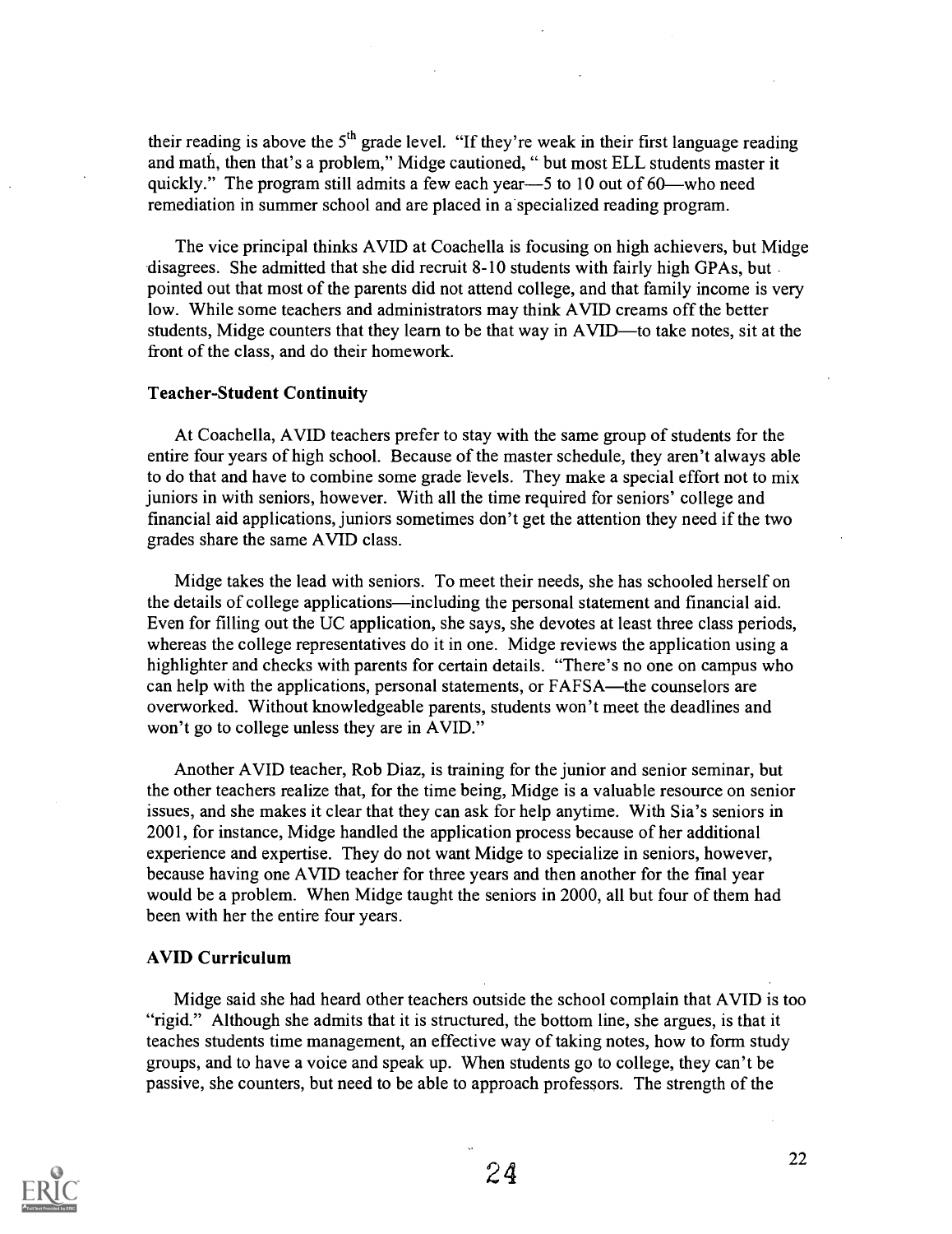their reading is above the 5th grade level. "If they're weak in their first language reading and math, then that's a problem," Midge cautioned, " but most ELL students master it quickly." The program still admits a few each year—5 to 10 out of 60—who need remediation in summer school and are placed in a specialized reading program.

The vice principal thinks AVID at Coachella is focusing on high achievers, but Midge disagrees. She admitted that she did recruit 8-10 students with fairly high GPAs, but pointed out that most of the parents did not attend college, and that family income is very low. While some teachers and administrators may think AVID creams off the better students, Midge counters that they learn to be that way in AVID—to take notes, sit at the front of the class, and do their homework.

### Teacher-Student Continuity

At Coachella, AVID teachers prefer to stay with the same group of students for the entire four years of high school. Because of the master schedule, they aren't always able to do that and have to combine some grade levels. They make a special effort not to mix juniors in with seniors, however. With all the time required for seniors' college and financial aid applications, juniors sometimes don't get the attention they need if the two grades share the same AVID class.

Midge takes the lead with seniors. To meet their needs, she has schooled herself on the details of college applications—including the personal statement and financial aid. Even for filling out the UC application, she says, she devotes at least three class periods, whereas the college representatives do it in one. Midge reviews the application using a highlighter and checks with parents for certain details. "There's no one on campus who can help with the applications, personal statements, or FAFSA—the counselors are overworked. Without knowledgeable parents, students won't meet the deadlines and won't go to college unless they are in AVID."

Another AVID teacher, Rob Diaz, is training for the junior and senior seminar, but the other teachers realize that, for the time being, Midge is a valuable resource on senior issues, and she makes it clear that they can ask for help anytime. With Sia's seniors in 2001, for instance, Midge handled the application process because of her additional experience and expertise. They do not want Midge to specialize in seniors, however, because having one AVID teacher for three years and then another for the final year would be a problem. When Midge taught the seniors in 2000, all but four of them had been with her the entire four years.

### AVID Curriculum

Midge said she had heard other teachers outside the school complain that AVID is too "rigid." Although she admits that it is structured, the bottom line, she argues, is that it teaches students time management, an effective way of taking notes, how to form study groups, and to have a voice and speak up. When students go to college, they can't be passive, she counters, but need to be able to approach professors. The strength of the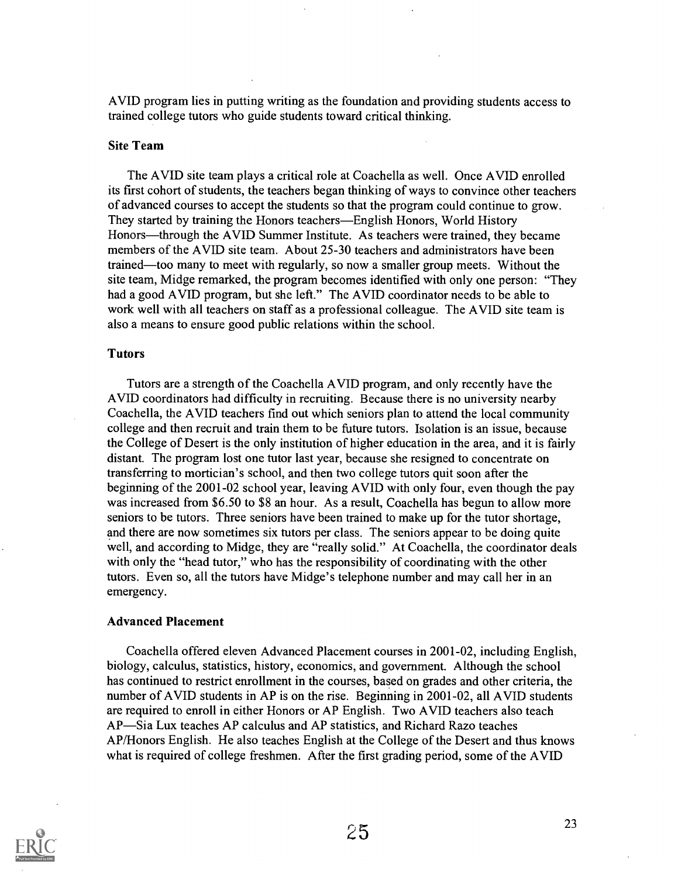AVID program lies in putting writing as the foundation and providing students access to trained college tutors who guide students toward critical thinking.

### Site Team

The AVID site team plays a critical role at Coachella as well. Once AVID enrolled its first cohort of students, the teachers began thinking of ways to convince other teachers of advanced courses to accept the students so that the program could continue to grow. They started by training the Honors teachers—English Honors, World History Honors—through the AVID Summer Institute. As teachers were trained, they became members of the AVID site team. About 25-30 teachers and administrators have been trained—too many to meet with regularly, so now a smaller group meets. Without the site team, Midge remarked, the program becomes identified with only one person: "They had a good AVID program, but she left." The AVID coordinator needs to be able to work well with all teachers on staff as a professional colleague. The AVID site team is also a means to ensure good public relations within the school.

### Tutors

Tutors are a strength of the Coachella AVID program, and only recently have the AVID coordinators had difficulty in recruiting. Because there is no university nearby Coachella, the AVID teachers find out which seniors plan to attend the local community college and then recruit and train them to be future tutors. Isolation is an issue, because the College of Desert is the only institution of higher education in the area, and it is fairly distant. The program lost one tutor last year, because she resigned to concentrate on transferring to mortician's school, and then two college tutors quit soon after the beginning of the 2001-02 school year, leaving AVID with only four, even though the pay was increased from $6.50 to $8 an hour. As a result, Coachella has begun to allow more seniors to be tutors. Three seniors have been trained to make up for the tutor shortage, and there are now sometimes six tutors per class. The seniors appear to be doing quite well, and according to Midge, they are "really solid." At Coachella, the coordinator deals with only the "head tutor," who has the responsibility of coordinating with the other tutors. Even so, all the tutors have Midge's telephone number and may call her in an emergency.

### Advanced Placement

Coachella offered eleven Advanced Placement courses in 2001-02, including English, biology, calculus, statistics, history, economics, and government. Although the school has continued to restrict enrollment in the courses, based on grades and other criteria, the number of AVID students in AP is on the rise. Beginning in 2001-02, all AVID students are required to enroll in either Honors or AP English. Two AVID teachers also teach AP—Sia Lux teaches AP calculus and AP statistics, and Richard Razo teaches AP/Honors English. He also teaches English at the College of the Desert and thus knows what is required of college freshmen. After the first grading period, some of the AVID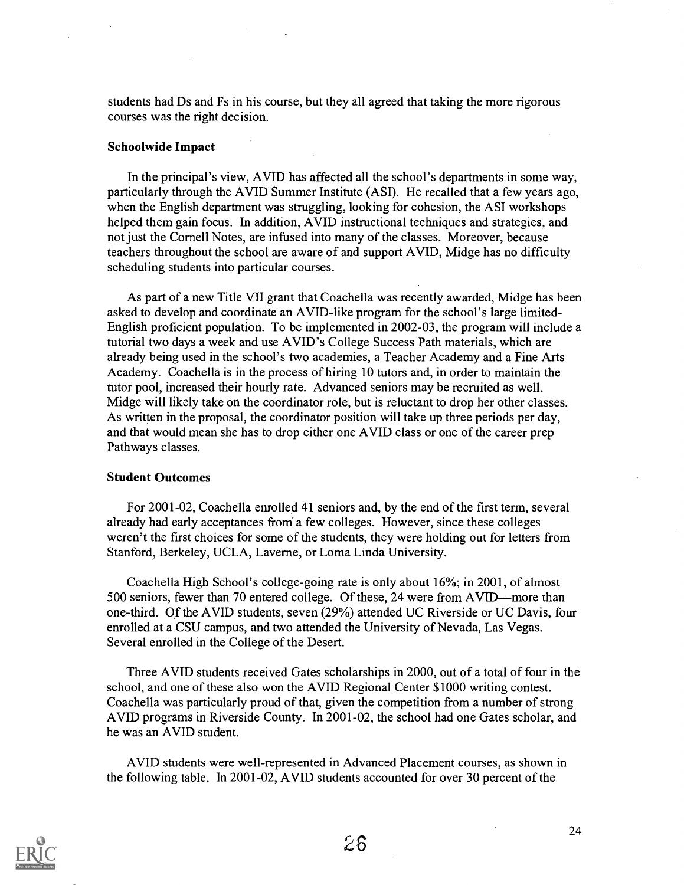students had Ds and Fs in his course, but they all agreed that taking the more rigorous courses was the right decision.

### Schoolwide Impact

In the principal's view, AVID has affected all the school's departments in some way, particularly through the AVID Summer Institute (ASI). He recalled that a few years ago, when the English department was struggling, looking for cohesion, the ASI workshops helped them gain focus. In addition, AVID instructional techniques and strategies, and not just the Cornell Notes, are infused into many of the classes. Moreover, because teachers throughout the school are aware of and support AVID, Midge has no difficulty scheduling students into particular courses.

As part of a new Title VII grant that Coachella was recently awarded, Midge has been asked to develop and coordinate an AVID-like program for the school's large limited-English proficient population. To be implemented in 2002-03, the program will include a tutorial two days a week and use AVID's College Success Path materials, which are already being used in the school's two academies, a Teacher Academy and a Fine Arts Academy. Coachella is in the process of hiring 10 tutors and, in order to maintain the tutor pool, increased their hourly rate. Advanced seniors may be recruited as well. Midge will likely take on the coordinator role, but is reluctant to drop her other classes. As written in the proposal, the coordinator position will take up three periods per day, and that would mean she has to drop either one AVID class or one of the career prep Pathways classes.

### Student Outcomes

For 2001-02, Coachella enrolled 41 seniors and, by the end of the first term, several already had early acceptances from a few colleges. However, since these colleges weren't the first choices for some of the students, they were holding out for letters from Stanford, Berkeley, UCLA, Laverne, or Loma Linda University.

Coachella High School's college-going rate is only about 16%; in 2001, of almost 500 seniors, fewer than 70 entered college. Of these, 24 were from AVID—more than one-third. Of the AVID students, seven (29%) attended UC Riverside or UC Davis, four enrolled at a CSU campus, and two attended the University of Nevada, Las Vegas. Several enrolled in the College of the Desert.

Three AVID students received Gates scholarships in 2000, out of a total of four in the school, and one of these also won the AVID Regional Center $1000 writing contest. Coachella was particularly proud of that, given the competition from a number of strong AVID programs in Riverside County. In 2001-02, the school had one Gates scholar, and he was an AVID student.

AVID students were well-represented in Advanced Placement courses, as shown in the following table. In 2001-02, AVID students accounted for over 30 percent of the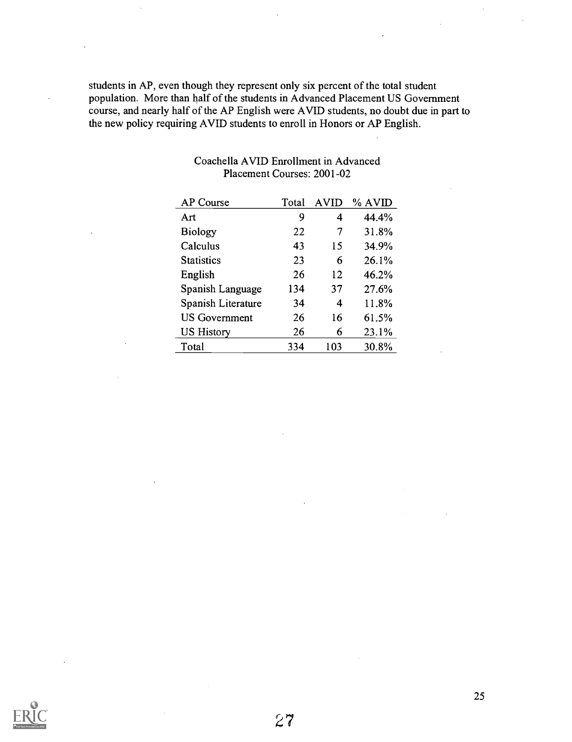students in AP, even though they represent only six percent of the total student population. More than half of the students in Advanced Placement US Government course, and nearly half of the AP English were AVID students, no doubt due in part to the new policy requiring AVID students to enroll in Honors or AP English.

Coachella AVID Enrollment in Advanced Placement Courses: 2001-02

| AP Course | Total | AVID | % AVID |
|---|---|---|---|
| Art | 9 | 4 | 44.4% |
| Biology | 22 | 7 | 31.8% |
| Calculus | 43 | 15 | 34.9% |
| Statistics | 23 | 6 | 26.1% |
| English | 26 | 12 | 46.2% |
| Spanish Language | 134 | 37 | 27.6% |
| Spanish Literature | 34 | 4 | 11.8% |
| US Government | 26 | 16 | 61.5% |
| US History | 26 | 6 | 23.1% |
| Total | 334 | 103 | 30.8% |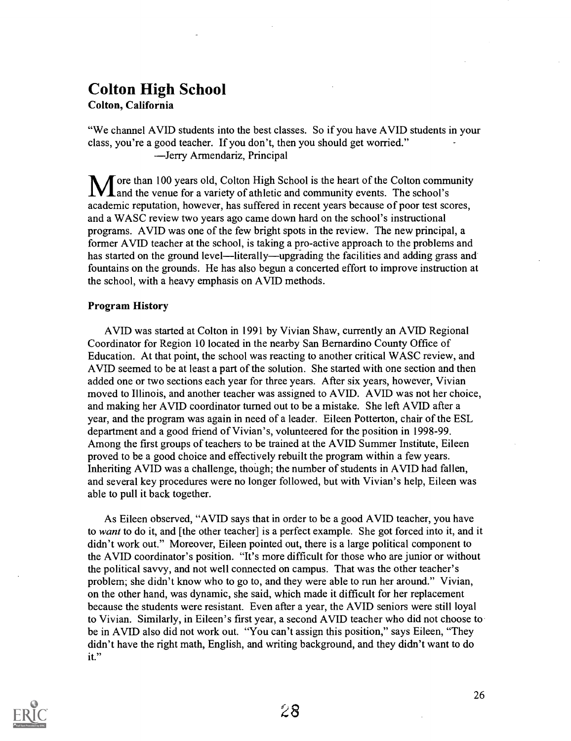# Colton High School

**Colton, California**

"We channel AVID students into the best classes. So if you have AVID students in your class, you're a good teacher. If you don't, then you should get worried."
—Jerry Armendariz, Principal

More than 100 years old, Colton High School is the heart of the Colton community and the venue for a variety of athletic and community events. The school's academic reputation, however, has suffered in recent years because of poor test scores, and a WASC review two years ago came down hard on the school's instructional programs. AVID was one of the few bright spots in the review. The new principal, a former AVID teacher at the school, is taking a pro-active approach to the problems and has started on the ground level—literally—upgrading the facilities and adding grass and fountains on the grounds. He has also begun a concerted effort to improve instruction at the school, with a heavy emphasis on AVID methods.

### Program History

AVID was started at Colton in 1991 by Vivian Shaw, currently an AVID Regional Coordinator for Region 10 located in the nearby San Bernardino County Office of Education. At that point, the school was reacting to another critical WASC review, and AVID seemed to be at least a part of the solution. She started with one section and then added one or two sections each year for three years. After six years, however, Vivian moved to Illinois, and another teacher was assigned to AVID. AVID was not her choice, and making her AVID coordinator turned out to be a mistake. She left AVID after a year, and the program was again in need of a leader. Eileen Potterton, chair of the ESL department and a good friend of Vivian's, volunteered for the position in 1998-99. Among the first groups of teachers to be trained at the AVID Summer Institute, Eileen proved to be a good choice and effectively rebuilt the program within a few years. Inheriting AVID was a challenge, though; the number of students in AVID had fallen, and several key procedures were no longer followed, but with Vivian's help, Eileen was able to pull it back together.

As Eileen observed, "AVID says that in order to be a good AVID teacher, you have to *want* to do it, and [the other teacher] is a perfect example. She got forced into it, and it didn't work out." Moreover, Eileen pointed out, there is a large political component to the AVID coordinator's position. "It's more difficult for those who are junior or without the political savvy, and not well connected on campus. That was the other teacher's problem; she didn't know who to go to, and they were able to run her around." Vivian, on the other hand, was dynamic, she said, which made it difficult for her replacement because the students were resistant. Even after a year, the AVID seniors were still loyal to Vivian. Similarly, in Eileen's first year, a second AVID teacher who did not choose to be in AVID also did not work out. "You can't assign this position," says Eileen, "They didn't have the right math, English, and writing background, and they didn't want to do it."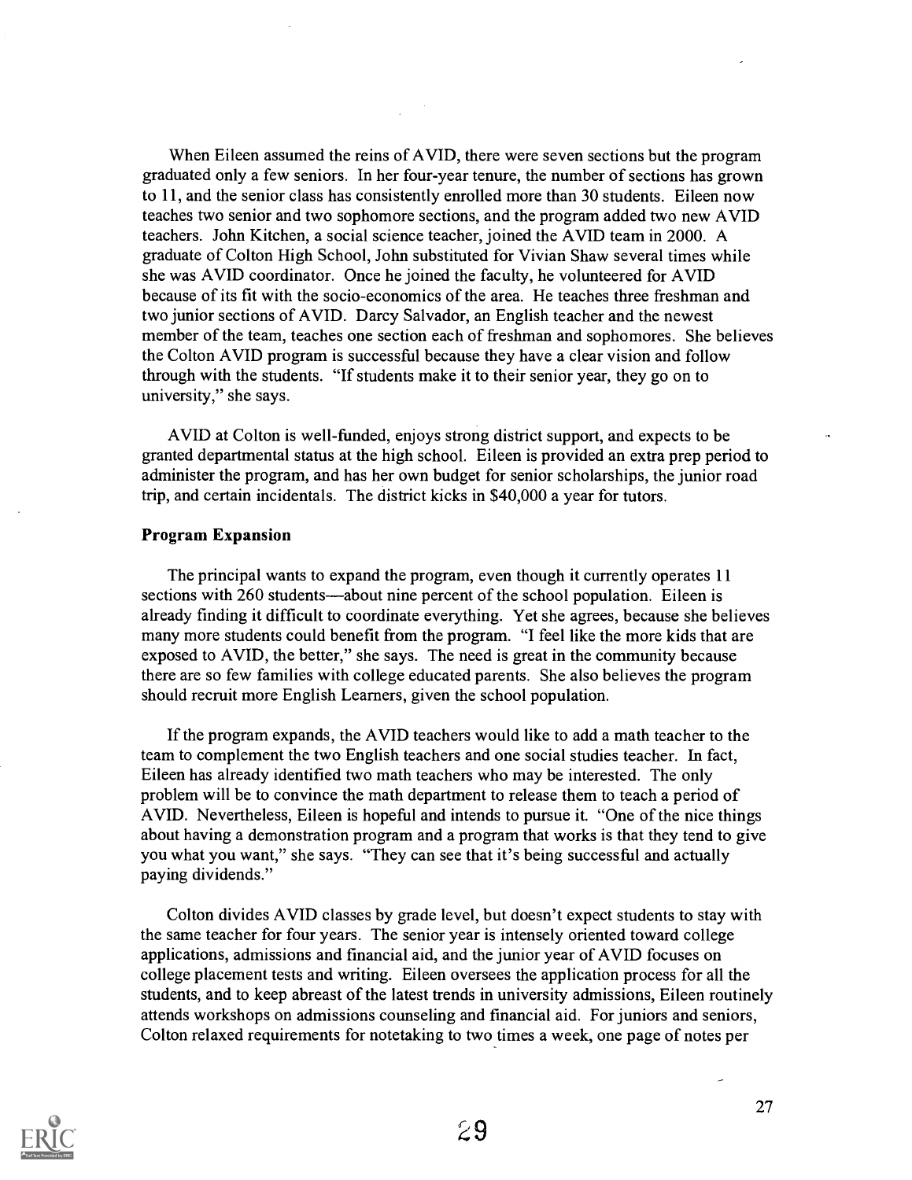When Eileen assumed the reins of AVID, there were seven sections but the program graduated only a few seniors. In her four-year tenure, the number of sections has grown to 11, and the senior class has consistently enrolled more than 30 students. Eileen now teaches two senior and two sophomore sections, and the program added two new AVID teachers. John Kitchen, a social science teacher, joined the AVID team in 2000. A graduate of Colton High School, John substituted for Vivian Shaw several times while she was AVID coordinator. Once he joined the faculty, he volunteered for AVID because of its fit with the socio-economics of the area. He teaches three freshman and two junior sections of AVID. Darcy Salvador, an English teacher and the newest member of the team, teaches one section each of freshman and sophomores. She believes the Colton AVID program is successful because they have a clear vision and follow through with the students. "If students make it to their senior year, they go on to university," she says.

AVID at Colton is well-funded, enjoys strong district support, and expects to be granted departmental status at the high school. Eileen is provided an extra prep period to administer the program, and has her own budget for senior scholarships, the junior road trip, and certain incidentals. The district kicks in $40,000 a year for tutors.

### Program Expansion

The principal wants to expand the program, even though it currently operates 11 sections with 260 students—about nine percent of the school population. Eileen is already finding it difficult to coordinate everything. Yet she agrees, because she believes many more students could benefit from the program. "I feel like the more kids that are exposed to AVID, the better," she says. The need is great in the community because there are so few families with college educated parents. She also believes the program should recruit more English Learners, given the school population.

If the program expands, the AVID teachers would like to add a math teacher to the team to complement the two English teachers and one social studies teacher. In fact, Eileen has already identified two math teachers who may be interested. The only problem will be to convince the math department to release them to teach a period of AVID. Nevertheless, Eileen is hopeful and intends to pursue it. "One of the nice things about having a demonstration program and a program that works is that they tend to give you what you want," she says. "They can see that it's being successful and actually paying dividends."

Colton divides AVID classes by grade level, but doesn't expect students to stay with the same teacher for four years. The senior year is intensely oriented toward college applications, admissions and financial aid, and the junior year of AVID focuses on college placement tests and writing. Eileen oversees the application process for all the students, and to keep abreast of the latest trends in university admissions, Eileen routinely attends workshops on admissions counseling and financial aid. For juniors and seniors, Colton relaxed requirements for notetaking to two times a week, one page of notes per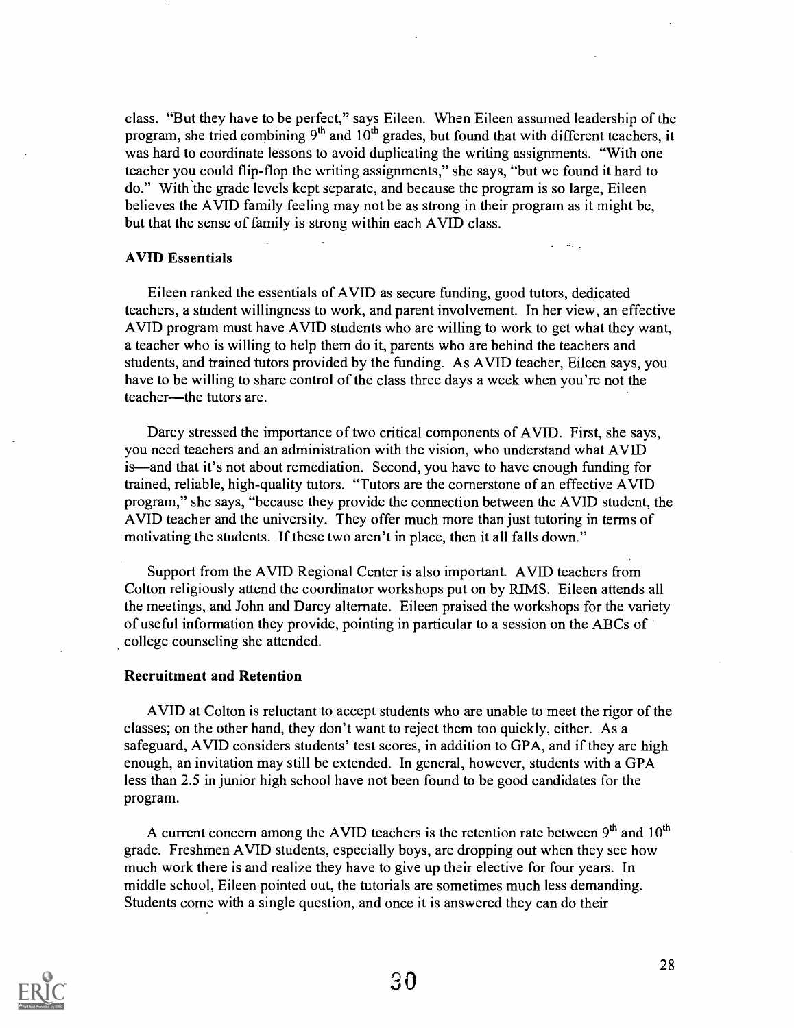class. "But they have to be perfect," says Eileen. When Eileen assumed leadership of the program, she tried combining 9th and 10th grades, but found that with different teachers, it was hard to coordinate lessons to avoid duplicating the writing assignments. "With one teacher you could flip-flop the writing assignments," she says, "but we found it hard to do." With the grade levels kept separate, and because the program is so large, Eileen believes the AVID family feeling may not be as strong in their program as it might be, but that the sense of family is strong within each AVID class.

### AVID Essentials

Eileen ranked the essentials of AVID as secure funding, good tutors, dedicated teachers, a student willingness to work, and parent involvement. In her view, an effective AVID program must have AVID students who are willing to work to get what they want, a teacher who is willing to help them do it, parents who are behind the teachers and students, and trained tutors provided by the funding. As AVID teacher, Eileen says, you have to be willing to share control of the class three days a week when you're not the teacher—the tutors are.

Darcy stressed the importance of two critical components of AVID. First, she says, you need teachers and an administration with the vision, who understand what AVID is—and that it's not about remediation. Second, you have to have enough funding for trained, reliable, high-quality tutors. "Tutors are the cornerstone of an effective AVID program," she says, "because they provide the connection between the AVID student, the AVID teacher and the university. They offer much more than just tutoring in terms of motivating the students. If these two aren't in place, then it all falls down."

Support from the AVID Regional Center is also important. AVID teachers from Colton religiously attend the coordinator workshops put on by RIMS. Eileen attends all the meetings, and John and Darcy alternate. Eileen praised the workshops for the variety of useful information they provide, pointing in particular to a session on the ABCs of college counseling she attended.

### Recruitment and Retention

AVID at Colton is reluctant to accept students who are unable to meet the rigor of the classes; on the other hand, they don't want to reject them too quickly, either. As a safeguard, AVID considers students' test scores, in addition to GPA, and if they are high enough, an invitation may still be extended. In general, however, students with a GPA less than 2.5 in junior high school have not been found to be good candidates for the program.

A current concern among the AVID teachers is the retention rate between 9th and 10th grade. Freshmen AVID students, especially boys, are dropping out when they see how much work there is and realize they have to give up their elective for four years. In middle school, Eileen pointed out, the tutorials are sometimes much less demanding. Students come with a single question, and once it is answered they can do their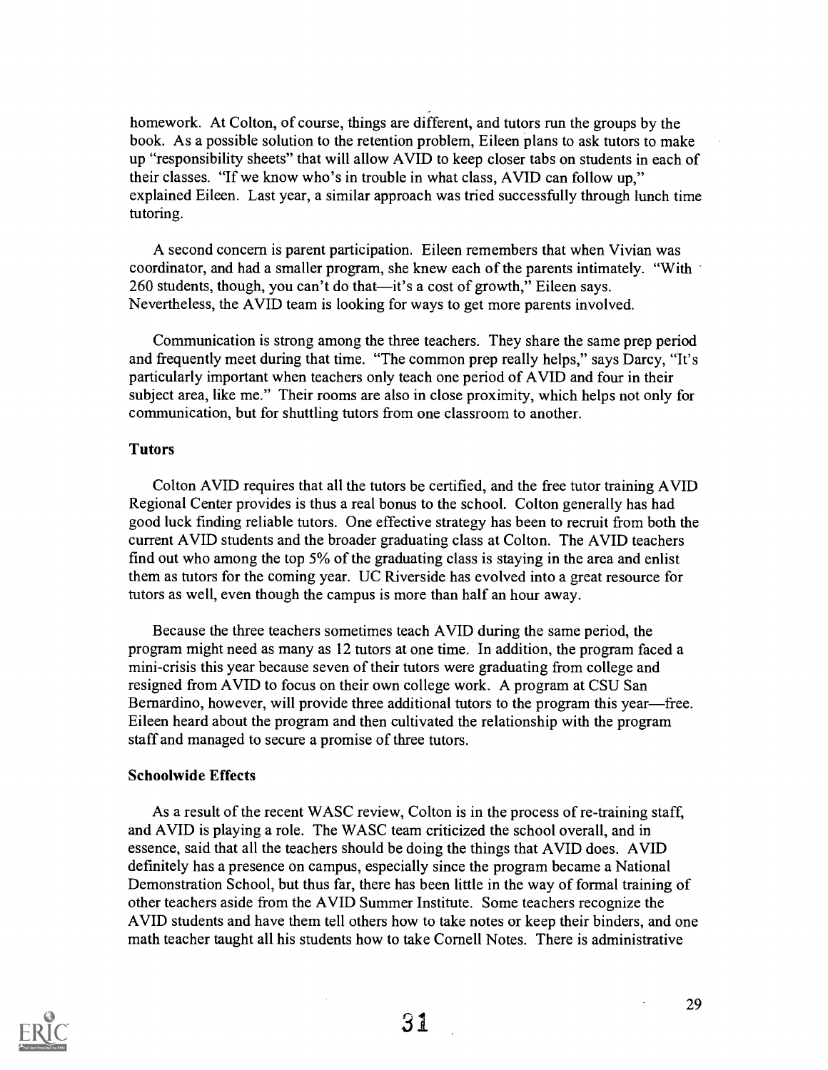homework. At Colton, of course, things are different, and tutors run the groups by the book. As a possible solution to the retention problem, Eileen plans to ask tutors to make up "responsibility sheets" that will allow AVID to keep closer tabs on students in each of their classes. "If we know who's in trouble in what class, AVID can follow up," explained Eileen. Last year, a similar approach was tried successfully through lunch time tutoring.

A second concern is parent participation. Eileen remembers that when Vivian was coordinator, and had a smaller program, she knew each of the parents intimately. "With 260 students, though, you can't do that—it's a cost of growth," Eileen says. Nevertheless, the AVID team is looking for ways to get more parents involved.

Communication is strong among the three teachers. They share the same prep period and frequently meet during that time. "The common prep really helps," says Darcy, "It's particularly important when teachers only teach one period of AVID and four in their subject area, like me." Their rooms are also in close proximity, which helps not only for communication, but for shuttling tutors from one classroom to another.

### Tutors

Colton AVID requires that all the tutors be certified, and the free tutor training AVID Regional Center provides is thus a real bonus to the school. Colton generally has had good luck finding reliable tutors. One effective strategy has been to recruit from both the current AVID students and the broader graduating class at Colton. The AVID teachers find out who among the top 5% of the graduating class is staying in the area and enlist them as tutors for the coming year. UC Riverside has evolved into a great resource for tutors as well, even though the campus is more than half an hour away.

Because the three teachers sometimes teach AVID during the same period, the program might need as many as 12 tutors at one time. In addition, the program faced a mini-crisis this year because seven of their tutors were graduating from college and resigned from AVID to focus on their own college work. A program at CSU San Bernardino, however, will provide three additional tutors to the program this year—free. Eileen heard about the program and then cultivated the relationship with the program staff and managed to secure a promise of three tutors.

### Schoolwide Effects

As a result of the recent WASC review, Colton is in the process of re-training staff, and AVID is playing a role. The WASC team criticized the school overall, and in essence, said that all the teachers should be doing the things that AVID does. AVID definitely has a presence on campus, especially since the program became a National Demonstration School, but thus far, there has been little in the way of formal training of other teachers aside from the AVID Summer Institute. Some teachers recognize the AVID students and have them tell others how to take notes or keep their binders, and one math teacher taught all his students how to take Cornell Notes. There is administrative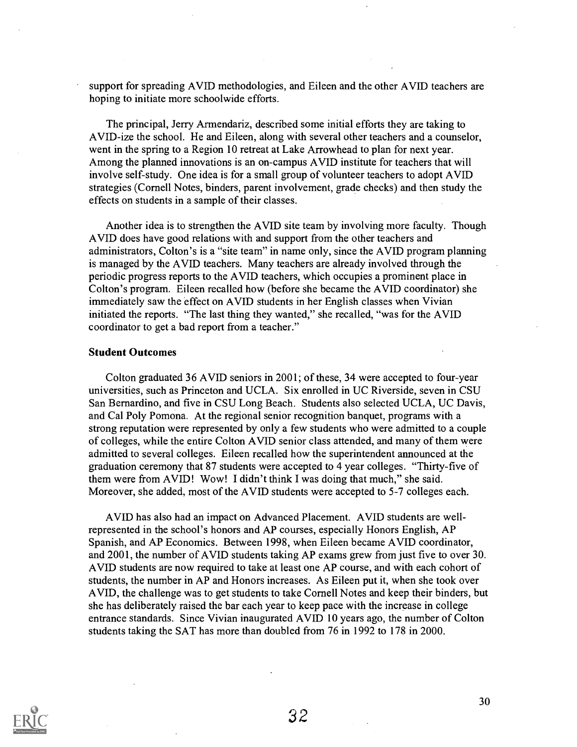support for spreading AVID methodologies, and Eileen and the other AVID teachers are hoping to initiate more schoolwide efforts.

The principal, Jerry Armendariz, described some initial efforts they are taking to AVID-ize the school. He and Eileen, along with several other teachers and a counselor, went in the spring to a Region 10 retreat at Lake Arrowhead to plan for next year. Among the planned innovations is an on-campus AVID institute for teachers that will involve self-study. One idea is for a small group of volunteer teachers to adopt AVID strategies (Cornell Notes, binders, parent involvement, grade checks) and then study the effects on students in a sample of their classes.

Another idea is to strengthen the AVID site team by involving more faculty. Though AVID does have good relations with and support from the other teachers and administrators, Colton's is a "site team" in name only, since the AVID program planning is managed by the AVID teachers. Many teachers are already involved through the periodic progress reports to the AVID teachers, which occupies a prominent place in Colton's program. Eileen recalled how (before she became the AVID coordinator) she immediately saw the effect on AVID students in her English classes when Vivian initiated the reports. "The last thing they wanted," she recalled, "was for the AVID coordinator to get a bad report from a teacher."

**Student Outcomes**

Colton graduated 36 AVID seniors in 2001; of these, 34 were accepted to four-year universities, such as Princeton and UCLA. Six enrolled in UC Riverside, seven in CSU San Bernardino, and five in CSU Long Beach. Students also selected UCLA, UC Davis, and Cal Poly Pomona. At the regional senior recognition banquet, programs with a strong reputation were represented by only a few students who were admitted to a couple of colleges, while the entire Colton AVID senior class attended, and many of them were admitted to several colleges. Eileen recalled how the superintendent announced at the graduation ceremony that 87 students were accepted to 4 year colleges. "Thirty-five of them were from AVID! Wow! I didn't think I was doing that much," she said. Moreover, she added, most of the AVID students were accepted to 5-7 colleges each.

AVID has also had an impact on Advanced Placement. AVID students are well-represented in the school's honors and AP courses, especially Honors English, AP Spanish, and AP Economics. Between 1998, when Eileen became AVID coordinator, and 2001, the number of AVID students taking AP exams grew from just five to over 30. AVID students are now required to take at least one AP course, and with each cohort of students, the number in AP and Honors increases. As Eileen put it, when she took over AVID, the challenge was to get students to take Cornell Notes and keep their binders, but she has deliberately raised the bar each year to keep pace with the increase in college entrance standards. Since Vivian inaugurated AVID 10 years ago, the number of Colton students taking the SAT has more than doubled from 76 in 1992 to 178 in 2000.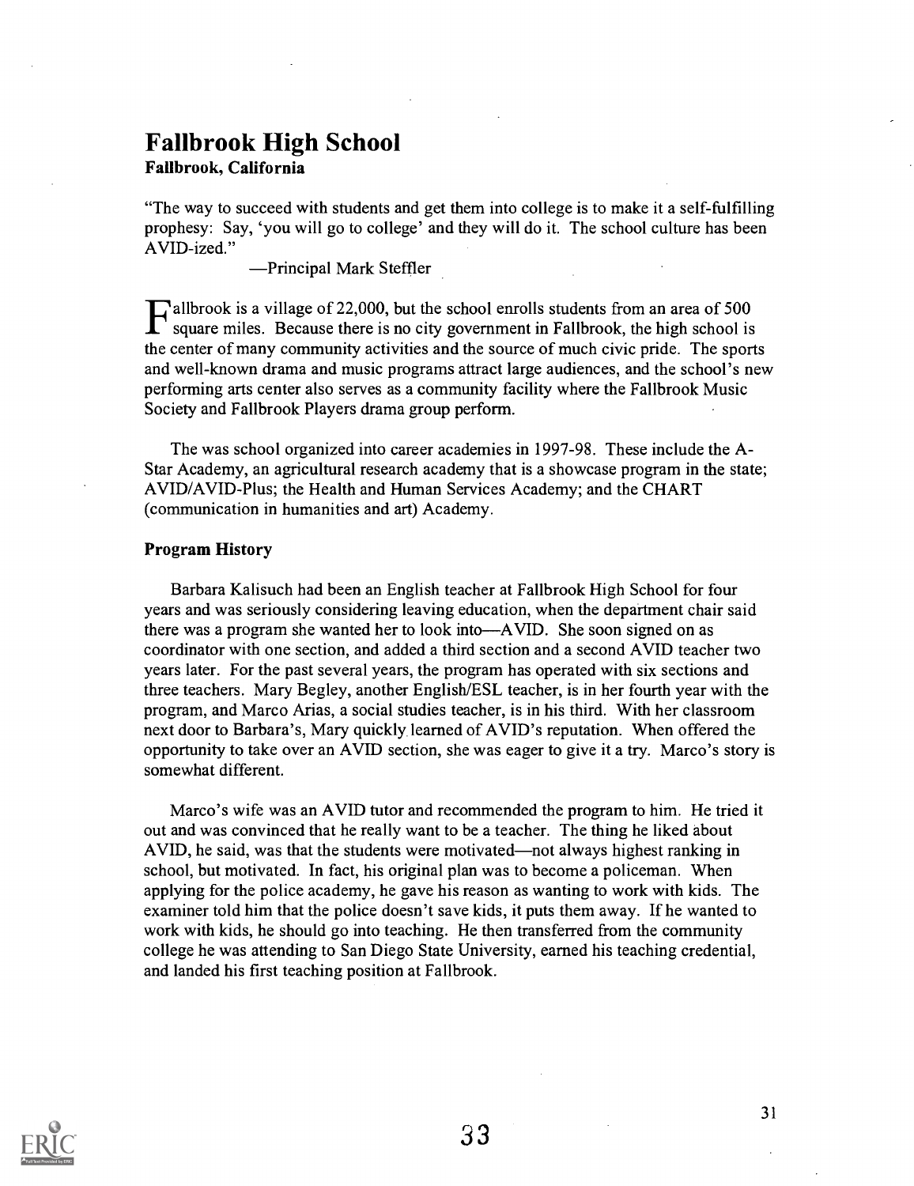# Fallbrook High School

**Fallbrook, California**

"The way to succeed with students and get them into college is to make it a self-fulfilling prophesy: Say, 'you will go to college' and they will do it. The school culture has been AVID-ized."

—Principal Mark Steffler

Fallbrook is a village of 22,000, but the school enrolls students from an area of 500 square miles. Because there is no city government in Fallbrook, the high school is the center of many community activities and the source of much civic pride. The sports and well-known drama and music programs attract large audiences, and the school's new performing arts center also serves as a community facility where the Fallbrook Music Society and Fallbrook Players drama group perform.

The was school organized into career academies in 1997-98. These include the A-Star Academy, an agricultural research academy that is a showcase program in the state; AVID/AVID-Plus; the Health and Human Services Academy; and the CHART (communication in humanities and art) Academy.

### Program History

Barbara Kalisuch had been an English teacher at Fallbrook High School for four years and was seriously considering leaving education, when the department chair said there was a program she wanted her to look into—AVID. She soon signed on as coordinator with one section, and added a third section and a second AVID teacher two years later. For the past several years, the program has operated with six sections and three teachers. Mary Begley, another English/ESL teacher, is in her fourth year with the program, and Marco Arias, a social studies teacher, is in his third. With her classroom next door to Barbara's, Mary quickly learned of AVID's reputation. When offered the opportunity to take over an AVID section, she was eager to give it a try. Marco's story is somewhat different.

Marco's wife was an AVID tutor and recommended the program to him. He tried it out and was convinced that he really want to be a teacher. The thing he liked about AVID, he said, was that the students were motivated—not always highest ranking in school, but motivated. In fact, his original plan was to become a policeman. When applying for the police academy, he gave his reason as wanting to work with kids. The examiner told him that the police doesn't save kids, it puts them away. If he wanted to work with kids, he should go into teaching. He then transferred from the community college he was attending to San Diego State University, earned his teaching credential, and landed his first teaching position at Fallbrook.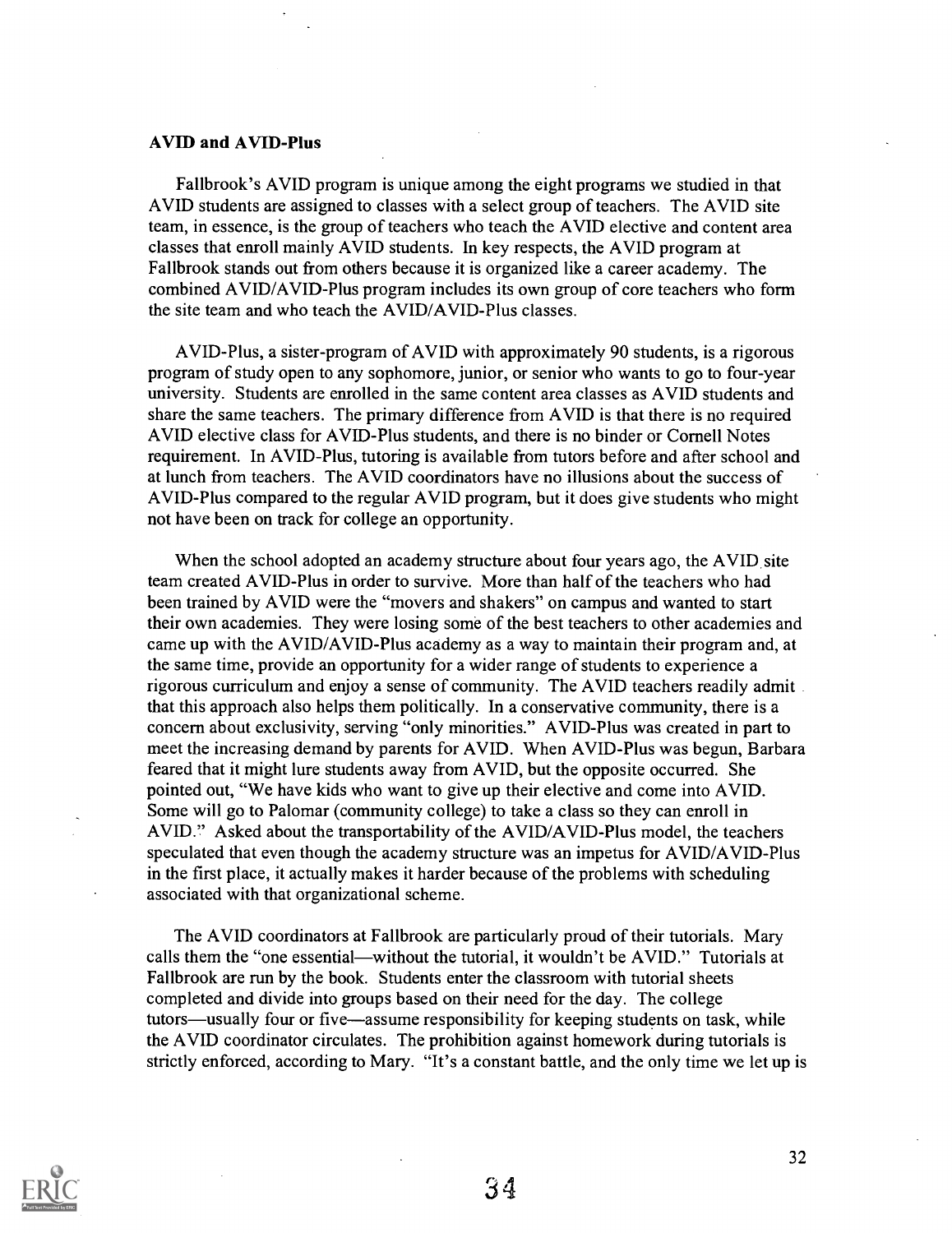### AVID and AVID-Plus

Fallbrook's AVID program is unique among the eight programs we studied in that AVID students are assigned to classes with a select group of teachers. The AVID site team, in essence, is the group of teachers who teach the AVID elective and content area classes that enroll mainly AVID students. In key respects, the AVID program at Fallbrook stands out from others because it is organized like a career academy. The combined AVID/AVID-Plus program includes its own group of core teachers who form the site team and who teach the AVID/AVID-Plus classes.

AVID-Plus, a sister-program of AVID with approximately 90 students, is a rigorous program of study open to any sophomore, junior, or senior who wants to go to four-year university. Students are enrolled in the same content area classes as AVID students and share the same teachers. The primary difference from AVID is that there is no required AVID elective class for AVID-Plus students, and there is no binder or Cornell Notes requirement. In AVID-Plus, tutoring is available from tutors before and after school and at lunch from teachers. The AVID coordinators have no illusions about the success of AVID-Plus compared to the regular AVID program, but it does give students who might not have been on track for college an opportunity.

When the school adopted an academy structure about four years ago, the AVID site team created AVID-Plus in order to survive. More than half of the teachers who had been trained by AVID were the "movers and shakers" on campus and wanted to start their own academies. They were losing some of the best teachers to other academies and came up with the AVID/AVID-Plus academy as a way to maintain their program and, at the same time, provide an opportunity for a wider range of students to experience a rigorous curriculum and enjoy a sense of community. The AVID teachers readily admit that this approach also helps them politically. In a conservative community, there is a concern about exclusivity, serving "only minorities." AVID-Plus was created in part to meet the increasing demand by parents for AVID. When AVID-Plus was begun, Barbara feared that it might lure students away from AVID, but the opposite occurred. She pointed out, "We have kids who want to give up their elective and come into AVID. Some will go to Palomar (community college) to take a class so they can enroll in AVID." Asked about the transportability of the AVID/AVID-Plus model, the teachers speculated that even though the academy structure was an impetus for AVID/AVID-Plus in the first place, it actually makes it harder because of the problems with scheduling associated with that organizational scheme.

The AVID coordinators at Fallbrook are particularly proud of their tutorials. Mary calls them the "one essential—without the tutorial, it wouldn't be AVID." Tutorials at Fallbrook are run by the book. Students enter the classroom with tutorial sheets completed and divide into groups based on their need for the day. The college tutors—usually four or five—assume responsibility for keeping students on task, while the AVID coordinator circulates. The prohibition against homework during tutorials is strictly enforced, according to Mary. "It's a constant battle, and the only time we let up is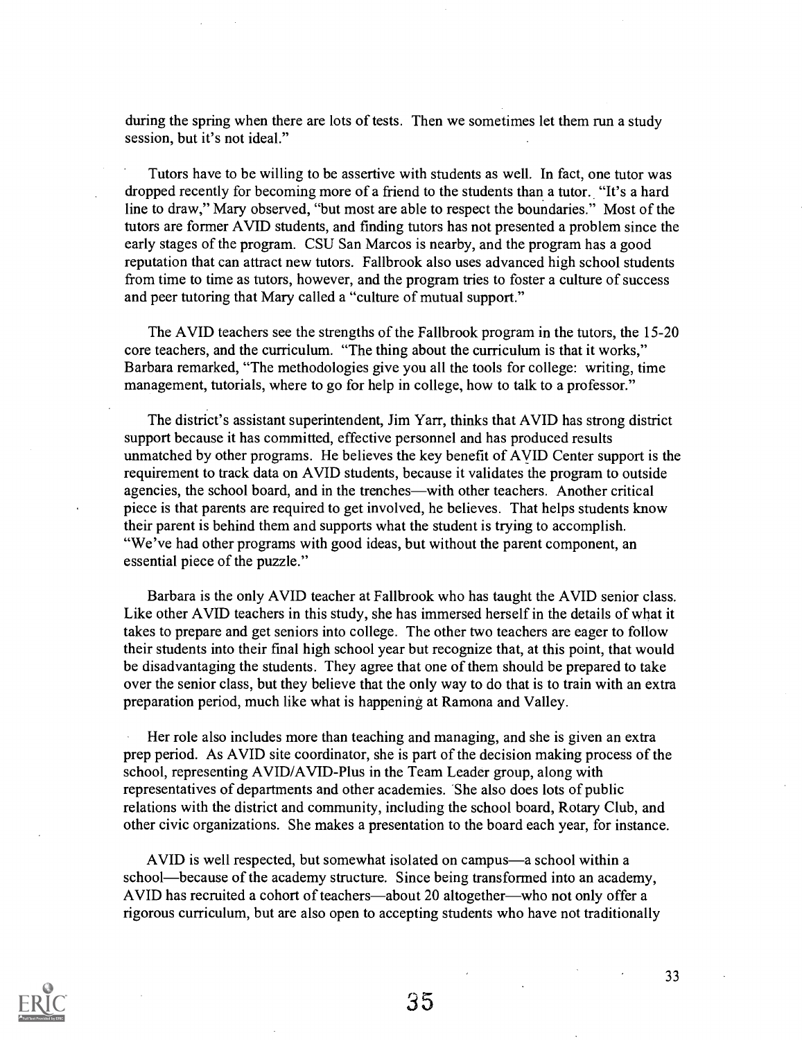during the spring when there are lots of tests. Then we sometimes let them run a study session, but it's not ideal."

Tutors have to be willing to be assertive with students as well. In fact, one tutor was dropped recently for becoming more of a friend to the students than a tutor. "It's a hard line to draw," Mary observed, "but most are able to respect the boundaries." Most of the tutors are former AVID students, and finding tutors has not presented a problem since the early stages of the program. CSU San Marcos is nearby, and the program has a good reputation that can attract new tutors. Fallbrook also uses advanced high school students from time to time as tutors, however, and the program tries to foster a culture of success and peer tutoring that Mary called a "culture of mutual support."

The AVID teachers see the strengths of the Fallbrook program in the tutors, the 15-20 core teachers, and the curriculum. "The thing about the curriculum is that it works," Barbara remarked, "The methodologies give you all the tools for college: writing, time management, tutorials, where to go for help in college, how to talk to a professor."

The district's assistant superintendent, Jim Yarr, thinks that AVID has strong district support because it has committed, effective personnel and has produced results unmatched by other programs. He believes the key benefit of AVID Center support is the requirement to track data on AVID students, because it validates the program to outside agencies, the school board, and in the trenches—with other teachers. Another critical piece is that parents are required to get involved, he believes. That helps students know their parent is behind them and supports what the student is trying to accomplish. "We've had other programs with good ideas, but without the parent component, an essential piece of the puzzle."

Barbara is the only AVID teacher at Fallbrook who has taught the AVID senior class. Like other AVID teachers in this study, she has immersed herself in the details of what it takes to prepare and get seniors into college. The other two teachers are eager to follow their students into their final high school year but recognize that, at this point, that would be disadvantaging the students. They agree that one of them should be prepared to take over the senior class, but they believe that the only way to do that is to train with an extra preparation period, much like what is happening at Ramona and Valley.

Her role also includes more than teaching and managing, and she is given an extra prep period. As AVID site coordinator, she is part of the decision making process of the school, representing AVID/AVID-Plus in the Team Leader group, along with representatives of departments and other academies. She also does lots of public relations with the district and community, including the school board, Rotary Club, and other civic organizations. She makes a presentation to the board each year, for instance.

AVID is well respected, but somewhat isolated on campus—a school within a school—because of the academy structure. Since being transformed into an academy, AVID has recruited a cohort of teachers—about 20 altogether—who not only offer a rigorous curriculum, but are also open to accepting students who have not traditionally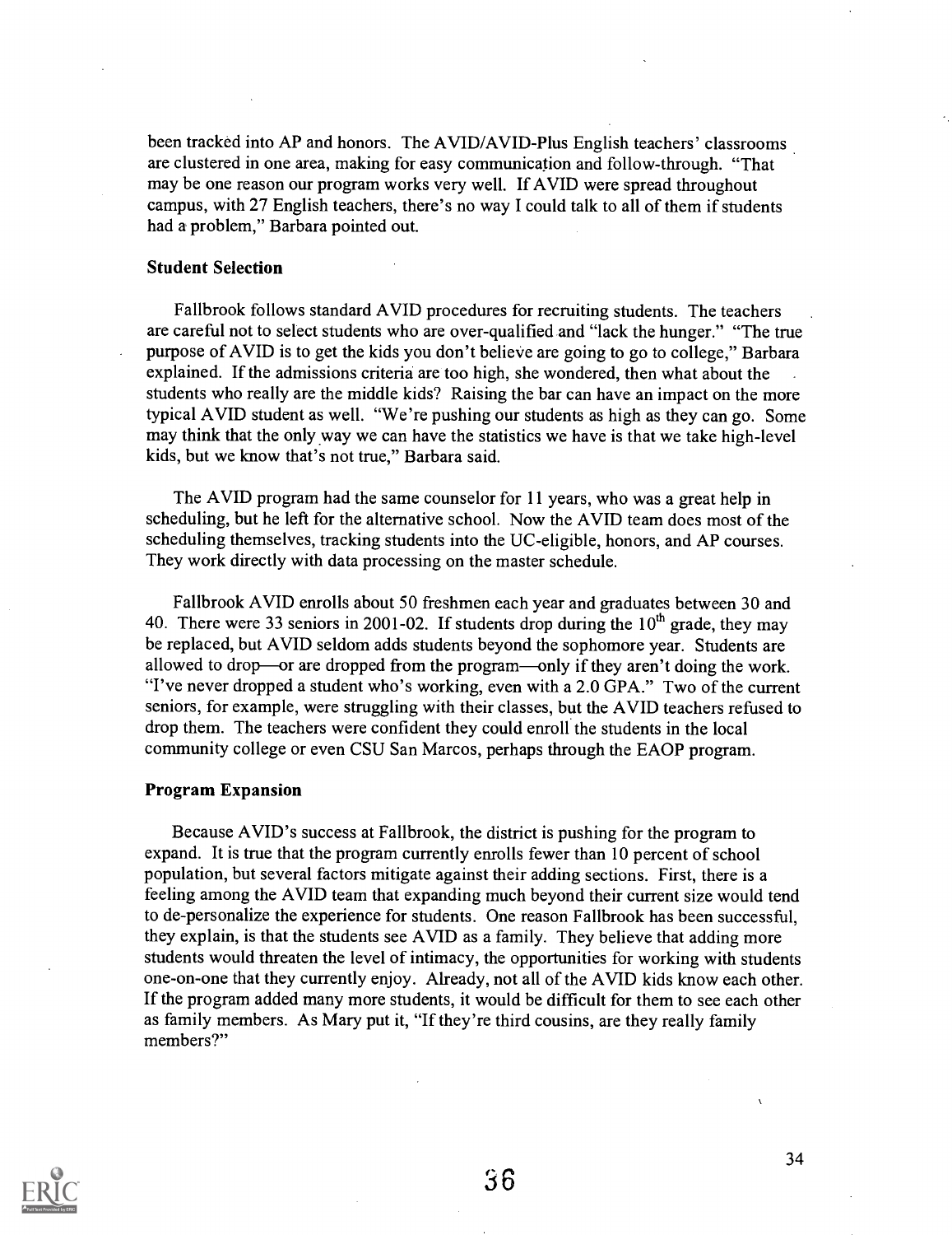been tracked into AP and honors. The AVID/AVID-Plus English teachers' classrooms are clustered in one area, making for easy communication and follow-through. "That may be one reason our program works very well. If AVID were spread throughout campus, with 27 English teachers, there's no way I could talk to all of them if students had a problem," Barbara pointed out.

### Student Selection

Fallbrook follows standard AVID procedures for recruiting students. The teachers are careful not to select students who are over-qualified and "lack the hunger." "The true purpose of AVID is to get the kids you don't believe are going to go to college," Barbara explained. If the admissions criteria are too high, she wondered, then what about the students who really are the middle kids? Raising the bar can have an impact on the more typical AVID student as well. "We're pushing our students as high as they can go. Some may think that the only way we can have the statistics we have is that we take high-level kids, but we know that's not true," Barbara said.

The AVID program had the same counselor for 11 years, who was a great help in scheduling, but he left for the alternative school. Now the AVID team does most of the scheduling themselves, tracking students into the UC-eligible, honors, and AP courses. They work directly with data processing on the master schedule.

Fallbrook AVID enrolls about 50 freshmen each year and graduates between 30 and 40. There were 33 seniors in 2001-02. If students drop during the 10th grade, they may be replaced, but AVID seldom adds students beyond the sophomore year. Students are allowed to drop—or are dropped from the program—only if they aren't doing the work. "I've never dropped a student who's working, even with a 2.0 GPA." Two of the current seniors, for example, were struggling with their classes, but the AVID teachers refused to drop them. The teachers were confident they could enroll the students in the local community college or even CSU San Marcos, perhaps through the EAOP program.

### Program Expansion

Because AVID's success at Fallbrook, the district is pushing for the program to expand. It is true that the program currently enrolls fewer than 10 percent of school population, but several factors mitigate against their adding sections. First, there is a feeling among the AVID team that expanding much beyond their current size would tend to de-personalize the experience for students. One reason Fallbrook has been successful, they explain, is that the students see AVID as a family. They believe that adding more students would threaten the level of intimacy, the opportunities for working with students one-on-one that they currently enjoy. Already, not all of the AVID kids know each other. If the program added many more students, it would be difficult for them to see each other as family members. As Mary put it, "If they're third cousins, are they really family members?"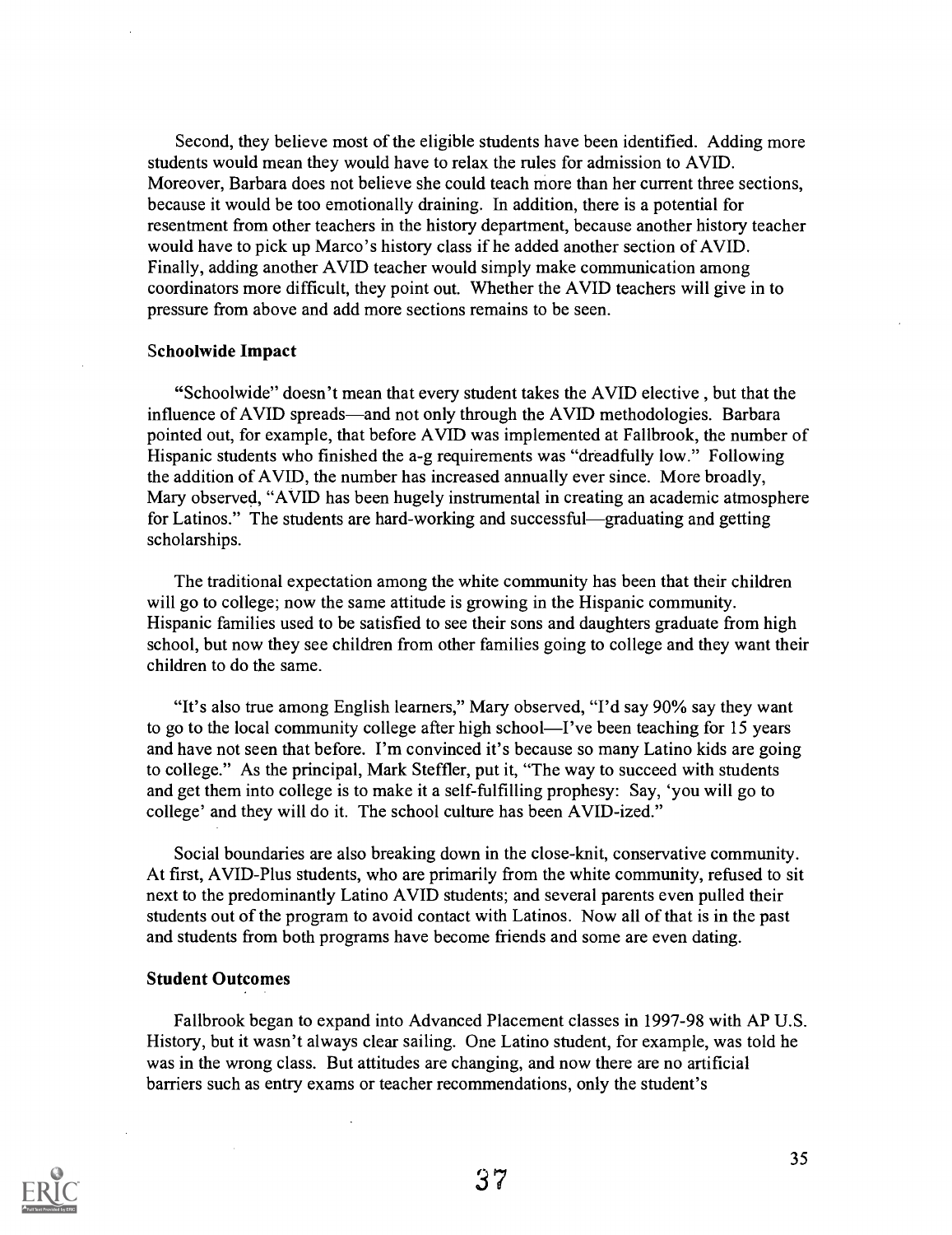Second, they believe most of the eligible students have been identified. Adding more students would mean they would have to relax the rules for admission to AVID. Moreover, Barbara does not believe she could teach more than her current three sections, because it would be too emotionally draining. In addition, there is a potential for resentment from other teachers in the history department, because another history teacher would have to pick up Marco's history class if he added another section of AVID. Finally, adding another AVID teacher would simply make communication among coordinators more difficult, they point out. Whether the AVID teachers will give in to pressure from above and add more sections remains to be seen.

### Schoolwide Impact

"Schoolwide" doesn't mean that every student takes the AVID elective , but that the influence of AVID spreads—and not only through the AVID methodologies. Barbara pointed out, for example, that before AVID was implemented at Fallbrook, the number of Hispanic students who finished the a-g requirements was "dreadfully low." Following the addition of AVID, the number has increased annually ever since. More broadly, Mary observed, "AVID has been hugely instrumental in creating an academic atmosphere for Latinos." The students are hard-working and successful—graduating and getting scholarships.

The traditional expectation among the white community has been that their children will go to college; now the same attitude is growing in the Hispanic community. Hispanic families used to be satisfied to see their sons and daughters graduate from high school, but now they see children from other families going to college and they want their children to do the same.

"It's also true among English learners," Mary observed, "I'd say 90% say they want to go to the local community college after high school—I've been teaching for 15 years and have not seen that before. I'm convinced it's because so many Latino kids are going to college." As the principal, Mark Steffler, put it, "The way to succeed with students and get them into college is to make it a self-fulfilling prophesy: Say, 'you will go to college' and they will do it. The school culture has been AVID-ized."

Social boundaries are also breaking down in the close-knit, conservative community. At first, AVID-Plus students, who are primarily from the white community, refused to sit next to the predominantly Latino AVID students; and several parents even pulled their students out of the program to avoid contact with Latinos. Now all of that is in the past and students from both programs have become friends and some are even dating.

### Student Outcomes

Fallbrook began to expand into Advanced Placement classes in 1997-98 with AP U.S. History, but it wasn't always clear sailing. One Latino student, for example, was told he was in the wrong class. But attitudes are changing, and now there are no artificial barriers such as entry exams or teacher recommendations, only the student's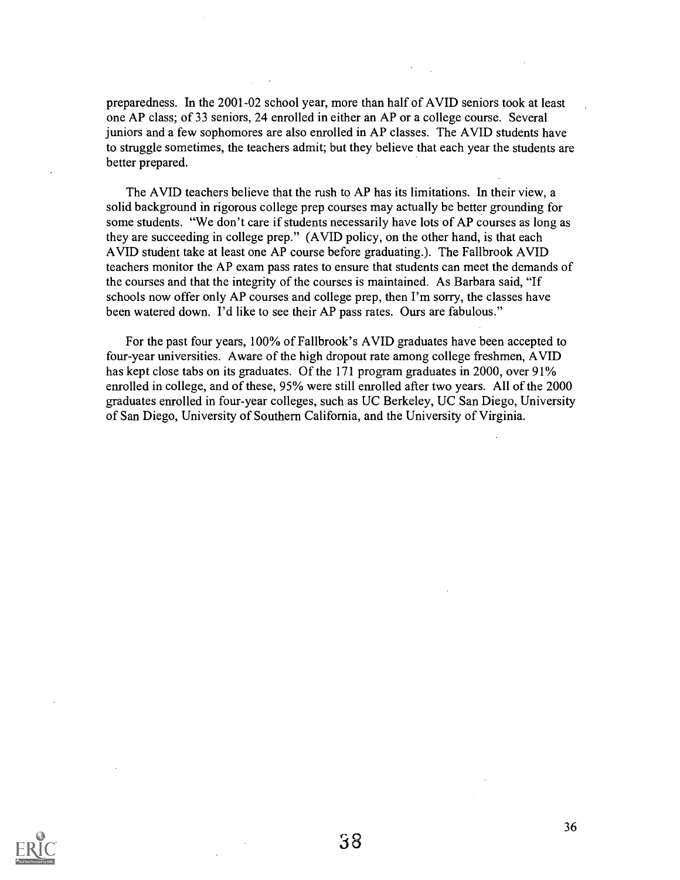preparedness. In the 2001-02 school year, more than half of AVID seniors took at least one AP class; of 33 seniors, 24 enrolled in either an AP or a college course. Several juniors and a few sophomores are also enrolled in AP classes. The AVID students have to struggle sometimes, the teachers admit; but they believe that each year the students are better prepared.

The AVID teachers believe that the rush to AP has its limitations. In their view, a solid background in rigorous college prep courses may actually be better grounding for some students. "We don't care if students necessarily have lots of AP courses as long as they are succeeding in college prep." (AVID policy, on the other hand, is that each AVID student take at least one AP course before graduating.). The Fallbrook AVID teachers monitor the AP exam pass rates to ensure that students can meet the demands of the courses and that the integrity of the courses is maintained. As Barbara said, "If schools now offer only AP courses and college prep, then I'm sorry, the classes have been watered down. I'd like to see their AP pass rates. Ours are fabulous."

For the past four years, 100% of Fallbrook's AVID graduates have been accepted to four-year universities. Aware of the high dropout rate among college freshmen, AVID has kept close tabs on its graduates. Of the 171 program graduates in 2000, over 91% enrolled in college, and of these, 95% were still enrolled after two years. All of the 2000 graduates enrolled in four-year colleges, such as UC Berkeley, UC San Diego, University of San Diego, University of Southern California, and the University of Virginia.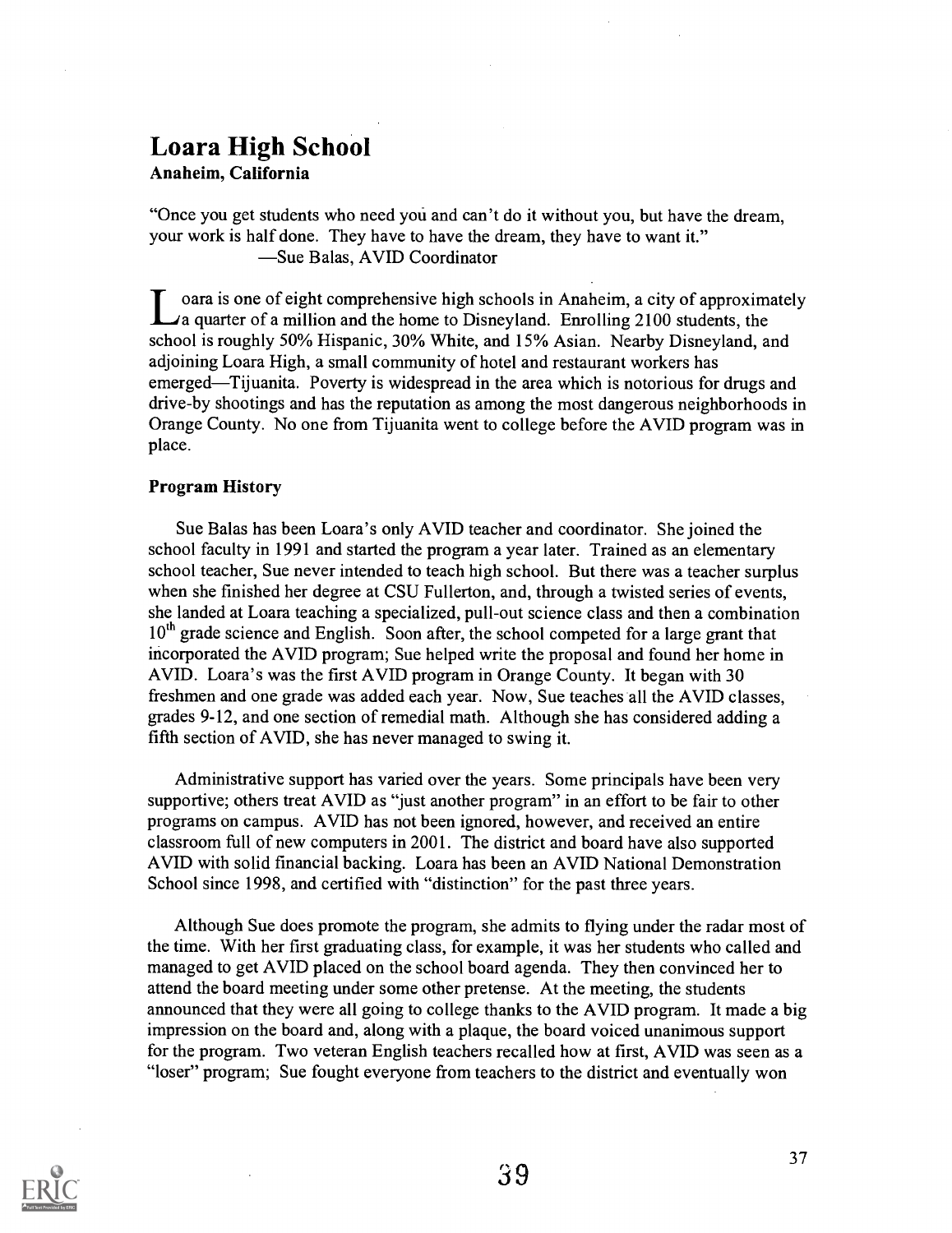## Loara High School

**Anaheim, California**

"Once you get students who need you and can't do it without you, but have the dream, your work is half done. They have to have the dream, they have to want it."
—Sue Balas, AVID Coordinator

Loara is one of eight comprehensive high schools in Anaheim, a city of approximately a quarter of a million and the home to Disneyland. Enrolling 2100 students, the school is roughly 50% Hispanic, 30% White, and 15% Asian. Nearby Disneyland, and adjoining Loara High, a small community of hotel and restaurant workers has emerged—Tijuanita. Poverty is widespread in the area which is notorious for drugs and drive-by shootings and has the reputation as among the most dangerous neighborhoods in Orange County. No one from Tijuanita went to college before the AVID program was in place.

### Program History

Sue Balas has been Loara's only AVID teacher and coordinator. She joined the school faculty in 1991 and started the program a year later. Trained as an elementary school teacher, Sue never intended to teach high school. But there was a teacher surplus when she finished her degree at CSU Fullerton, and, through a twisted series of events, she landed at Loara teaching a specialized, pull-out science class and then a combination 10th grade science and English. Soon after, the school competed for a large grant that incorporated the AVID program; Sue helped write the proposal and found her home in AVID. Loara's was the first AVID program in Orange County. It began with 30 freshmen and one grade was added each year. Now, Sue teaches all the AVID classes, grades 9-12, and one section of remedial math. Although she has considered adding a fifth section of AVID, she has never managed to swing it.

Administrative support has varied over the years. Some principals have been very supportive; others treat AVID as "just another program" in an effort to be fair to other programs on campus. AVID has not been ignored, however, and received an entire classroom full of new computers in 2001. The district and board have also supported AVID with solid financial backing. Loara has been an AVID National Demonstration School since 1998, and certified with "distinction" for the past three years.

Although Sue does promote the program, she admits to flying under the radar most of the time. With her first graduating class, for example, it was her students who called and managed to get AVID placed on the school board agenda. They then convinced her to attend the board meeting under some other pretense. At the meeting, the students announced that they were all going to college thanks to the AVID program. It made a big impression on the board and, along with a plaque, the board voiced unanimous support for the program. Two veteran English teachers recalled how at first, AVID was seen as a "loser" program; Sue fought everyone from teachers to the district and eventually won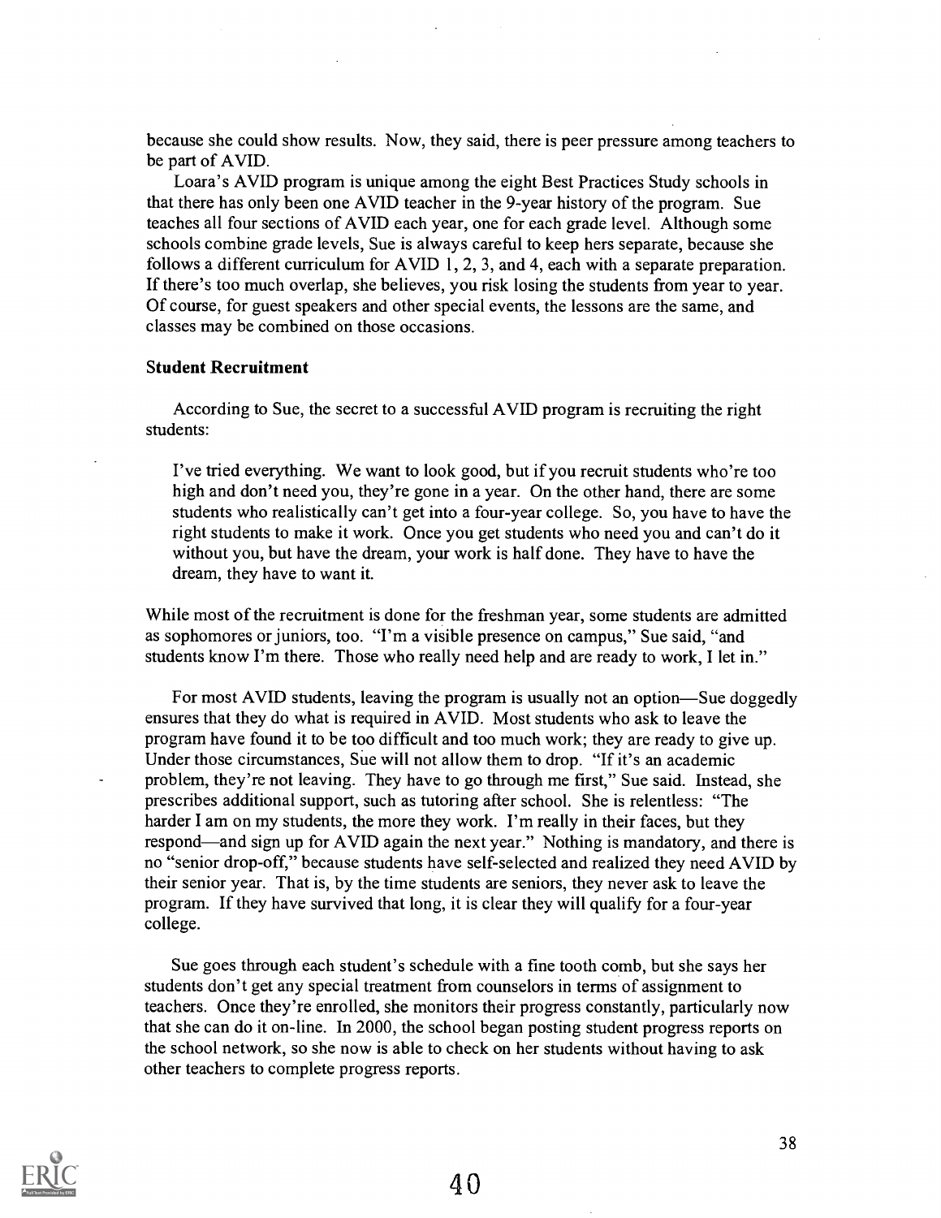because she could show results. Now, they said, there is peer pressure among teachers to be part of AVID.

Loara's AVID program is unique among the eight Best Practices Study schools in that there has only been one AVID teacher in the 9-year history of the program. Sue teaches all four sections of AVID each year, one for each grade level. Although some schools combine grade levels, Sue is always careful to keep hers separate, because she follows a different curriculum for AVID 1, 2, 3, and 4, each with a separate preparation. If there's too much overlap, she believes, you risk losing the students from year to year. Of course, for guest speakers and other special events, the lessons are the same, and classes may be combined on those occasions.

### Student Recruitment

According to Sue, the secret to a successful AVID program is recruiting the right students:

> I've tried everything. We want to look good, but if you recruit students who're too high and don't need you, they're gone in a year. On the other hand, there are some students who realistically can't get into a four-year college. So, you have to have the right students to make it work. Once you get students who need you and can't do it without you, but have the dream, your work is half done. They have to have the dream, they have to want it.

While most of the recruitment is done for the freshman year, some students are admitted as sophomores or juniors, too. "I'm a visible presence on campus," Sue said, "and students know I'm there. Those who really need help and are ready to work, I let in."

For most AVID students, leaving the program is usually not an option—Sue doggedly ensures that they do what is required in AVID. Most students who ask to leave the program have found it to be too difficult and too much work; they are ready to give up. Under those circumstances, Sue will not allow them to drop. "If it's an academic problem, they're not leaving. They have to go through me first," Sue said. Instead, she prescribes additional support, such as tutoring after school. She is relentless: "The harder I am on my students, the more they work. I'm really in their faces, but they respond—and sign up for AVID again the next year." Nothing is mandatory, and there is no "senior drop-off," because students have self-selected and realized they need AVID by their senior year. That is, by the time students are seniors, they never ask to leave the program. If they have survived that long, it is clear they will qualify for a four-year college.

Sue goes through each student's schedule with a fine tooth comb, but she says her students don't get any special treatment from counselors in terms of assignment to teachers. Once they're enrolled, she monitors their progress constantly, particularly now that she can do it on-line. In 2000, the school began posting student progress reports on the school network, so she now is able to check on her students without having to ask other teachers to complete progress reports.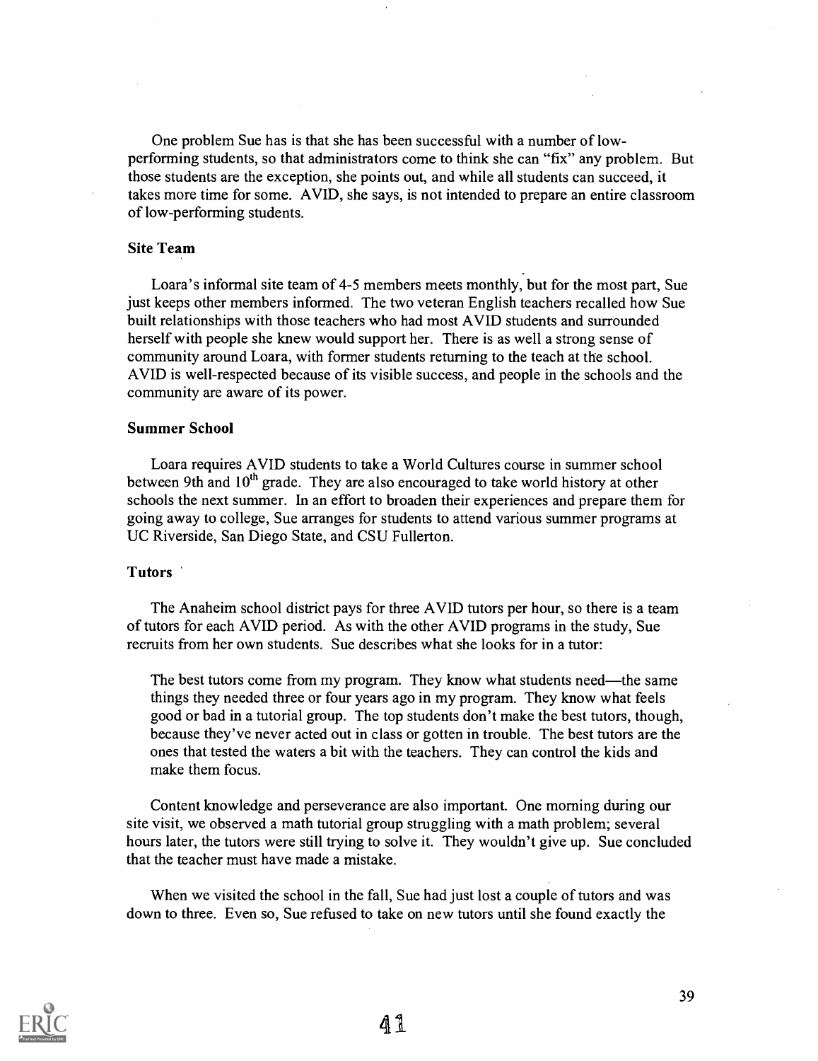One problem Sue has is that she has been successful with a number of low-performing students, so that administrators come to think she can "fix" any problem. But those students are the exception, she points out, and while all students can succeed, it takes more time for some. AVID, she says, is not intended to prepare an entire classroom of low-performing students.

### Site Team

Loara's informal site team of 4-5 members meets monthly, but for the most part, Sue just keeps other members informed. The two veteran English teachers recalled how Sue built relationships with those teachers who had most AVID students and surrounded herself with people she knew would support her. There is as well a strong sense of community around Loara, with former students returning to the teach at the school. AVID is well-respected because of its visible success, and people in the schools and the community are aware of its power.

### Summer School

Loara requires AVID students to take a World Cultures course in summer school between 9th and 10th grade. They are also encouraged to take world history at other schools the next summer. In an effort to broaden their experiences and prepare them for going away to college, Sue arranges for students to attend various summer programs at UC Riverside, San Diego State, and CSU Fullerton.

### Tutors

The Anaheim school district pays for three AVID tutors per hour, so there is a team of tutors for each AVID period. As with the other AVID programs in the study, Sue recruits from her own students. Sue describes what she looks for in a tutor:

> The best tutors come from my program. They know what students need—the same things they needed three or four years ago in my program. They know what feels good or bad in a tutorial group. The top students don't make the best tutors, though, because they've never acted out in class or gotten in trouble. The best tutors are the ones that tested the waters a bit with the teachers. They can control the kids and make them focus.

Content knowledge and perseverance are also important. One morning during our site visit, we observed a math tutorial group struggling with a math problem; several hours later, the tutors were still trying to solve it. They wouldn't give up. Sue concluded that the teacher must have made a mistake.

When we visited the school in the fall, Sue had just lost a couple of tutors and was down to three. Even so, Sue refused to take on new tutors until she found exactly the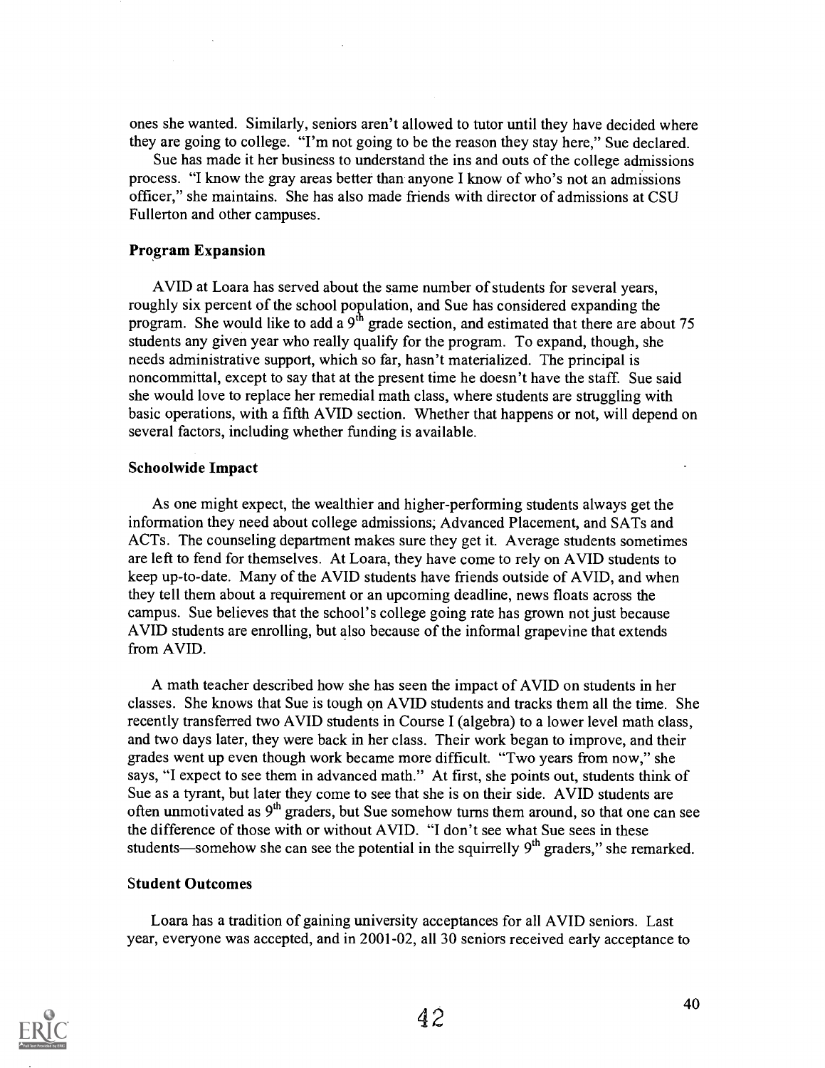ones she wanted. Similarly, seniors aren't allowed to tutor until they have decided where they are going to college. "I'm not going to be the reason they stay here," Sue declared.

Sue has made it her business to understand the ins and outs of the college admissions process. "I know the gray areas better than anyone I know of who's not an admissions officer," she maintains. She has also made friends with director of admissions at CSU Fullerton and other campuses.

### Program Expansion

AVID at Loara has served about the same number of students for several years, roughly six percent of the school population, and Sue has considered expanding the program. She would like to add a 9th grade section, and estimated that there are about 75 students any given year who really qualify for the program. To expand, though, she needs administrative support, which so far, hasn't materialized. The principal is noncommittal, except to say that at the present time he doesn't have the staff. Sue said she would love to replace her remedial math class, where students are struggling with basic operations, with a fifth AVID section. Whether that happens or not, will depend on several factors, including whether funding is available.

### Schoolwide Impact

As one might expect, the wealthier and higher-performing students always get the information they need about college admissions, Advanced Placement, and SATs and ACTs. The counseling department makes sure they get it. Average students sometimes are left to fend for themselves. At Loara, they have come to rely on AVID students to keep up-to-date. Many of the AVID students have friends outside of AVID, and when they tell them about a requirement or an upcoming deadline, news floats across the campus. Sue believes that the school's college going rate has grown not just because AVID students are enrolling, but also because of the informal grapevine that extends from AVID.

A math teacher described how she has seen the impact of AVID on students in her classes. She knows that Sue is tough on AVID students and tracks them all the time. She recently transferred two AVID students in Course I (algebra) to a lower level math class, and two days later, they were back in her class. Their work began to improve, and their grades went up even though work became more difficult. "Two years from now," she says, "I expect to see them in advanced math." At first, she points out, students think of Sue as a tyrant, but later they come to see that she is on their side. AVID students are often unmotivated as 9th graders, but Sue somehow turns them around, so that one can see the difference of those with or without AVID. "I don't see what Sue sees in these students—somehow she can see the potential in the squirrelly 9th graders," she remarked.

### Student Outcomes

Loara has a tradition of gaining university acceptances for all AVID seniors. Last year, everyone was accepted, and in 2001-02, all 30 seniors received early acceptance to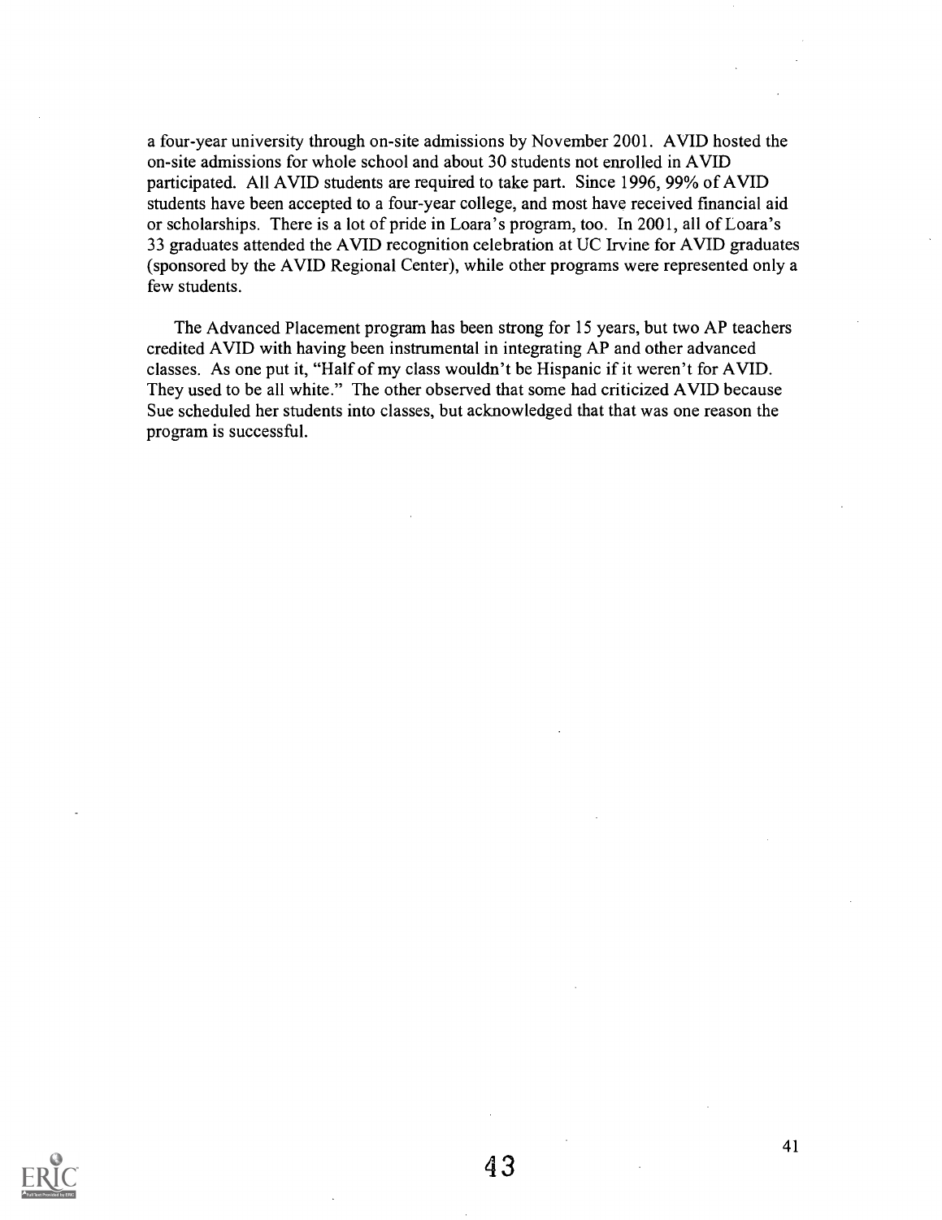a four-year university through on-site admissions by November 2001. AVID hosted the on-site admissions for whole school and about 30 students not enrolled in AVID participated. All AVID students are required to take part. Since 1996, 99% of AVID students have been accepted to a four-year college, and most have received financial aid or scholarships. There is a lot of pride in Loara's program, too. In 2001, all of Loara's 33 graduates attended the AVID recognition celebration at UC Irvine for AVID graduates (sponsored by the AVID Regional Center), while other programs were represented only a few students.

The Advanced Placement program has been strong for 15 years, but two AP teachers credited AVID with having been instrumental in integrating AP and other advanced classes. As one put it, "Half of my class wouldn't be Hispanic if it weren't for AVID. They used to be all white." The other observed that some had criticized AVID because Sue scheduled her students into classes, but acknowledged that that was one reason the program is successful.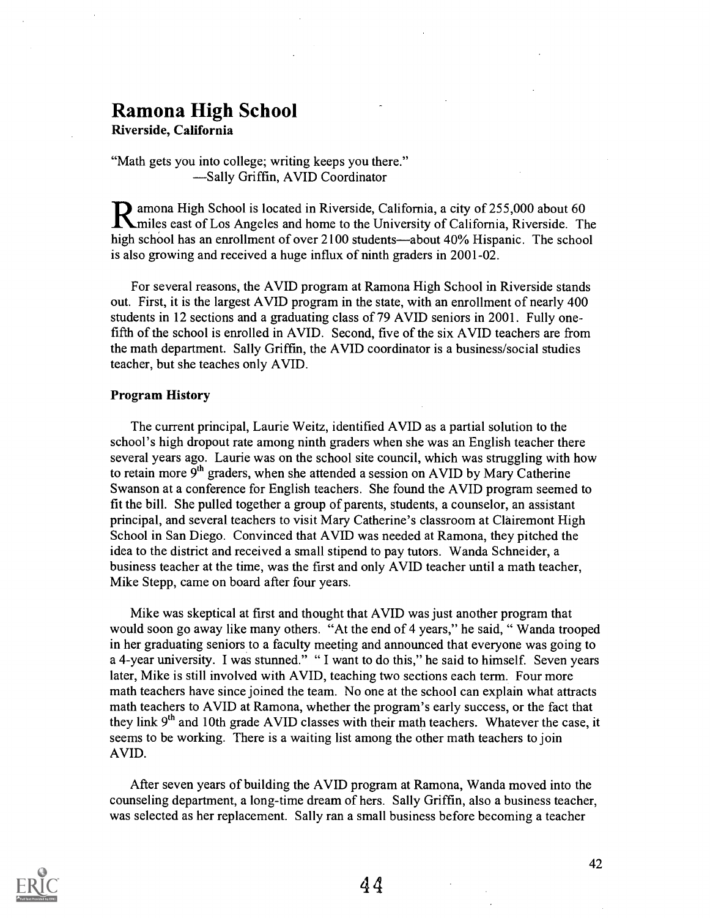# Ramona High School

**Riverside, California**

"Math gets you into college; writing keeps you there."
—Sally Griffin, AVID Coordinator

Ramona High School is located in Riverside, California, a city of 255,000 about 60 miles east of Los Angeles and home to the University of California, Riverside. The high school has an enrollment of over 2100 students—about 40% Hispanic. The school is also growing and received a huge influx of ninth graders in 2001-02.

For several reasons, the AVID program at Ramona High School in Riverside stands out. First, it is the largest AVID program in the state, with an enrollment of nearly 400 students in 12 sections and a graduating class of 79 AVID seniors in 2001. Fully one-fifth of the school is enrolled in AVID. Second, five of the six AVID teachers are from the math department. Sally Griffin, the AVID coordinator is a business/social studies teacher, but she teaches only AVID.

### Program History

The current principal, Laurie Weitz, identified AVID as a partial solution to the school's high dropout rate among ninth graders when she was an English teacher there several years ago. Laurie was on the school site council, which was struggling with how to retain more 9th graders, when she attended a session on AVID by Mary Catherine Swanson at a conference for English teachers. She found the AVID program seemed to fit the bill. She pulled together a group of parents, students, a counselor, an assistant principal, and several teachers to visit Mary Catherine's classroom at Clairemont High School in San Diego. Convinced that AVID was needed at Ramona, they pitched the idea to the district and received a small stipend to pay tutors. Wanda Schneider, a business teacher at the time, was the first and only AVID teacher until a math teacher, Mike Stepp, came on board after four years.

Mike was skeptical at first and thought that AVID was just another program that would soon go away like many others. "At the end of 4 years," he said, " Wanda trooped in her graduating seniors to a faculty meeting and announced that everyone was going to a 4-year university. I was stunned." " I want to do this," he said to himself. Seven years later, Mike is still involved with AVID, teaching two sections each term. Four more math teachers have since joined the team. No one at the school can explain what attracts math teachers to AVID at Ramona, whether the program's early success, or the fact that they link 9th and 10th grade AVID classes with their math teachers. Whatever the case, it seems to be working. There is a waiting list among the other math teachers to join AVID.

After seven years of building the AVID program at Ramona, Wanda moved into the counseling department, a long-time dream of hers. Sally Griffin, also a business teacher, was selected as her replacement. Sally ran a small business before becoming a teacher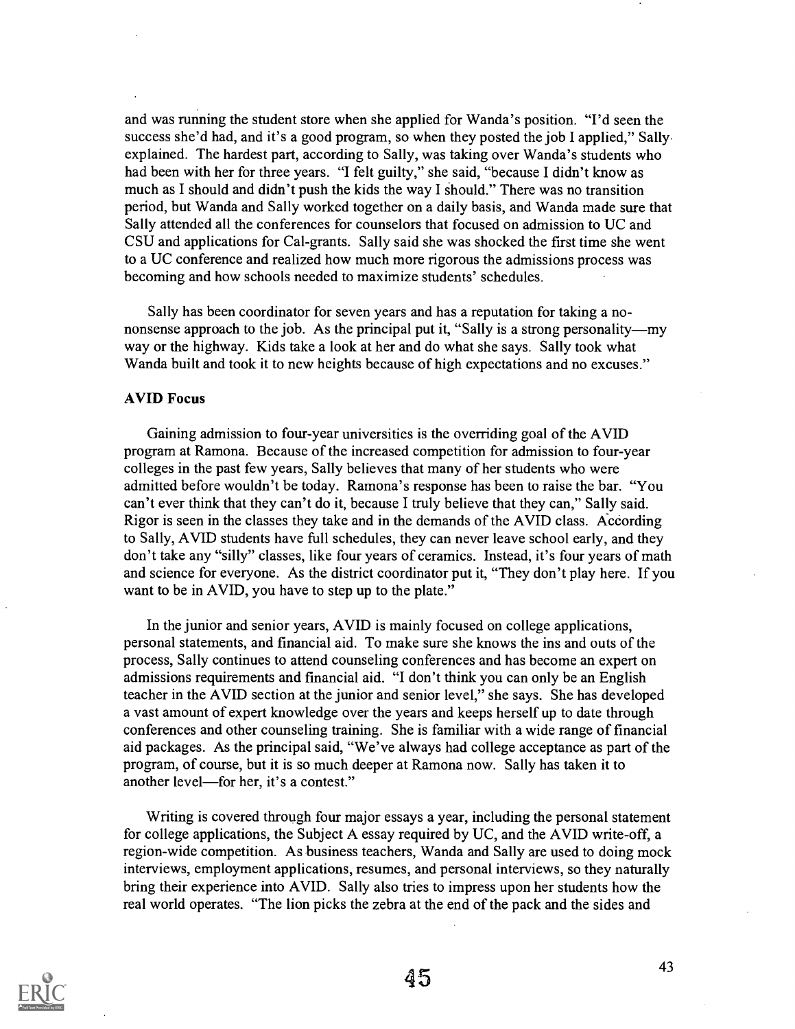and was running the student store when she applied for Wanda's position. "I'd seen the success she'd had, and it's a good program, so when they posted the job I applied," Sally explained. The hardest part, according to Sally, was taking over Wanda's students who had been with her for three years. "I felt guilty," she said, "because I didn't know as much as I should and didn't push the kids the way I should." There was no transition period, but Wanda and Sally worked together on a daily basis, and Wanda made sure that Sally attended all the conferences for counselors that focused on admission to UC and CSU and applications for Cal-grants. Sally said she was shocked the first time she went to a UC conference and realized how much more rigorous the admissions process was becoming and how schools needed to maximize students' schedules.

Sally has been coordinator for seven years and has a reputation for taking a no-nonsense approach to the job. As the principal put it, "Sally is a strong personality—my way or the highway. Kids take a look at her and do what she says. Sally took what Wanda built and took it to new heights because of high expectations and no excuses."

**AVID Focus**

Gaining admission to four-year universities is the overriding goal of the AVID program at Ramona. Because of the increased competition for admission to four-year colleges in the past few years, Sally believes that many of her students who were admitted before wouldn't be today. Ramona's response has been to raise the bar. "You can't ever think that they can't do it, because I truly believe that they can," Sally said. Rigor is seen in the classes they take and in the demands of the AVID class. According to Sally, AVID students have full schedules, they can never leave school early, and they don't take any "silly" classes, like four years of ceramics. Instead, it's four years of math and science for everyone. As the district coordinator put it, "They don't play here. If you want to be in AVID, you have to step up to the plate."

In the junior and senior years, AVID is mainly focused on college applications, personal statements, and financial aid. To make sure she knows the ins and outs of the process, Sally continues to attend counseling conferences and has become an expert on admissions requirements and financial aid. "I don't think you can only be an English teacher in the AVID section at the junior and senior level," she says. She has developed a vast amount of expert knowledge over the years and keeps herself up to date through conferences and other counseling training. She is familiar with a wide range of financial aid packages. As the principal said, "We've always had college acceptance as part of the program, of course, but it is so much deeper at Ramona now. Sally has taken it to another level—for her, it's a contest."

Writing is covered through four major essays a year, including the personal statement for college applications, the Subject A essay required by UC, and the AVID write-off, a region-wide competition. As business teachers, Wanda and Sally are used to doing mock interviews, employment applications, resumes, and personal interviews, so they naturally bring their experience into AVID. Sally also tries to impress upon her students how the real world operates. "The lion picks the zebra at the end of the pack and the sides and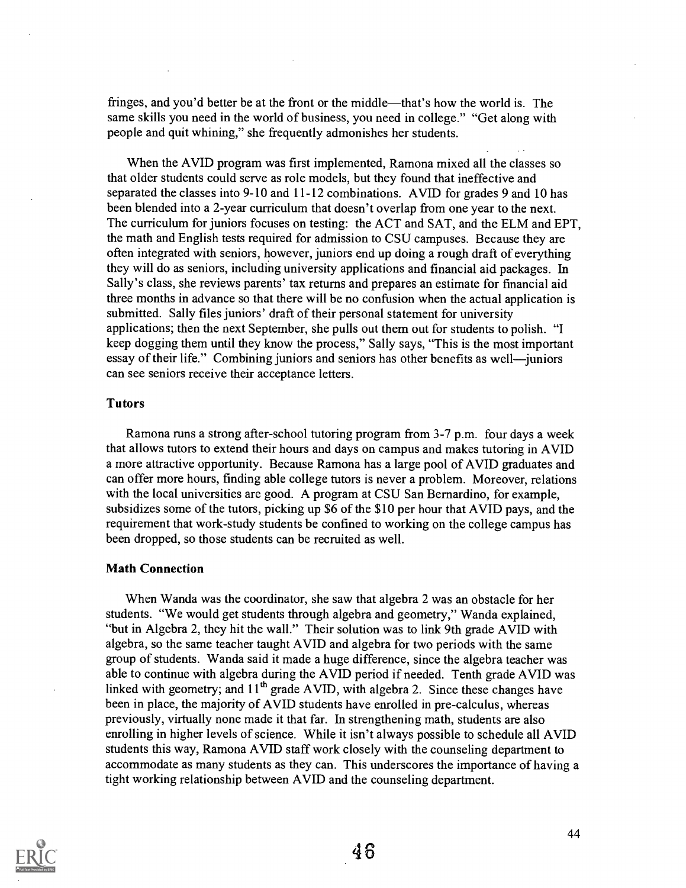fringes, and you'd better be at the front or the middle—that's how the world is. The same skills you need in the world of business, you need in college." "Get along with people and quit whining," she frequently admonishes her students.

When the AVID program was first implemented, Ramona mixed all the classes so that older students could serve as role models, but they found that ineffective and separated the classes into 9-10 and 11-12 combinations. AVID for grades 9 and 10 has been blended into a 2-year curriculum that doesn't overlap from one year to the next. The curriculum for juniors focuses on testing: the ACT and SAT, and the ELM and EPT, the math and English tests required for admission to CSU campuses. Because they are often integrated with seniors, however, juniors end up doing a rough draft of everything they will do as seniors, including university applications and financial aid packages. In Sally's class, she reviews parents' tax returns and prepares an estimate for financial aid three months in advance so that there will be no confusion when the actual application is submitted. Sally files juniors' draft of their personal statement for university applications; then the next September, she pulls out them out for students to polish. "I keep dogging them until they know the process," Sally says, "This is the most important essay of their life." Combining juniors and seniors has other benefits as well—juniors can see seniors receive their acceptance letters.

### Tutors

Ramona runs a strong after-school tutoring program from 3-7 p.m. four days a week that allows tutors to extend their hours and days on campus and makes tutoring in AVID a more attractive opportunity. Because Ramona has a large pool of AVID graduates and can offer more hours, finding able college tutors is never a problem. Moreover, relations with the local universities are good. A program at CSU San Bernardino, for example, subsidizes some of the tutors, picking up $6 of the $10 per hour that AVID pays, and the requirement that work-study students be confined to working on the college campus has been dropped, so those students can be recruited as well.

### Math Connection

When Wanda was the coordinator, she saw that algebra 2 was an obstacle for her students. "We would get students through algebra and geometry," Wanda explained, "but in Algebra 2, they hit the wall." Their solution was to link 9th grade AVID with algebra, so the same teacher taught AVID and algebra for two periods with the same group of students. Wanda said it made a huge difference, since the algebra teacher was able to continue with algebra during the AVID period if needed. Tenth grade AVID was linked with geometry; and 11th grade AVID, with algebra 2. Since these changes have been in place, the majority of AVID students have enrolled in pre-calculus, whereas previously, virtually none made it that far. In strengthening math, students are also enrolling in higher levels of science. While it isn't always possible to schedule all AVID students this way, Ramona AVID staff work closely with the counseling department to accommodate as many students as they can. This underscores the importance of having a tight working relationship between AVID and the counseling department.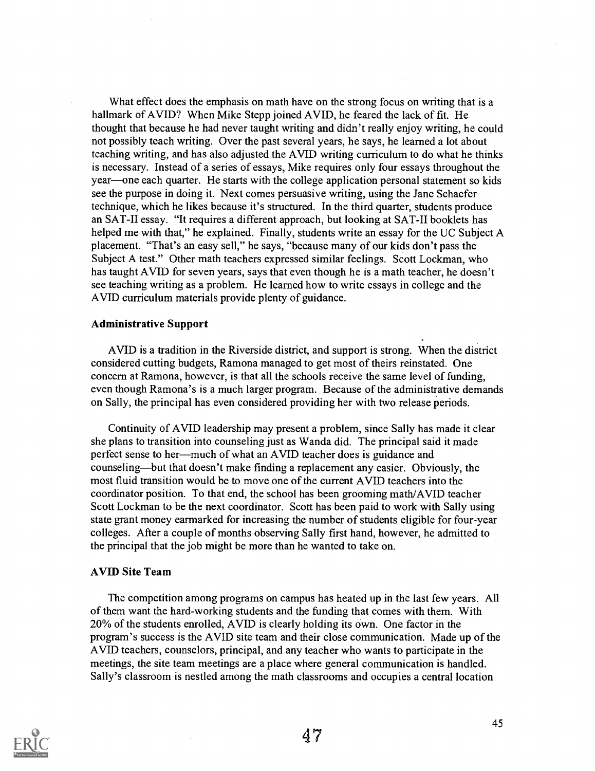What effect does the emphasis on math have on the strong focus on writing that is a hallmark of AVID? When Mike Stepp joined AVID, he feared the lack of fit. He thought that because he had never taught writing and didn't really enjoy writing, he could not possibly teach writing. Over the past several years, he says, he learned a lot about teaching writing, and has also adjusted the AVID writing curriculum to do what he thinks is necessary. Instead of a series of essays, Mike requires only four essays throughout the year—one each quarter. He starts with the college application personal statement so kids see the purpose in doing it. Next comes persuasive writing, using the Jane Schaefer technique, which he likes because it's structured. In the third quarter, students produce an SAT-II essay. "It requires a different approach, but looking at SAT-II booklets has helped me with that," he explained. Finally, students write an essay for the UC Subject A placement. "That's an easy sell," he says, "because many of our kids don't pass the Subject A test." Other math teachers expressed similar feelings. Scott Lockman, who has taught AVID for seven years, says that even though he is a math teacher, he doesn't see teaching writing as a problem. He learned how to write essays in college and the AVID curriculum materials provide plenty of guidance.

### Administrative Support

AVID is a tradition in the Riverside district, and support is strong. When the district considered cutting budgets, Ramona managed to get most of theirs reinstated. One concern at Ramona, however, is that all the schools receive the same level of funding, even though Ramona's is a much larger program. Because of the administrative demands on Sally, the principal has even considered providing her with two release periods.

Continuity of AVID leadership may present a problem, since Sally has made it clear she plans to transition into counseling just as Wanda did. The principal said it made perfect sense to her—much of what an AVID teacher does is guidance and counseling—but that doesn't make finding a replacement any easier. Obviously, the most fluid transition would be to move one of the current AVID teachers into the coordinator position. To that end, the school has been grooming math/AVID teacher Scott Lockman to be the next coordinator. Scott has been paid to work with Sally using state grant money earmarked for increasing the number of students eligible for four-year colleges. After a couple of months observing Sally first hand, however, he admitted to the principal that the job might be more than he wanted to take on.

### AVID Site Team

The competition among programs on campus has heated up in the last few years. All of them want the hard-working students and the funding that comes with them. With 20% of the students enrolled, AVID is clearly holding its own. One factor in the program's success is the AVID site team and their close communication. Made up of the AVID teachers, counselors, principal, and any teacher who wants to participate in the meetings, the site team meetings are a place where general communication is handled. Sally's classroom is nestled among the math classrooms and occupies a central location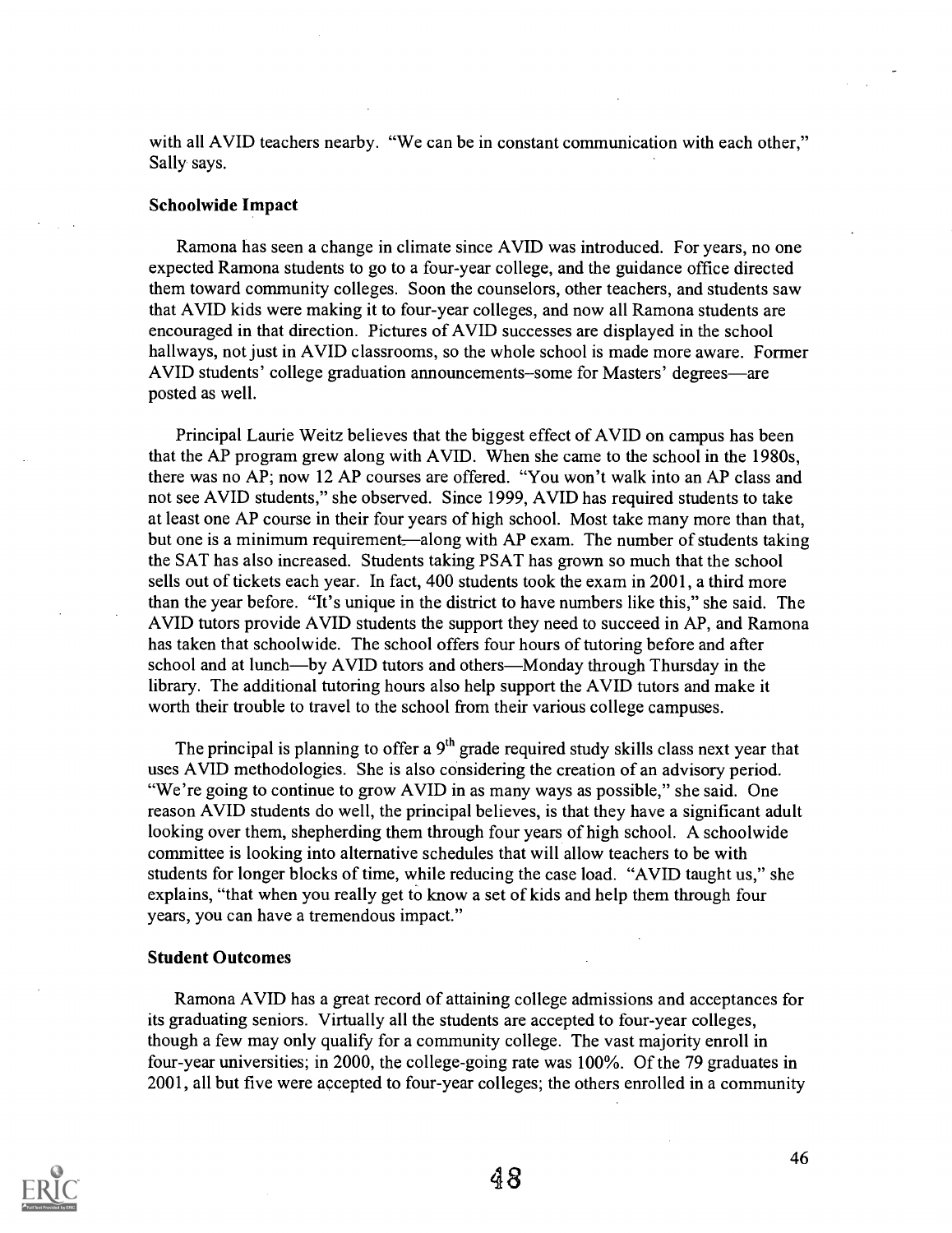with all AVID teachers nearby. "We can be in constant communication with each other," Sally says.

**Schoolwide Impact**

Ramona has seen a change in climate since AVID was introduced. For years, no one expected Ramona students to go to a four-year college, and the guidance office directed them toward community colleges. Soon the counselors, other teachers, and students saw that AVID kids were making it to four-year colleges, and now all Ramona students are encouraged in that direction. Pictures of AVID successes are displayed in the school hallways, not just in AVID classrooms, so the whole school is made more aware. Former AVID students' college graduation announcements–some for Masters' degrees—are posted as well.

Principal Laurie Weitz believes that the biggest effect of AVID on campus has been that the AP program grew along with AVID. When she came to the school in the 1980s, there was no AP; now 12 AP courses are offered. "You won't walk into an AP class and not see AVID students," she observed. Since 1999, AVID has required students to take at least one AP course in their four years of high school. Most take many more than that, but one is a minimum requirement—along with AP exam. The number of students taking the SAT has also increased. Students taking PSAT has grown so much that the school sells out of tickets each year. In fact, 400 students took the exam in 2001, a third more than the year before. "It's unique in the district to have numbers like this," she said. The AVID tutors provide AVID students the support they need to succeed in AP, and Ramona has taken that schoolwide. The school offers four hours of tutoring before and after school and at lunch—by AVID tutors and others—Monday through Thursday in the library. The additional tutoring hours also help support the AVID tutors and make it worth their trouble to travel to the school from their various college campuses.

The principal is planning to offer a 9th grade required study skills class next year that uses AVID methodologies. She is also considering the creation of an advisory period. "We're going to continue to grow AVID in as many ways as possible," she said. One reason AVID students do well, the principal believes, is that they have a significant adult looking over them, shepherding them through four years of high school. A schoolwide committee is looking into alternative schedules that will allow teachers to be with students for longer blocks of time, while reducing the case load. "AVID taught us," she explains, "that when you really get to know a set of kids and help them through four years, you can have a tremendous impact."

**Student Outcomes**

Ramona AVID has a great record of attaining college admissions and acceptances for its graduating seniors. Virtually all the students are accepted to four-year colleges, though a few may only qualify for a community college. The vast majority enroll in four-year universities; in 2000, the college-going rate was 100%. Of the 79 graduates in 2001, all but five were accepted to four-year colleges; the others enrolled in a community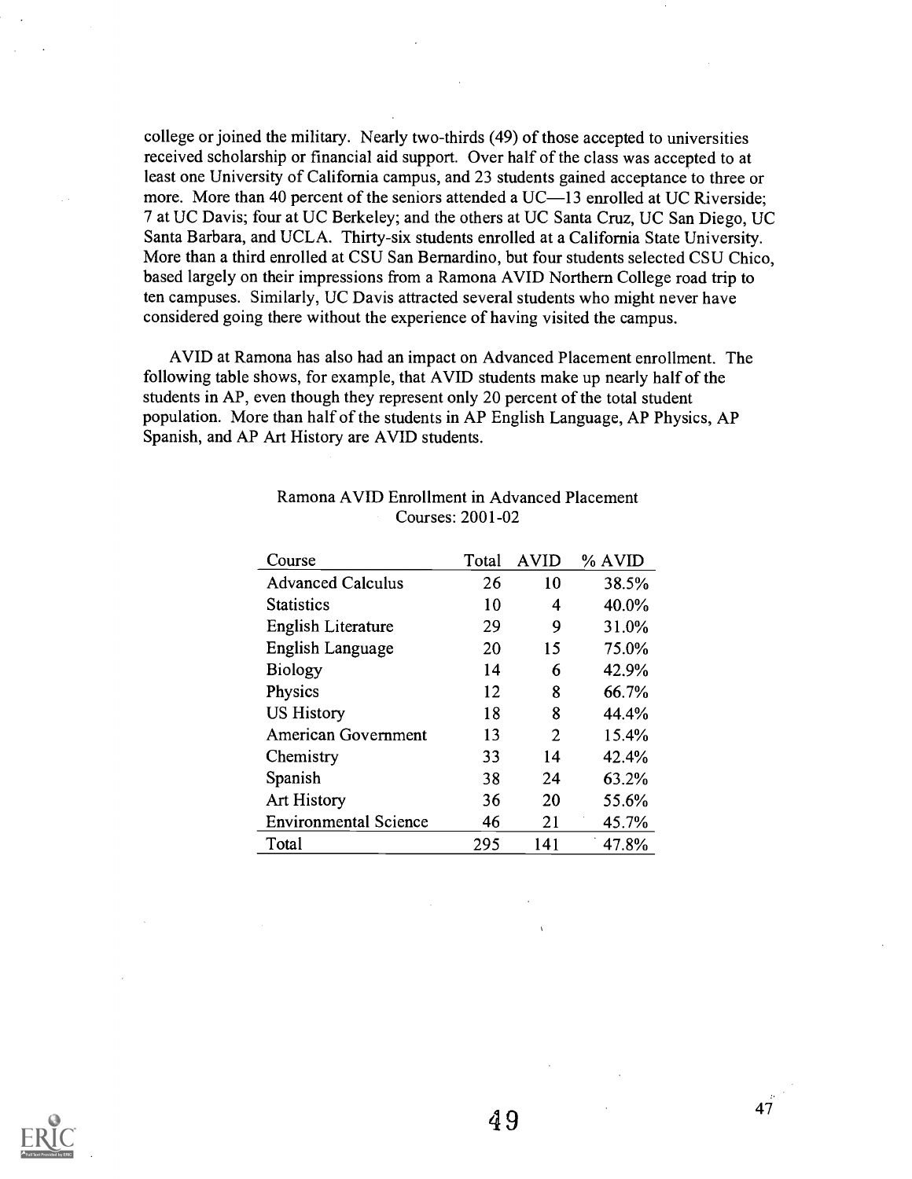college or joined the military. Nearly two-thirds (49) of those accepted to universities received scholarship or financial aid support. Over half of the class was accepted to at least one University of California campus, and 23 students gained acceptance to three or more. More than 40 percent of the seniors attended a UC—13 enrolled at UC Riverside; 7 at UC Davis; four at UC Berkeley; and the others at UC Santa Cruz, UC San Diego, UC Santa Barbara, and UCLA. Thirty-six students enrolled at a California State University. More than a third enrolled at CSU San Bernardino, but four students selected CSU Chico, based largely on their impressions from a Ramona AVID Northern College road trip to ten campuses. Similarly, UC Davis attracted several students who might never have considered going there without the experience of having visited the campus.

AVID at Ramona has also had an impact on Advanced Placement enrollment. The following table shows, for example, that AVID students make up nearly half of the students in AP, even though they represent only 20 percent of the total student population. More than half of the students in AP English Language, AP Physics, AP Spanish, and AP Art History are AVID students.

Ramona AVID Enrollment in Advanced Placement Courses: 2001-02

| Course | Total | AVID | % AVID |
|---|---|---|---|
| Advanced Calculus | 26 | 10 | 38.5% |
| Statistics | 10 | 4 | 40.0% |
| English Literature | 29 | 9 | 31.0% |
| English Language | 20 | 15 | 75.0% |
| Biology | 14 | 6 | 42.9% |
| Physics | 12 | 8 | 66.7% |
| US History | 18 | 8 | 44.4% |
| American Government | 13 | 2 | 15.4% |
| Chemistry | 33 | 14 | 42.4% |
| Spanish | 38 | 24 | 63.2% |
| Art History | 36 | 20 | 55.6% |
| Environmental Science | 46 | 21 | 45.7% |
| Total | 295 | 141 | 47.8% |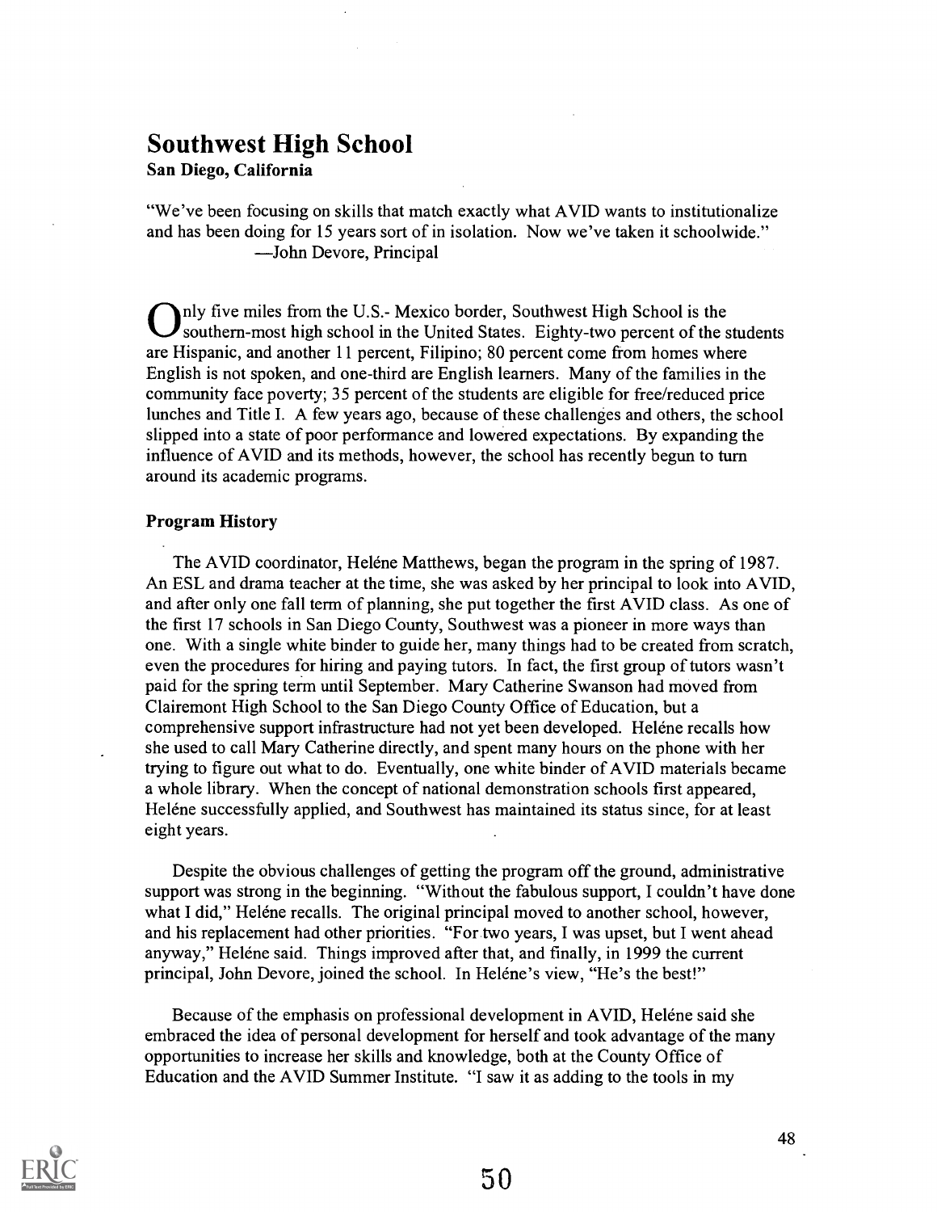## Southwest High School

**San Diego, California**

"We've been focusing on skills that match exactly what AVID wants to institutionalize and has been doing for 15 years sort of in isolation. Now we've taken it schoolwide."
—John Devore, Principal

Only five miles from the U.S.- Mexico border, Southwest High School is the southern-most high school in the United States. Eighty-two percent of the students are Hispanic, and another 11 percent, Filipino; 80 percent come from homes where English is not spoken, and one-third are English learners. Many of the families in the community face poverty; 35 percent of the students are eligible for free/reduced price lunches and Title I. A few years ago, because of these challenges and others, the school slipped into a state of poor performance and lowered expectations. By expanding the influence of AVID and its methods, however, the school has recently begun to turn around its academic programs.

### Program History

The AVID coordinator, Heléne Matthews, began the program in the spring of 1987. An ESL and drama teacher at the time, she was asked by her principal to look into AVID, and after only one fall term of planning, she put together the first AVID class. As one of the first 17 schools in San Diego County, Southwest was a pioneer in more ways than one. With a single white binder to guide her, many things had to be created from scratch, even the procedures for hiring and paying tutors. In fact, the first group of tutors wasn't paid for the spring term until September. Mary Catherine Swanson had moved from Clairemont High School to the San Diego County Office of Education, but a comprehensive support infrastructure had not yet been developed. Heléne recalls how she used to call Mary Catherine directly, and spent many hours on the phone with her trying to figure out what to do. Eventually, one white binder of AVID materials became a whole library. When the concept of national demonstration schools first appeared, Heléne successfully applied, and Southwest has maintained its status since, for at least eight years.

Despite the obvious challenges of getting the program off the ground, administrative support was strong in the beginning. "Without the fabulous support, I couldn't have done what I did," Heléne recalls. The original principal moved to another school, however, and his replacement had other priorities. "For two years, I was upset, but I went ahead anyway," Heléne said. Things improved after that, and finally, in 1999 the current principal, John Devore, joined the school. In Heléne's view, "He's the best!"

Because of the emphasis on professional development in AVID, Heléne said she embraced the idea of personal development for herself and took advantage of the many opportunities to increase her skills and knowledge, both at the County Office of Education and the AVID Summer Institute. "I saw it as adding to the tools in my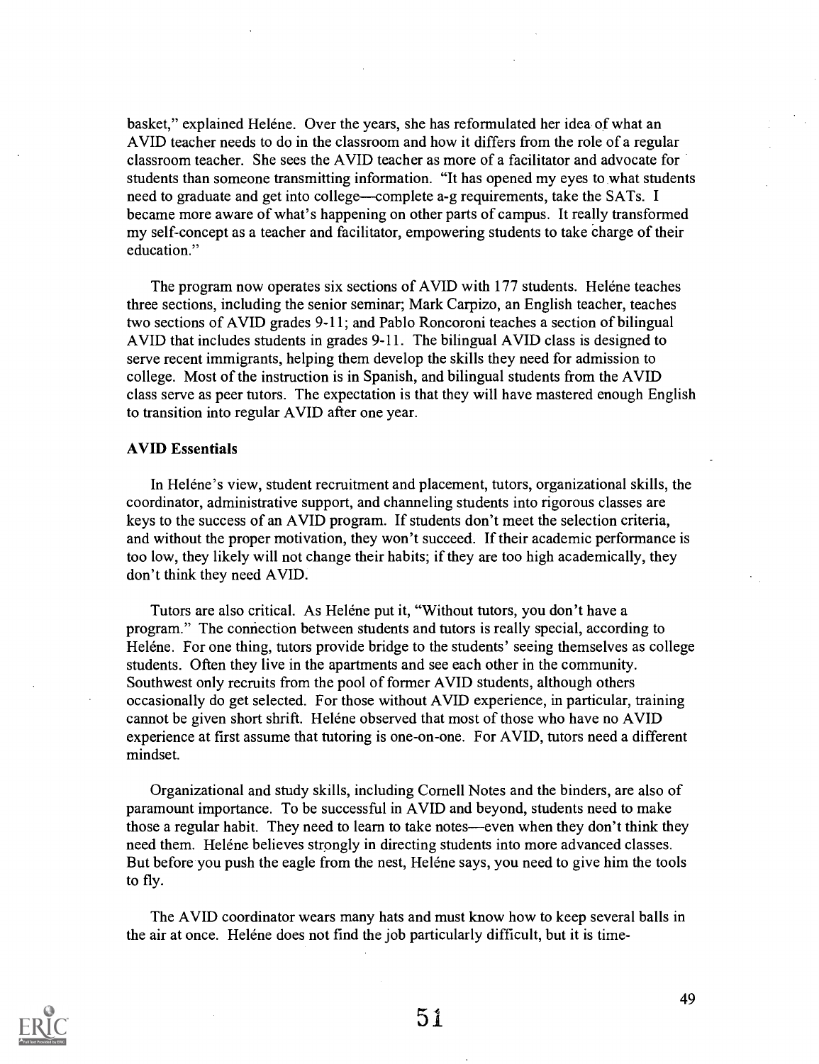basket," explained Heléne. Over the years, she has reformulated her idea of what an AVID teacher needs to do in the classroom and how it differs from the role of a regular classroom teacher. She sees the AVID teacher as more of a facilitator and advocate for students than someone transmitting information. "It has opened my eyes to what students need to graduate and get into college—complete a-g requirements, take the SATs. I became more aware of what's happening on other parts of campus. It really transformed my self-concept as a teacher and facilitator, empowering students to take charge of their education."

The program now operates six sections of AVID with 177 students. Heléne teaches three sections, including the senior seminar; Mark Carpizo, an English teacher, teaches two sections of AVID grades 9-11; and Pablo Roncoroni teaches a section of bilingual AVID that includes students in grades 9-11. The bilingual AVID class is designed to serve recent immigrants, helping them develop the skills they need for admission to college. Most of the instruction is in Spanish, and bilingual students from the AVID class serve as peer tutors. The expectation is that they will have mastered enough English to transition into regular AVID after one year.

**AVID Essentials**

In Heléne's view, student recruitment and placement, tutors, organizational skills, the coordinator, administrative support, and channeling students into rigorous classes are keys to the success of an AVID program. If students don't meet the selection criteria, and without the proper motivation, they won't succeed. If their academic performance is too low, they likely will not change their habits; if they are too high academically, they don't think they need AVID.

Tutors are also critical. As Heléne put it, "Without tutors, you don't have a program." The connection between students and tutors is really special, according to Heléne. For one thing, tutors provide bridge to the students' seeing themselves as college students. Often they live in the apartments and see each other in the community. Southwest only recruits from the pool of former AVID students, although others occasionally do get selected. For those without AVID experience, in particular, training cannot be given short shrift. Heléne observed that most of those who have no AVID experience at first assume that tutoring is one-on-one. For AVID, tutors need a different mindset.

Organizational and study skills, including Cornell Notes and the binders, are also of paramount importance. To be successful in AVID and beyond, students need to make those a regular habit. They need to learn to take notes—even when they don't think they need them. Heléne believes strongly in directing students into more advanced classes. But before you push the eagle from the nest, Heléne says, you need to give him the tools to fly.

The AVID coordinator wears many hats and must know how to keep several balls in the air at once. Heléne does not find the job particularly difficult, but it is time-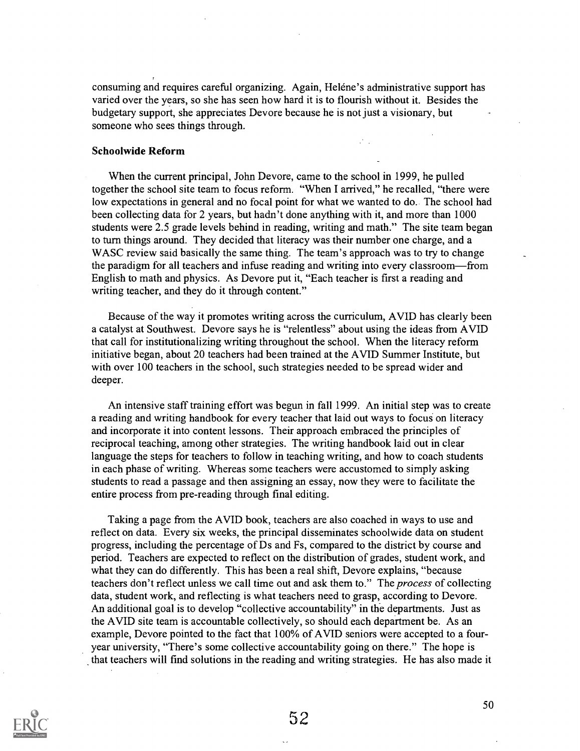consuming and requires careful organizing. Again, Heléne's administrative support has varied over the years, so she has seen how hard it is to flourish without it. Besides the budgetary support, she appreciates Devore because he is not just a visionary, but someone who sees things through.

### Schoolwide Reform

When the current principal, John Devore, came to the school in 1999, he pulled together the school site team to focus reform. "When I arrived," he recalled, "there were low expectations in general and no focal point for what we wanted to do. The school had been collecting data for 2 years, but hadn't done anything with it, and more than 1000 students were 2.5 grade levels behind in reading, writing and math." The site team began to turn things around. They decided that literacy was their number one charge, and a WASC review said basically the same thing. The team's approach was to try to change the paradigm for all teachers and infuse reading and writing into every classroom—from English to math and physics. As Devore put it, "Each teacher is first a reading and writing teacher, and they do it through content."

Because of the way it promotes writing across the curriculum, AVID has clearly been a catalyst at Southwest. Devore says he is "relentless" about using the ideas from AVID that call for institutionalizing writing throughout the school. When the literacy reform initiative began, about 20 teachers had been trained at the AVID Summer Institute, but with over 100 teachers in the school, such strategies needed to be spread wider and deeper.

An intensive staff training effort was begun in fall 1999. An initial step was to create a reading and writing handbook for every teacher that laid out ways to focus on literacy and incorporate it into content lessons. Their approach embraced the principles of reciprocal teaching, among other strategies. The writing handbook laid out in clear language the steps for teachers to follow in teaching writing, and how to coach students in each phase of writing. Whereas some teachers were accustomed to simply asking students to read a passage and then assigning an essay, now they were to facilitate the entire process from pre-reading through final editing.

Taking a page from the AVID book, teachers are also coached in ways to use and reflect on data. Every six weeks, the principal disseminates schoolwide data on student progress, including the percentage of Ds and Fs, compared to the district by course and period. Teachers are expected to reflect on the distribution of grades, student work, and what they can do differently. This has been a real shift, Devore explains, "because teachers don't reflect unless we call time out and ask them to." The *process* of collecting data, student work, and reflecting is what teachers need to grasp, according to Devore. An additional goal is to develop "collective accountability" in the departments. Just as the AVID site team is accountable collectively, so should each department be. As an example, Devore pointed to the fact that 100% of AVID seniors were accepted to a four-year university, "There's some collective accountability going on there." The hope is that teachers will find solutions in the reading and writing strategies. He has also made it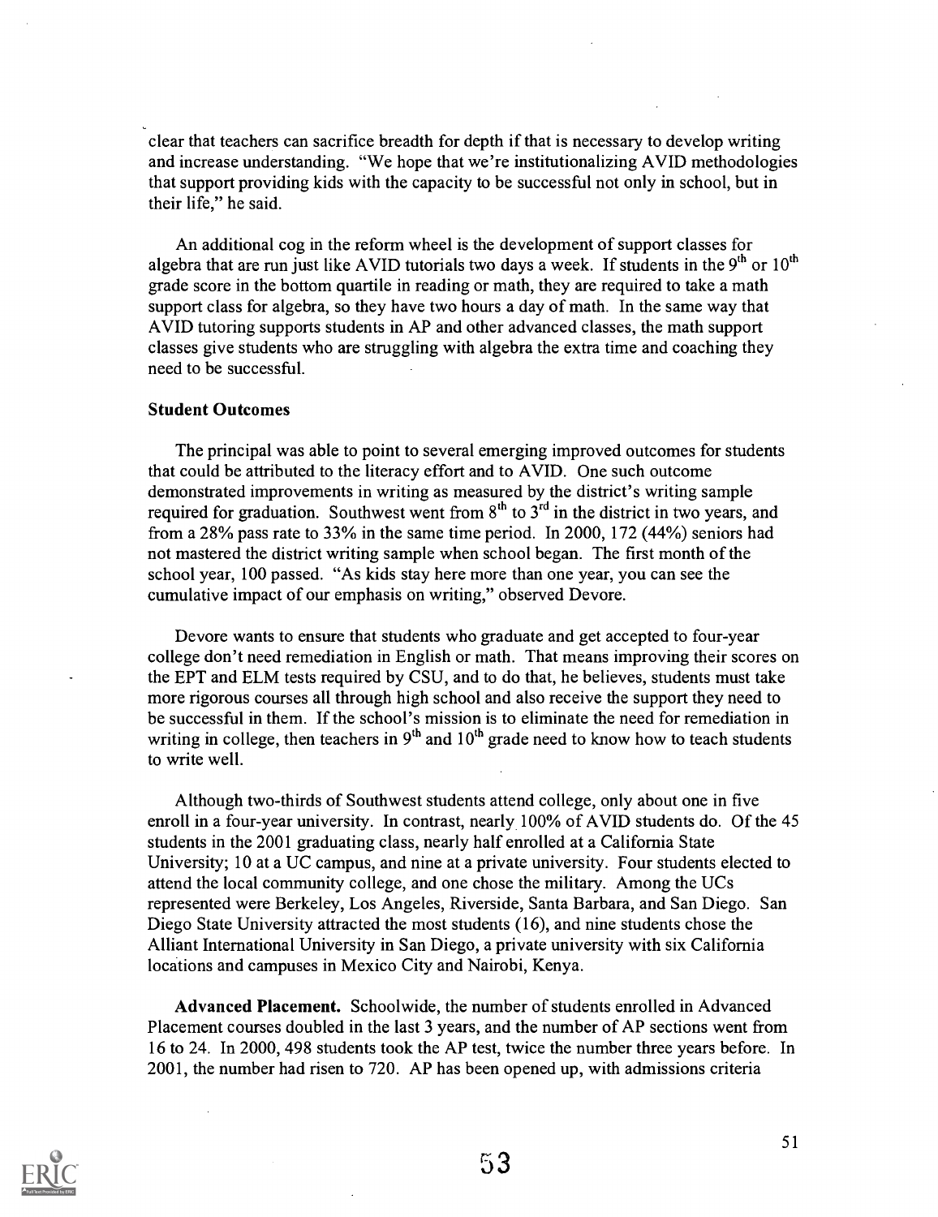clear that teachers can sacrifice breadth for depth if that is necessary to develop writing and increase understanding. "We hope that we're institutionalizing AVID methodologies that support providing kids with the capacity to be successful not only in school, but in their life," he said.

An additional cog in the reform wheel is the development of support classes for algebra that are run just like AVID tutorials two days a week. If students in the 9th or 10th grade score in the bottom quartile in reading or math, they are required to take a math support class for algebra, so they have two hours a day of math. In the same way that AVID tutoring supports students in AP and other advanced classes, the math support classes give students who are struggling with algebra the extra time and coaching they need to be successful.

**Student Outcomes**

The principal was able to point to several emerging improved outcomes for students that could be attributed to the literacy effort and to AVID. One such outcome demonstrated improvements in writing as measured by the district's writing sample required for graduation. Southwest went from 8th to 3rd in the district in two years, and from a 28% pass rate to 33% in the same time period. In 2000, 172 (44%) seniors had not mastered the district writing sample when school began. The first month of the school year, 100 passed. "As kids stay here more than one year, you can see the cumulative impact of our emphasis on writing," observed Devore.

Devore wants to ensure that students who graduate and get accepted to four-year college don't need remediation in English or math. That means improving their scores on the EPT and ELM tests required by CSU, and to do that, he believes, students must take more rigorous courses all through high school and also receive the support they need to be successful in them. If the school's mission is to eliminate the need for remediation in writing in college, then teachers in 9th and 10th grade need to know how to teach students to write well.

Although two-thirds of Southwest students attend college, only about one in five enroll in a four-year university. In contrast, nearly 100% of AVID students do. Of the 45 students in the 2001 graduating class, nearly half enrolled at a California State University; 10 at a UC campus, and nine at a private university. Four students elected to attend the local community college, and one chose the military. Among the UCs represented were Berkeley, Los Angeles, Riverside, Santa Barbara, and San Diego. San Diego State University attracted the most students (16), and nine students chose the Alliant International University in San Diego, a private university with six California locations and campuses in Mexico City and Nairobi, Kenya.

**Advanced Placement.** Schoolwide, the number of students enrolled in Advanced Placement courses doubled in the last 3 years, and the number of AP sections went from 16 to 24. In 2000, 498 students took the AP test, twice the number three years before. In 2001, the number had risen to 720. AP has been opened up, with admissions criteria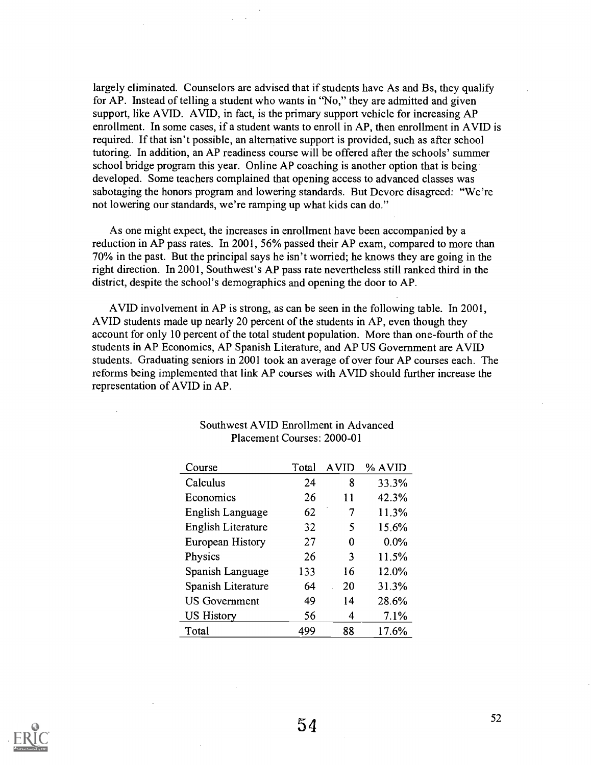largely eliminated. Counselors are advised that if students have As and Bs, they qualify for AP. Instead of telling a student who wants in "No," they are admitted and given support, like AVID. AVID, in fact, is the primary support vehicle for increasing AP enrollment. In some cases, if a student wants to enroll in AP, then enrollment in AVID is required. If that isn't possible, an alternative support is provided, such as after school tutoring. In addition, an AP readiness course will be offered after the schools' summer school bridge program this year. Online AP coaching is another option that is being developed. Some teachers complained that opening access to advanced classes was sabotaging the honors program and lowering standards. But Devore disagreed: "We're not lowering our standards, we're ramping up what kids can do."

As one might expect, the increases in enrollment have been accompanied by a reduction in AP pass rates. In 2001, 56% passed their AP exam, compared to more than 70% in the past. But the principal says he isn't worried; he knows they are going in the right direction. In 2001, Southwest's AP pass rate nevertheless still ranked third in the district, despite the school's demographics and opening the door to AP.

AVID involvement in AP is strong, as can be seen in the following table. In 2001, AVID students made up nearly 20 percent of the students in AP, even though they account for only 10 percent of the total student population. More than one-fourth of the students in AP Economics, AP Spanish Literature, and AP US Government are AVID students. Graduating seniors in 2001 took an average of over four AP courses each. The reforms being implemented that link AP courses with AVID should further increase the representation of AVID in AP.

Southwest AVID Enrollment in Advanced Placement Courses: 2000-01

| Course | Total | AVID | % AVID |
|---|---|---|---|
| Calculus | 24 | 8 | 33.3% |
| Economics | 26 | 11 | 42.3% |
| English Language | 62 | 7 | 11.3% |
| English Literature | 32 | 5 | 15.6% |
| European History | 27 | 0 | 0.0% |
| Physics | 26 | 3 | 11.5% |
| Spanish Language | 133 | 16 | 12.0% |
| Spanish Literature | 64 | 20 | 31.3% |
| US Government | 49 | 14 | 28.6% |
| US History | 56 | 4 | 7.1% |
| Total | 499 | 88 | 17.6% |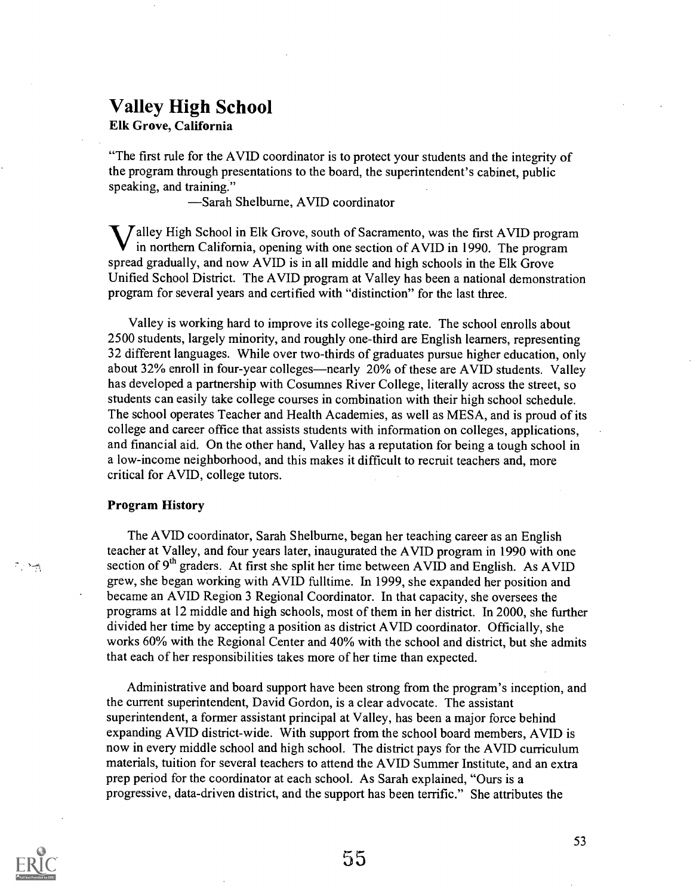# Valley High School

**Elk Grove, California**

"The first rule for the AVID coordinator is to protect your students and the integrity of the program through presentations to the board, the superintendent's cabinet, public speaking, and training."

—Sarah Shelburne, AVID coordinator

Valley High School in Elk Grove, south of Sacramento, was the first AVID program in northern California, opening with one section of AVID in 1990. The program spread gradually, and now AVID is in all middle and high schools in the Elk Grove Unified School District. The AVID program at Valley has been a national demonstration program for several years and certified with "distinction" for the last three.

Valley is working hard to improve its college-going rate. The school enrolls about 2500 students, largely minority, and roughly one-third are English learners, representing 32 different languages. While over two-thirds of graduates pursue higher education, only about 32% enroll in four-year colleges—nearly 20% of these are AVID students. Valley has developed a partnership with Cosumnes River College, literally across the street, so students can easily take college courses in combination with their high school schedule. The school operates Teacher and Health Academies, as well as MESA, and is proud of its college and career office that assists students with information on colleges, applications, and financial aid. On the other hand, Valley has a reputation for being a tough school in a low-income neighborhood, and this makes it difficult to recruit teachers and, more critical for AVID, college tutors.

### Program History

The AVID coordinator, Sarah Shelburne, began her teaching career as an English teacher at Valley, and four years later, inaugurated the AVID program in 1990 with one section of 9th graders. At first she split her time between AVID and English. As AVID grew, she began working with AVID fulltime. In 1999, she expanded her position and became an AVID Region 3 Regional Coordinator. In that capacity, she oversees the programs at 12 middle and high schools, most of them in her district. In 2000, she further divided her time by accepting a position as district AVID coordinator. Officially, she works 60% with the Regional Center and 40% with the school and district, but she admits that each of her responsibilities takes more of her time than expected.

Administrative and board support have been strong from the program's inception, and the current superintendent, David Gordon, is a clear advocate. The assistant superintendent, a former assistant principal at Valley, has been a major force behind expanding AVID district-wide. With support from the school board members, AVID is now in every middle school and high school. The district pays for the AVID curriculum materials, tuition for several teachers to attend the AVID Summer Institute, and an extra prep period for the coordinator at each school. As Sarah explained, "Ours is a progressive, data-driven district, and the support has been terrific." She attributes the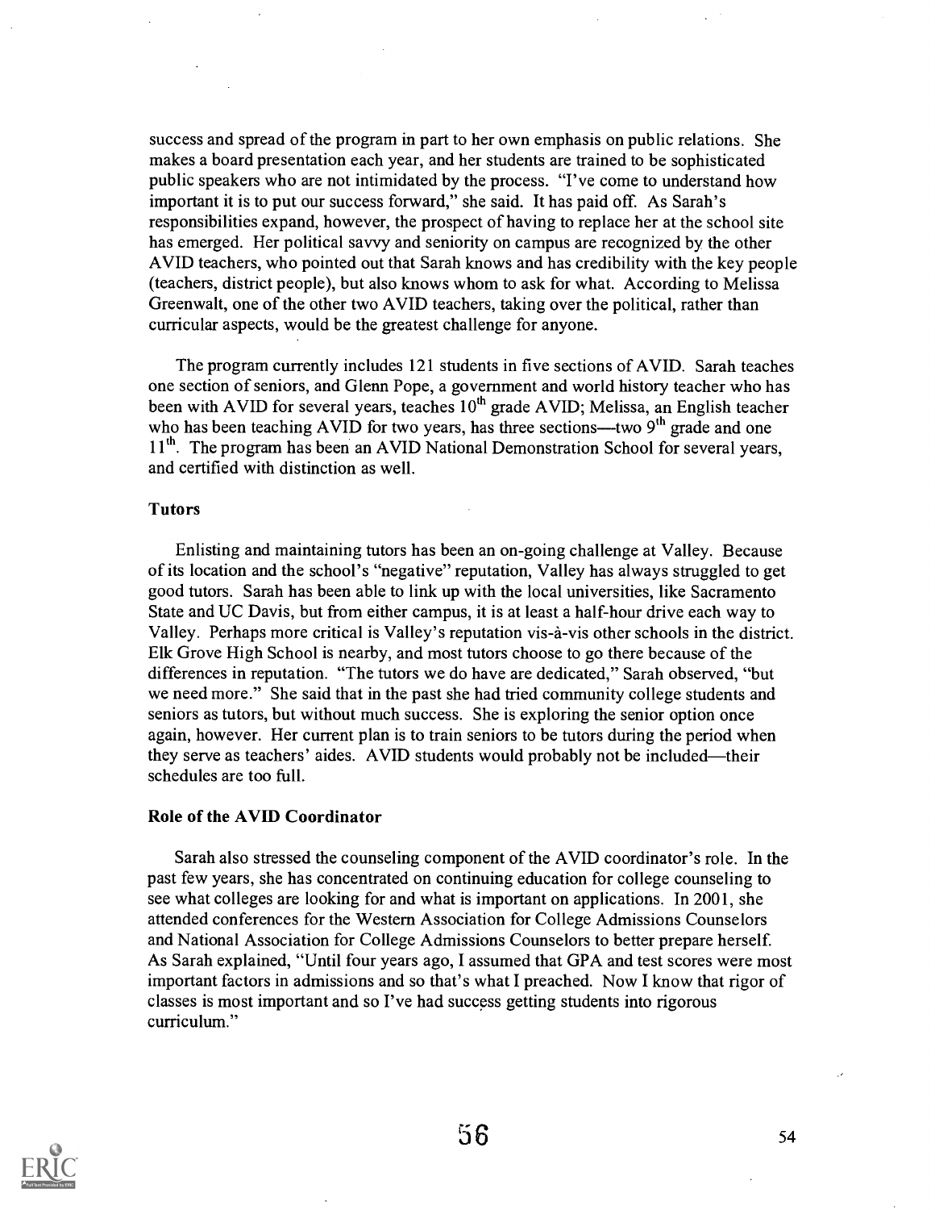success and spread of the program in part to her own emphasis on public relations. She makes a board presentation each year, and her students are trained to be sophisticated public speakers who are not intimidated by the process. "I've come to understand how important it is to put our success forward," she said. It has paid off. As Sarah's responsibilities expand, however, the prospect of having to replace her at the school site has emerged. Her political savvy and seniority on campus are recognized by the other AVID teachers, who pointed out that Sarah knows and has credibility with the key people (teachers, district people), but also knows whom to ask for what. According to Melissa Greenwalt, one of the other two AVID teachers, taking over the political, rather than curricular aspects, would be the greatest challenge for anyone.

The program currently includes 121 students in five sections of AVID. Sarah teaches one section of seniors, and Glenn Pope, a government and world history teacher who has been with AVID for several years, teaches 10th grade AVID; Melissa, an English teacher who has been teaching AVID for two years, has three sections—two 9th grade and one 11th. The program has been an AVID National Demonstration School for several years, and certified with distinction as well.

### Tutors

Enlisting and maintaining tutors has been an on-going challenge at Valley. Because of its location and the school's "negative" reputation, Valley has always struggled to get good tutors. Sarah has been able to link up with the local universities, like Sacramento State and UC Davis, but from either campus, it is at least a half-hour drive each way to Valley. Perhaps more critical is Valley's reputation vis-à-vis other schools in the district. Elk Grove High School is nearby, and most tutors choose to go there because of the differences in reputation. "The tutors we do have are dedicated," Sarah observed, "but we need more." She said that in the past she had tried community college students and seniors as tutors, but without much success. She is exploring the senior option once again, however. Her current plan is to train seniors to be tutors during the period when they serve as teachers' aides. AVID students would probably not be included—their schedules are too full.

### Role of the AVID Coordinator

Sarah also stressed the counseling component of the AVID coordinator's role. In the past few years, she has concentrated on continuing education for college counseling to see what colleges are looking for and what is important on applications. In 2001, she attended conferences for the Western Association for College Admissions Counselors and National Association for College Admissions Counselors to better prepare herself. As Sarah explained, "Until four years ago, I assumed that GPA and test scores were most important factors in admissions and so that's what I preached. Now I know that rigor of classes is most important and so I've had success getting students into rigorous curriculum."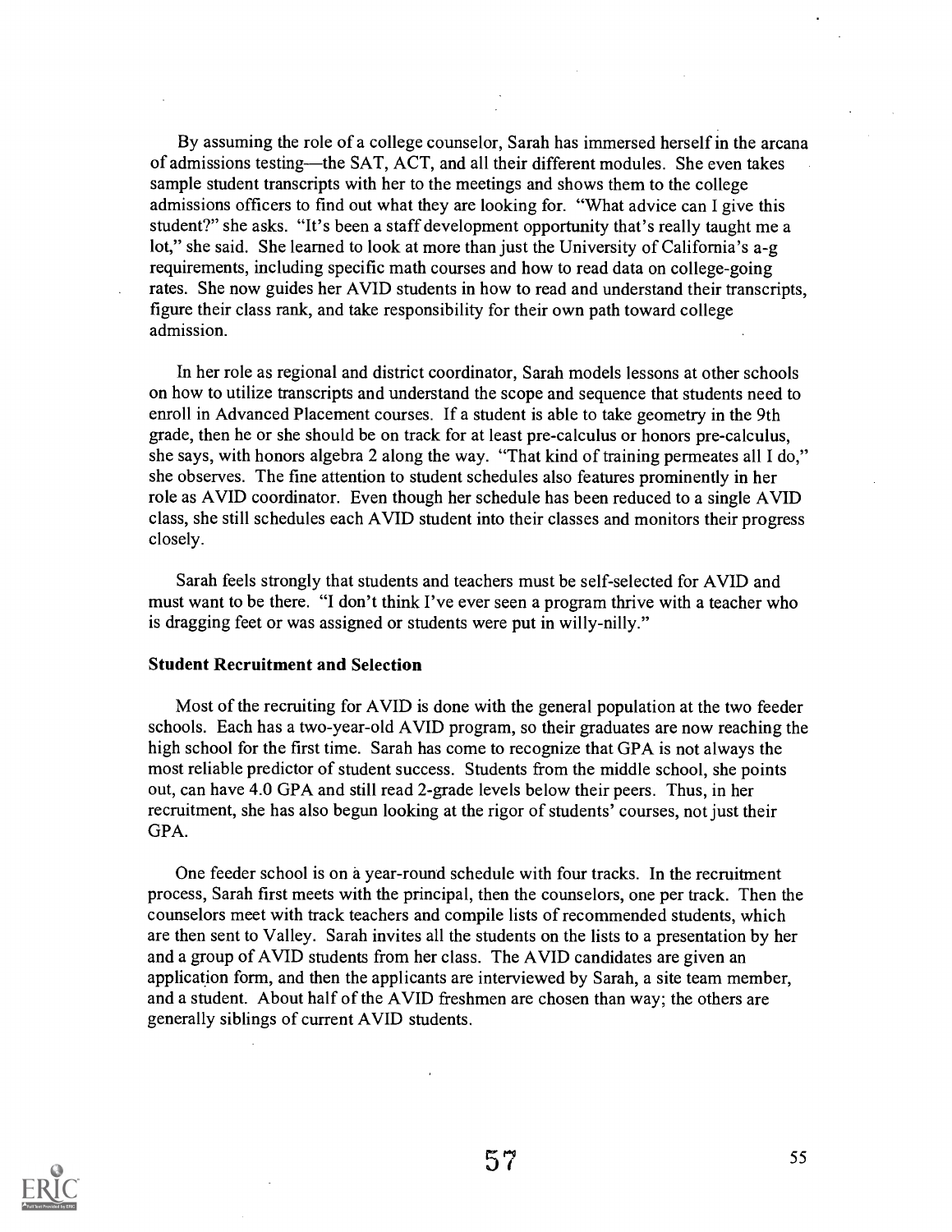By assuming the role of a college counselor, Sarah has immersed herself in the arcana of admissions testing—the SAT, ACT, and all their different modules. She even takes sample student transcripts with her to the meetings and shows them to the college admissions officers to find out what they are looking for. "What advice can I give this student?" she asks. "It's been a staff development opportunity that's really taught me a lot," she said. She learned to look at more than just the University of California's a-g requirements, including specific math courses and how to read data on college-going rates. She now guides her AVID students in how to read and understand their transcripts, figure their class rank, and take responsibility for their own path toward college admission.

In her role as regional and district coordinator, Sarah models lessons at other schools on how to utilize transcripts and understand the scope and sequence that students need to enroll in Advanced Placement courses. If a student is able to take geometry in the 9th grade, then he or she should be on track for at least pre-calculus or honors pre-calculus, she says, with honors algebra 2 along the way. "That kind of training permeates all I do," she observes. The fine attention to student schedules also features prominently in her role as AVID coordinator. Even though her schedule has been reduced to a single AVID class, she still schedules each AVID student into their classes and monitors their progress closely.

Sarah feels strongly that students and teachers must be self-selected for AVID and must want to be there. "I don't think I've ever seen a program thrive with a teacher who is dragging feet or was assigned or students were put in willy-nilly."

**Student Recruitment and Selection**

Most of the recruiting for AVID is done with the general population at the two feeder schools. Each has a two-year-old AVID program, so their graduates are now reaching the high school for the first time. Sarah has come to recognize that GPA is not always the most reliable predictor of student success. Students from the middle school, she points out, can have 4.0 GPA and still read 2-grade levels below their peers. Thus, in her recruitment, she has also begun looking at the rigor of students' courses, not just their GPA.

One feeder school is on a year-round schedule with four tracks. In the recruitment process, Sarah first meets with the principal, then the counselors, one per track. Then the counselors meet with track teachers and compile lists of recommended students, which are then sent to Valley. Sarah invites all the students on the lists to a presentation by her and a group of AVID students from her class. The AVID candidates are given an application form, and then the applicants are interviewed by Sarah, a site team member, and a student. About half of the AVID freshmen are chosen than way; the others are generally siblings of current AVID students.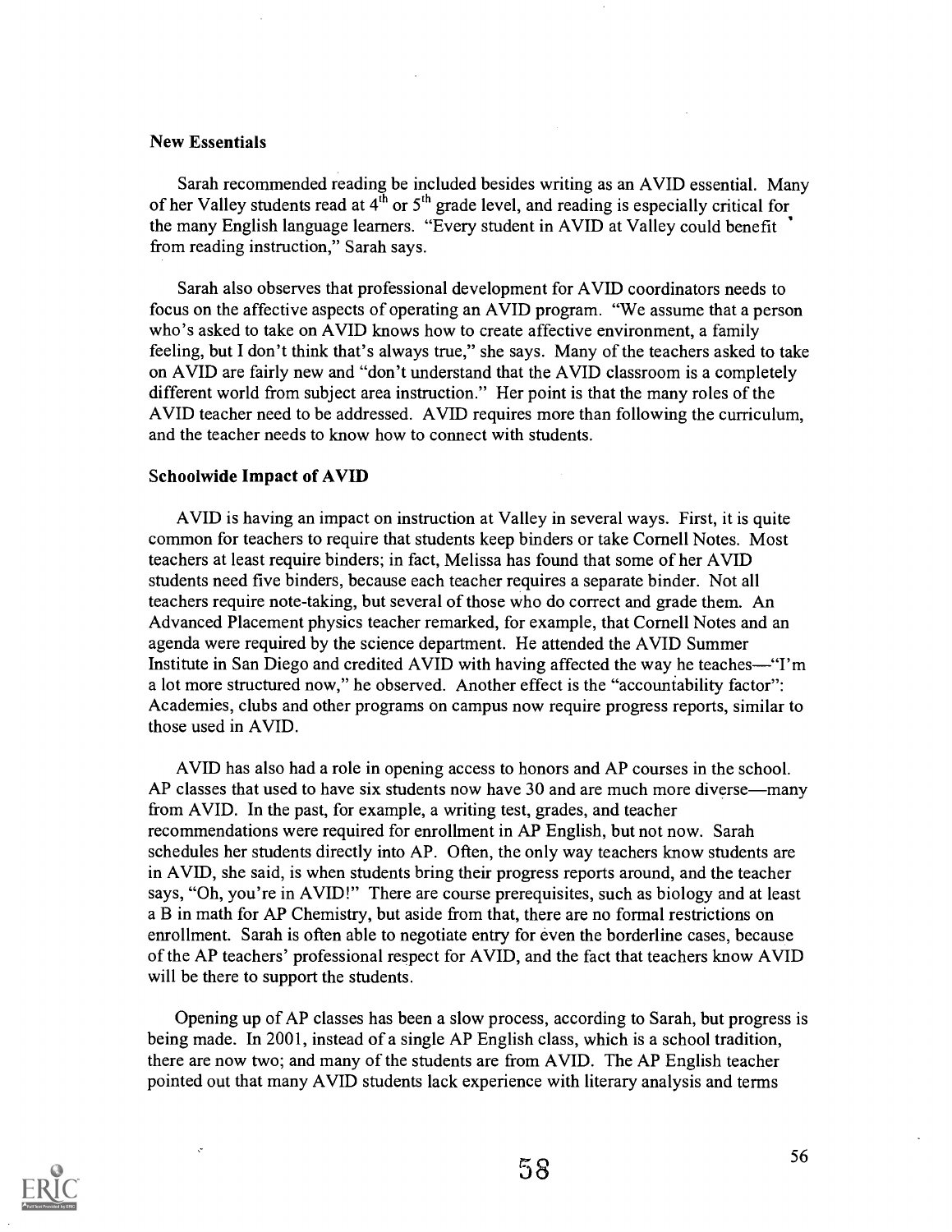### New Essentials

Sarah recommended reading be included besides writing as an AVID essential. Many of her Valley students read at 4th or 5th grade level, and reading is especially critical for the many English language learners. "Every student in AVID at Valley could benefit from reading instruction," Sarah says.

Sarah also observes that professional development for AVID coordinators needs to focus on the affective aspects of operating an AVID program. "We assume that a person who's asked to take on AVID knows how to create affective environment, a family feeling, but I don't think that's always true," she says. Many of the teachers asked to take on AVID are fairly new and "don't understand that the AVID classroom is a completely different world from subject area instruction." Her point is that the many roles of the AVID teacher need to be addressed. AVID requires more than following the curriculum, and the teacher needs to know how to connect with students.

### Schoolwide Impact of AVID

AVID is having an impact on instruction at Valley in several ways. First, it is quite common for teachers to require that students keep binders or take Cornell Notes. Most teachers at least require binders; in fact, Melissa has found that some of her AVID students need five binders, because each teacher requires a separate binder. Not all teachers require note-taking, but several of those who do correct and grade them. An Advanced Placement physics teacher remarked, for example, that Cornell Notes and an agenda were required by the science department. He attended the AVID Summer Institute in San Diego and credited AVID with having affected the way he teaches—"I'm a lot more structured now," he observed. Another effect is the "accountability factor": Academies, clubs and other programs on campus now require progress reports, similar to those used in AVID.

AVID has also had a role in opening access to honors and AP courses in the school. AP classes that used to have six students now have 30 and are much more diverse—many from AVID. In the past, for example, a writing test, grades, and teacher recommendations were required for enrollment in AP English, but not now. Sarah schedules her students directly into AP. Often, the only way teachers know students are in AVID, she said, is when students bring their progress reports around, and the teacher says, "Oh, you're in AVID!" There are course prerequisites, such as biology and at least a B in math for AP Chemistry, but aside from that, there are no formal restrictions on enrollment. Sarah is often able to negotiate entry for even the borderline cases, because of the AP teachers' professional respect for AVID, and the fact that teachers know AVID will be there to support the students.

Opening up of AP classes has been a slow process, according to Sarah, but progress is being made. In 2001, instead of a single AP English class, which is a school tradition, there are now two; and many of the students are from AVID. The AP English teacher pointed out that many AVID students lack experience with literary analysis and terms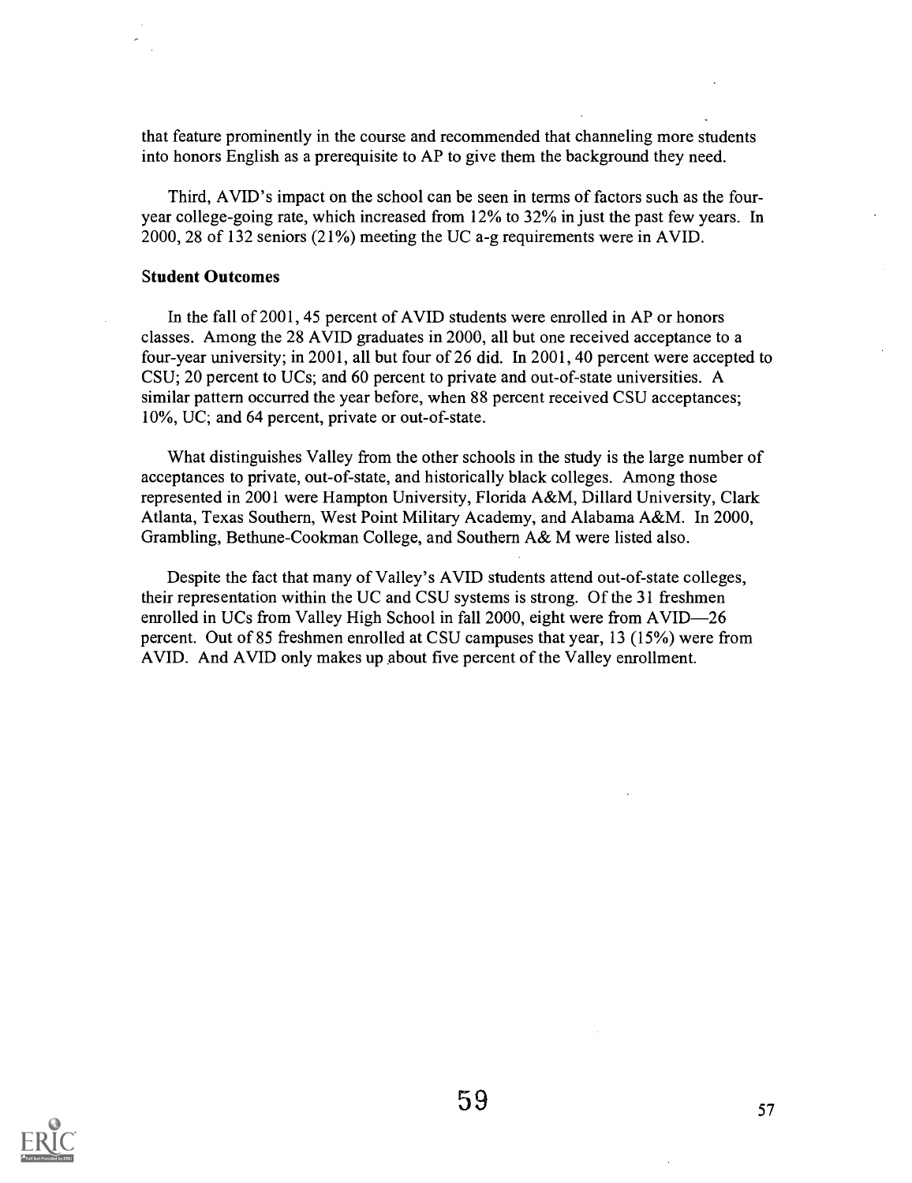that feature prominently in the course and recommended that channeling more students into honors English as a prerequisite to AP to give them the background they need.

Third, AVID's impact on the school can be seen in terms of factors such as the four-year college-going rate, which increased from 12% to 32% in just the past few years. In 2000, 28 of 132 seniors (21%) meeting the UC a-g requirements were in AVID.

### Student Outcomes

In the fall of 2001, 45 percent of AVID students were enrolled in AP or honors classes. Among the 28 AVID graduates in 2000, all but one received acceptance to a four-year university; in 2001, all but four of 26 did. In 2001, 40 percent were accepted to CSU; 20 percent to UCs; and 60 percent to private and out-of-state universities. A similar pattern occurred the year before, when 88 percent received CSU acceptances; 10%, UC; and 64 percent, private or out-of-state.

What distinguishes Valley from the other schools in the study is the large number of acceptances to private, out-of-state, and historically black colleges. Among those represented in 2001 were Hampton University, Florida A&M, Dillard University, Clark Atlanta, Texas Southern, West Point Military Academy, and Alabama A&M. In 2000, Grambling, Bethune-Cookman College, and Southern A& M were listed also.

Despite the fact that many of Valley's AVID students attend out-of-state colleges, their representation within the UC and CSU systems is strong. Of the 31 freshmen enrolled in UCs from Valley High School in fall 2000, eight were from AVID—26 percent. Out of 85 freshmen enrolled at CSU campuses that year, 13 (15%) were from AVID. And AVID only makes up about five percent of the Valley enrollment.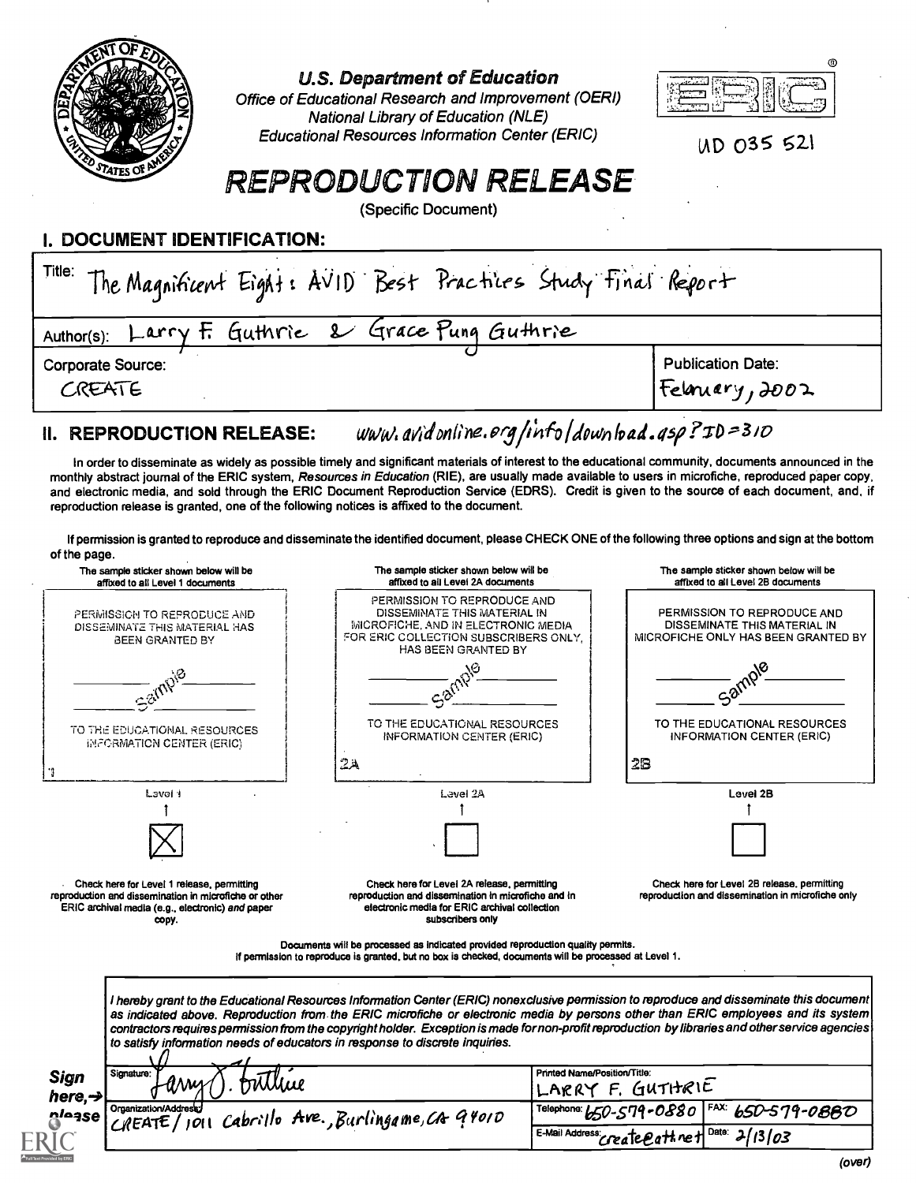U.S. Department of Education
*Office of Educational Research and Improvement (OERI)*
*National Library of Education (NLE)*
*Educational Resources Information Center (ERIC)*

UD 035 521

# REPRODUCTION RELEASE

(Specific Document)

## I. DOCUMENT IDENTIFICATION:

| | |
|---|---|
| Title: The Magnificent Eight: AVID Best Practices Study Final Report | |
| Author(s): Larry F. Guthrie & Grace Pung Guthrie | |
| Corporate Source: CREATE | Publication Date: February, 2002 |

## II. REPRODUCTION RELEASE: www.avidonline.org/info/download.asp?ID=310

In order to disseminate as widely as possible timely and significant materials of interest to the educational community, documents announced in the monthly abstract journal of the ERIC system, *Resources in Education* (RIE), are usually made available to users in microfiche, reproduced paper copy, and electronic media, and sold through the ERIC Document Reproduction Service (EDRS). Credit is given to the source of each document, and, if reproduction release is granted, one of the following notices is affixed to the document.

If permission is granted to reproduce and disseminate the identified document, please CHECK ONE of the following three options and sign at the bottom of the page.

| The sample sticker shown below will be affixed to all Level 1 documents | The sample sticker shown below will be affixed to all Level 2A documents | The sample sticker shown below will be affixed to all Level 2B documents |
|---|---|---|
| PERMISSION TO REPRODUCE AND DISSEMINATE THIS MATERIAL HAS BEEN GRANTED BY ____ Sample ____ TO THE EDUCATIONAL RESOURCES INFORMATION CENTER (ERIC) 1 | PERMISSION TO REPRODUCE AND DISSEMINATE THIS MATERIAL IN MICROFICHE, AND IN ELECTRONIC MEDIA FOR ERIC COLLECTION SUBSCRIBERS ONLY, HAS BEEN GRANTED BY ____ Sample ____ TO THE EDUCATIONAL RESOURCES INFORMATION CENTER (ERIC) 2A | PERMISSION TO REPRODUCE AND DISSEMINATE THIS MATERIAL IN MICROFICHE ONLY HAS BEEN GRANTED BY ____ Sample ____ TO THE EDUCATIONAL RESOURCES INFORMATION CENTER (ERIC) 2B |
| Level 1 | Level 2A | Level 2B |
| [X] | [ ] | [ ] |
| Check here for Level 1 release, permitting reproduction and dissemination in microfiche or other ERIC archival media (e.g., electronic) *and* paper copy. | Check here for Level 2A release, permitting reproduction and dissemination in microfiche and in electronic media for ERIC archival collection subscribers only | Check here for Level 2B release, permitting reproduction and dissemination in microfiche only |

Documents will be processed as indicated provided reproduction quality permits.
If permission to reproduce is granted, but no box is checked, documents will be processed at Level 1.

*I hereby grant to the Educational Resources Information Center (ERIC) nonexclusive permission to reproduce and disseminate this document as indicated above. Reproduction from the ERIC microfiche or electronic media by persons other than ERIC employees and its system contractors requires permission from the copyright holder. Exception is made for non-profit reproduction by libraries and other service agencies to satisfy information needs of educators in response to discrete inquiries.*

**Sign here,→ please**

| | | |
|---|---|---|
| Signature: Larry F. Guthrie | Printed Name/Position/Title: LARRY F. GUTHRIE | |
| Organization/Address: CREATE / 1011 Cabrillo Ave., Burlingame, CA 94010 | Telephone: 650-579-0880 | FAX: 650-579-0880 |
| | E-Mail Address: create@att.net | Date: 2/13/03 |

(over)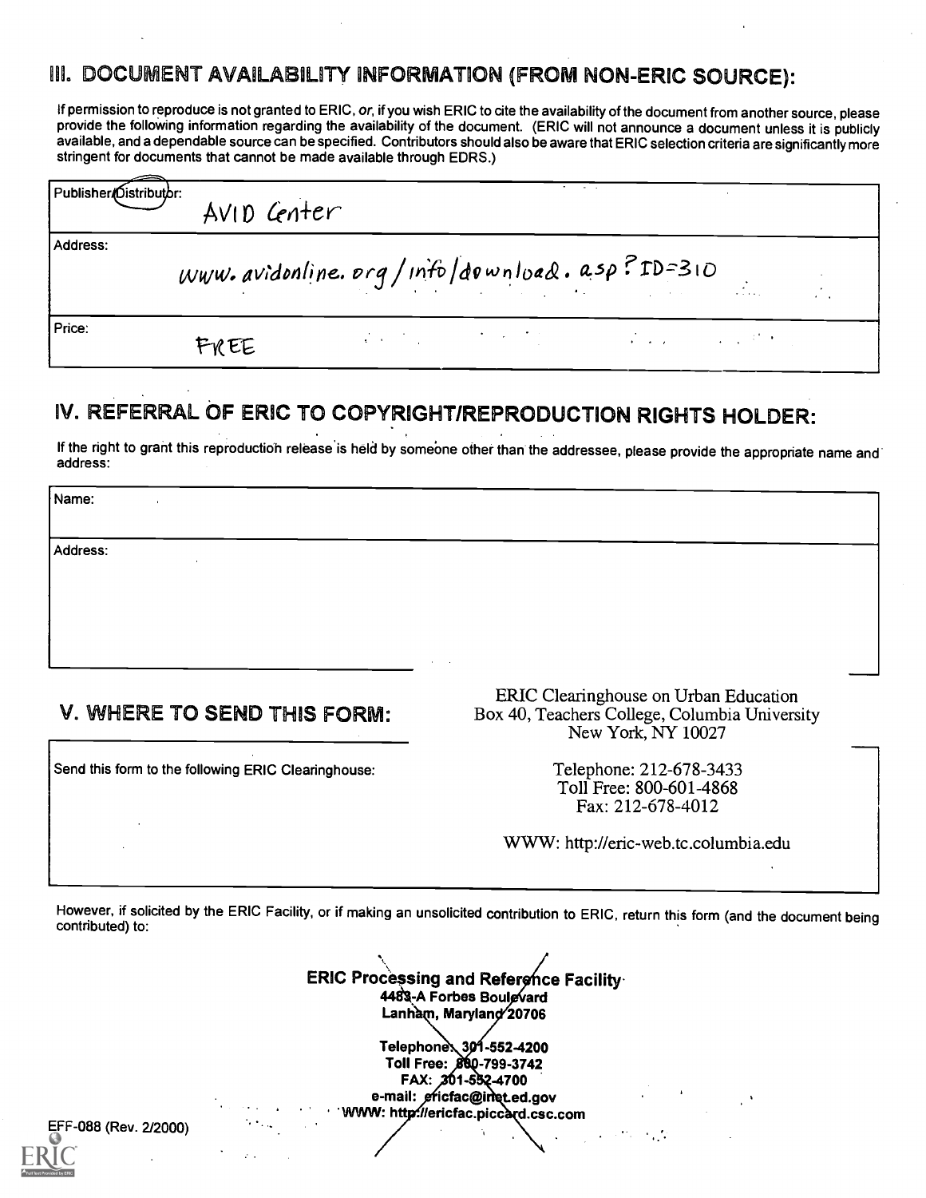## III. DOCUMENT AVAILABILITY INFORMATION (FROM NON-ERIC SOURCE):

If permission to reproduce is not granted to ERIC, *or*, if you wish ERIC to cite the availability of the document from another source, please provide the following information regarding the availability of the document. (ERIC will not announce a document unless it is publicly available, and a dependable source can be specified. Contributors should also be aware that ERIC selection criteria are significantly more stringent for documents that cannot be made available through EDRS.)

| | |
|---|---|
| Publisher/Distributor: | AVID Center |
| Address: | www.avidonline.org/info/download.asp?ID=310 |
| Price: | FREE |

## IV. REFERRAL OF ERIC TO COPYRIGHT/REPRODUCTION RIGHTS HOLDER:

If the right to grant this reproduction release is held by someone other than the addressee, please provide the appropriate name and address:

| | |
|---|---|
| Name: | |
| Address: | |

## V. WHERE TO SEND THIS FORM:

Send this form to the following ERIC Clearinghouse:

ERIC Clearinghouse on Urban Education
Box 40, Teachers College, Columbia University
New York, NY 10027

Telephone: 212-678-3433
Toll Free: 800-601-4868
Fax: 212-678-4012

WWW: http://eric-web.tc.columbia.edu

However, if solicited by the ERIC Facility, or if making an unsolicited contribution to ERIC, return this form (and the document being contributed) to:

**ERIC Processing and Reference Facility**
**4483-A Forbes Boulevard**
**Lanham, Maryland 20706**

**Telephone: 301-552-4200**
**Toll Free: 800-799-3742**
**FAX: 301-552-4700**
**e-mail: ericfac@inet.ed.gov**
**WWW: http://ericfac.piccard.csc.com**

EFF-088 (Rev. 2/2000)